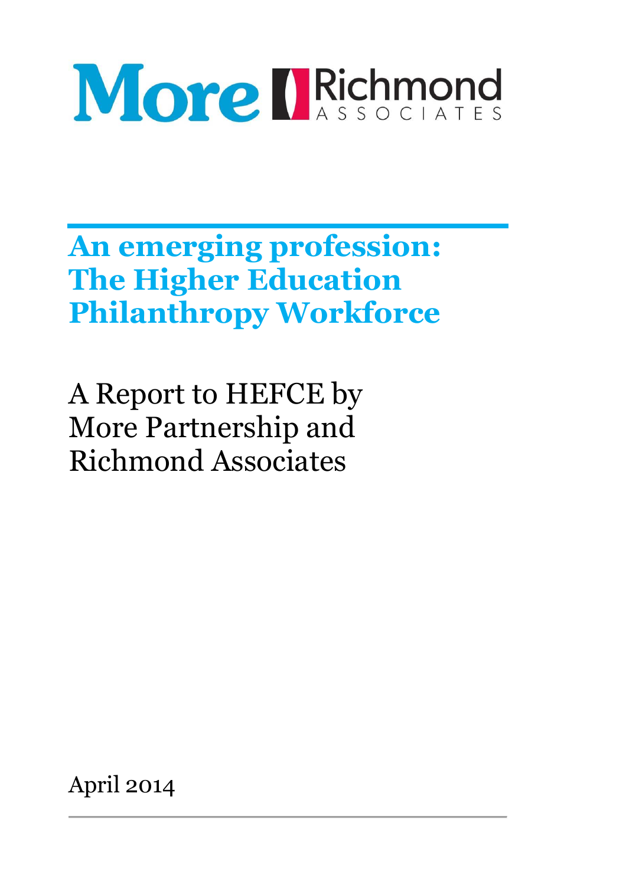More | Richmond ASSOCIATES

# An emerging profession: The Higher Education Philanthropy Workforce

A Report to HEFCE by More Partnership and Richmond Associates

April 2014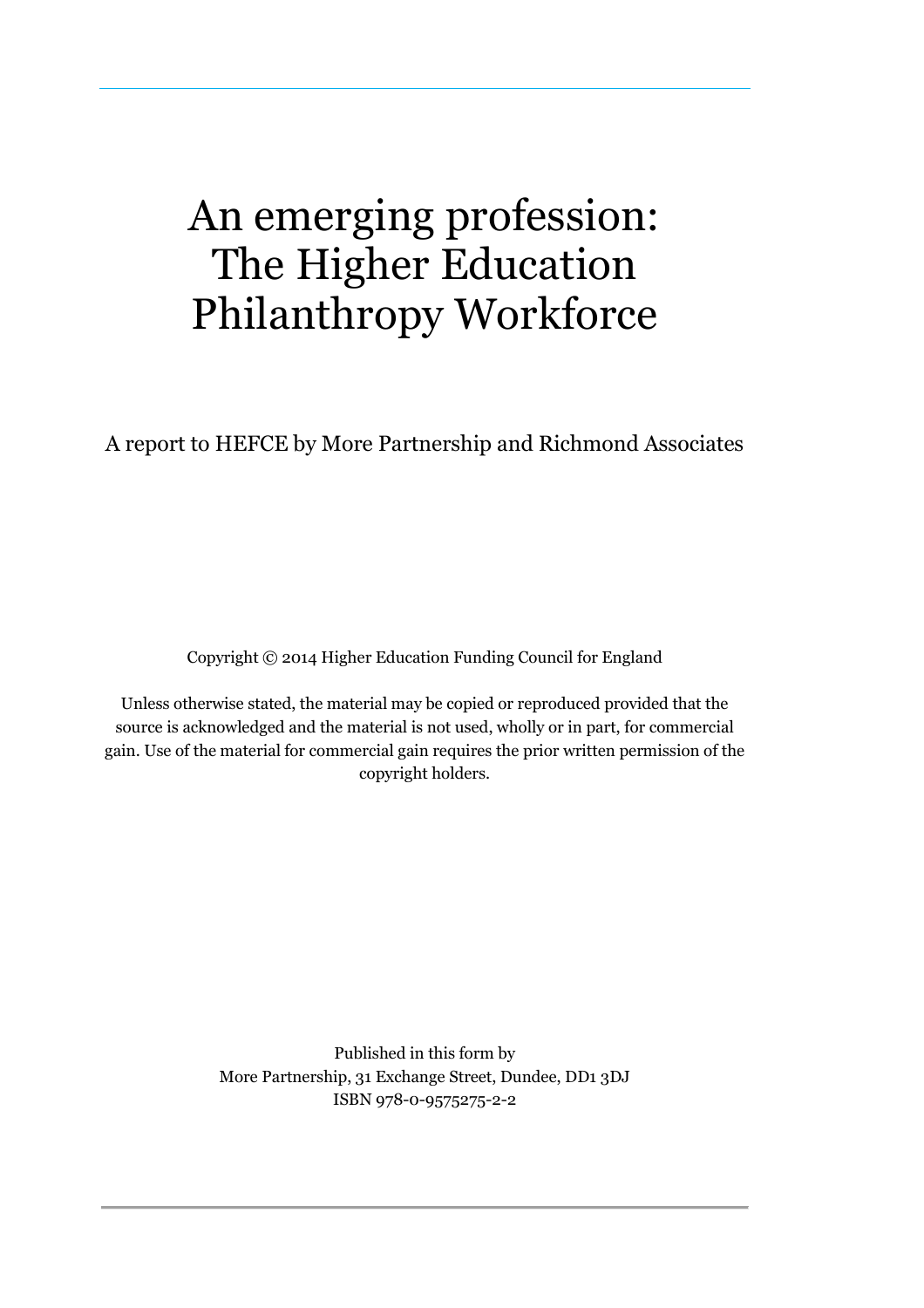# An emerging profession: The Higher Education Philanthropy Workforce

A report to HEFCE by More Partnership and Richmond Associates

Copyright © 2014 Higher Education Funding Council for England

Unless otherwise stated, the material may be copied or reproduced provided that the source is acknowledged and the material is not used, wholly or in part, for commercial gain. Use of the material for commercial gain requires the prior written permission of the copyright holders.

Published in this form by
More Partnership, 31 Exchange Street, Dundee, DD1 3DJ
ISBN 978-0-9575275-2-2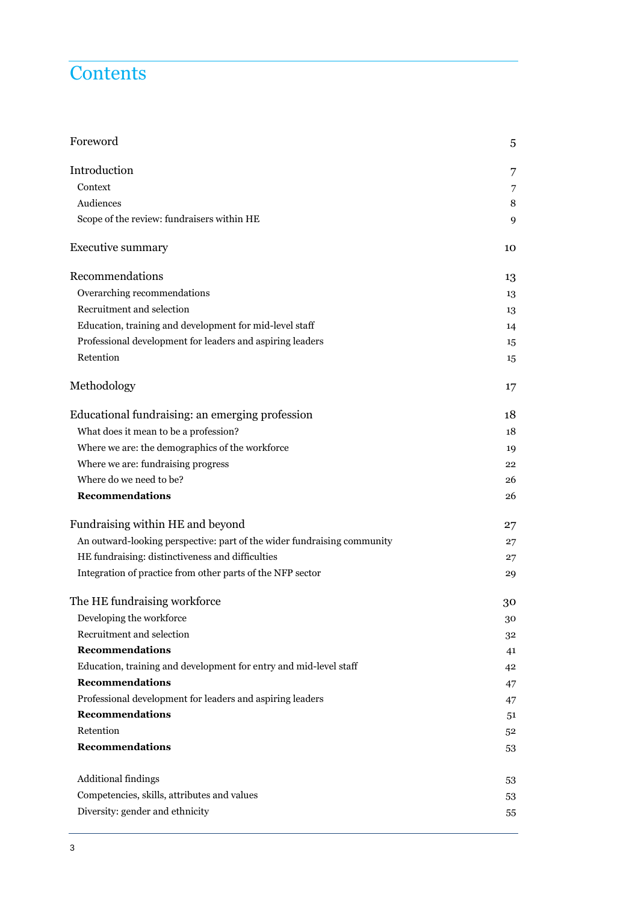# Contents

| | |
|---|---|
| Foreword | 5 |
| Introduction | 7 |
| Context | 7 |
| Audiences | 8 |
| Scope of the review: fundraisers within HE | 9 |
| Executive summary | 10 |
| Recommendations | 13 |
| Overarching recommendations | 13 |
| Recruitment and selection | 13 |
| Education, training and development for mid-level staff | 14 |
| Professional development for leaders and aspiring leaders | 15 |
| Retention | 15 |
| Methodology | 17 |
| Educational fundraising: an emerging profession | 18 |
| What does it mean to be a profession? | 18 |
| Where we are: the demographics of the workforce | 19 |
| Where we are: fundraising progress | 22 |
| Where do we need to be? | 26 |
| **Recommendations** | 26 |
| Fundraising within HE and beyond | 27 |
| An outward-looking perspective: part of the wider fundraising community | 27 |
| HE fundraising: distinctiveness and difficulties | 27 |
| Integration of practice from other parts of the NFP sector | 29 |
| The HE fundraising workforce | 30 |
| Developing the workforce | 30 |
| Recruitment and selection | 32 |
| **Recommendations** | 41 |
| Education, training and development for entry and mid-level staff | 42 |
| **Recommendations** | 47 |
| Professional development for leaders and aspiring leaders | 47 |
| **Recommendations** | 51 |
| Retention | 52 |
| **Recommendations** | 53 |
| Additional findings | 53 |
| Competencies, skills, attributes and values | 53 |
| Diversity: gender and ethnicity | 55 |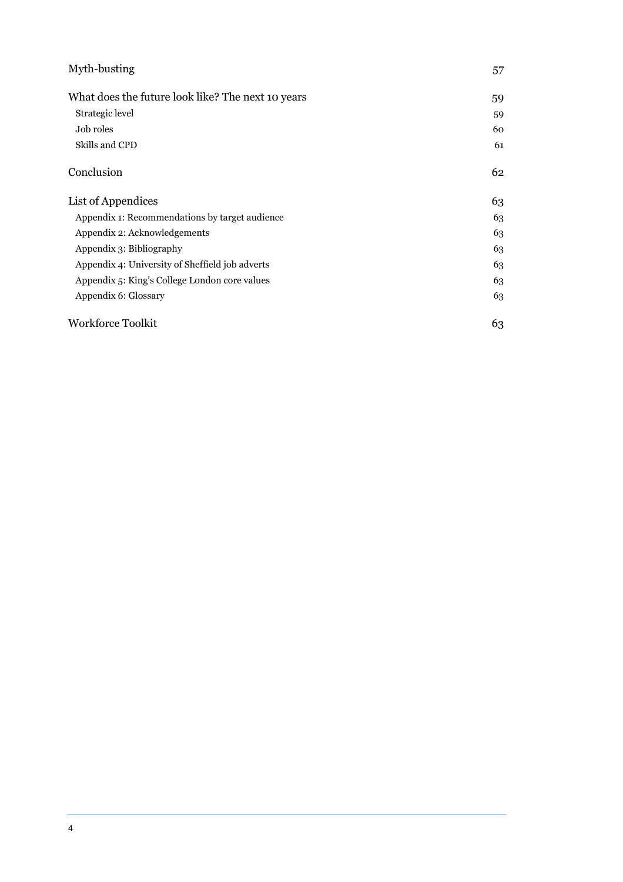| | |
|---|---|
| Myth-busting | 57 |
| What does the future look like? The next 10 years | 59 |
| Strategic level | 59 |
| Job roles | 60 |
| Skills and CPD | 61 |
| Conclusion | 62 |
| List of Appendices | 63 |
| Appendix 1: Recommendations by target audience | 63 |
| Appendix 2: Acknowledgements | 63 |
| Appendix 3: Bibliography | 63 |
| Appendix 4: University of Sheffield job adverts | 63 |
| Appendix 5: King's College London core values | 63 |
| Appendix 6: Glossary | 63 |
| Workforce Toolkit | 63 |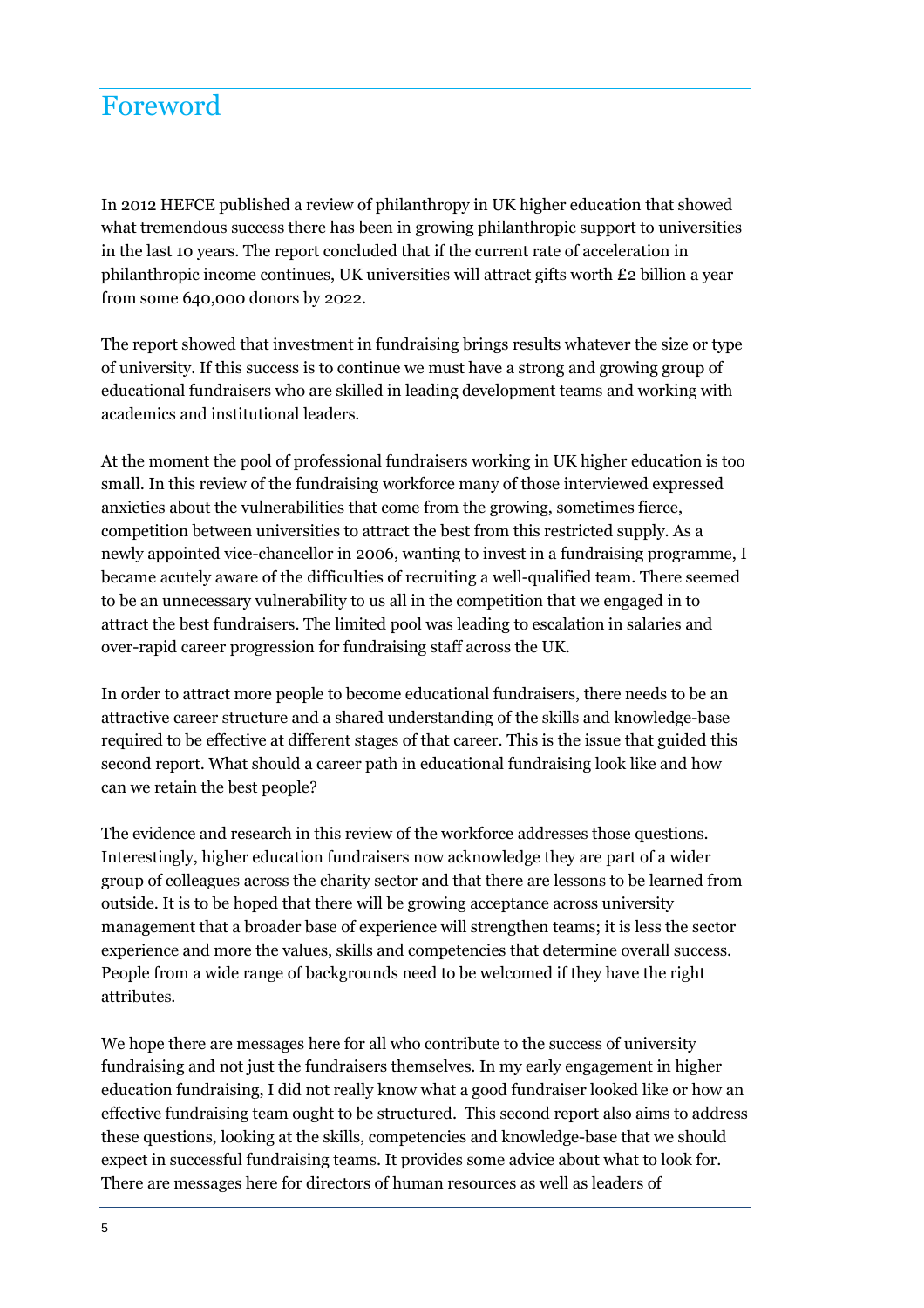# Foreword

In 2012 HEFCE published a review of philanthropy in UK higher education that showed what tremendous success there has been in growing philanthropic support to universities in the last 10 years. The report concluded that if the current rate of acceleration in philanthropic income continues, UK universities will attract gifts worth £2 billion a year from some 640,000 donors by 2022.

The report showed that investment in fundraising brings results whatever the size or type of university. If this success is to continue we must have a strong and growing group of educational fundraisers who are skilled in leading development teams and working with academics and institutional leaders.

At the moment the pool of professional fundraisers working in UK higher education is too small. In this review of the fundraising workforce many of those interviewed expressed anxieties about the vulnerabilities that come from the growing, sometimes fierce, competition between universities to attract the best from this restricted supply. As a newly appointed vice-chancellor in 2006, wanting to invest in a fundraising programme, I became acutely aware of the difficulties of recruiting a well-qualified team. There seemed to be an unnecessary vulnerability to us all in the competition that we engaged in to attract the best fundraisers. The limited pool was leading to escalation in salaries and over-rapid career progression for fundraising staff across the UK.

In order to attract more people to become educational fundraisers, there needs to be an attractive career structure and a shared understanding of the skills and knowledge-base required to be effective at different stages of that career. This is the issue that guided this second report. What should a career path in educational fundraising look like and how can we retain the best people?

The evidence and research in this review of the workforce addresses those questions. Interestingly, higher education fundraisers now acknowledge they are part of a wider group of colleagues across the charity sector and that there are lessons to be learned from outside. It is to be hoped that there will be growing acceptance across university management that a broader base of experience will strengthen teams; it is less the sector experience and more the values, skills and competencies that determine overall success. People from a wide range of backgrounds need to be welcomed if they have the right attributes.

We hope there are messages here for all who contribute to the success of university fundraising and not just the fundraisers themselves. In my early engagement in higher education fundraising, I did not really know what a good fundraiser looked like or how an effective fundraising team ought to be structured. This second report also aims to address these questions, looking at the skills, competencies and knowledge-base that we should expect in successful fundraising teams. It provides some advice about what to look for. There are messages here for directors of human resources as well as leaders of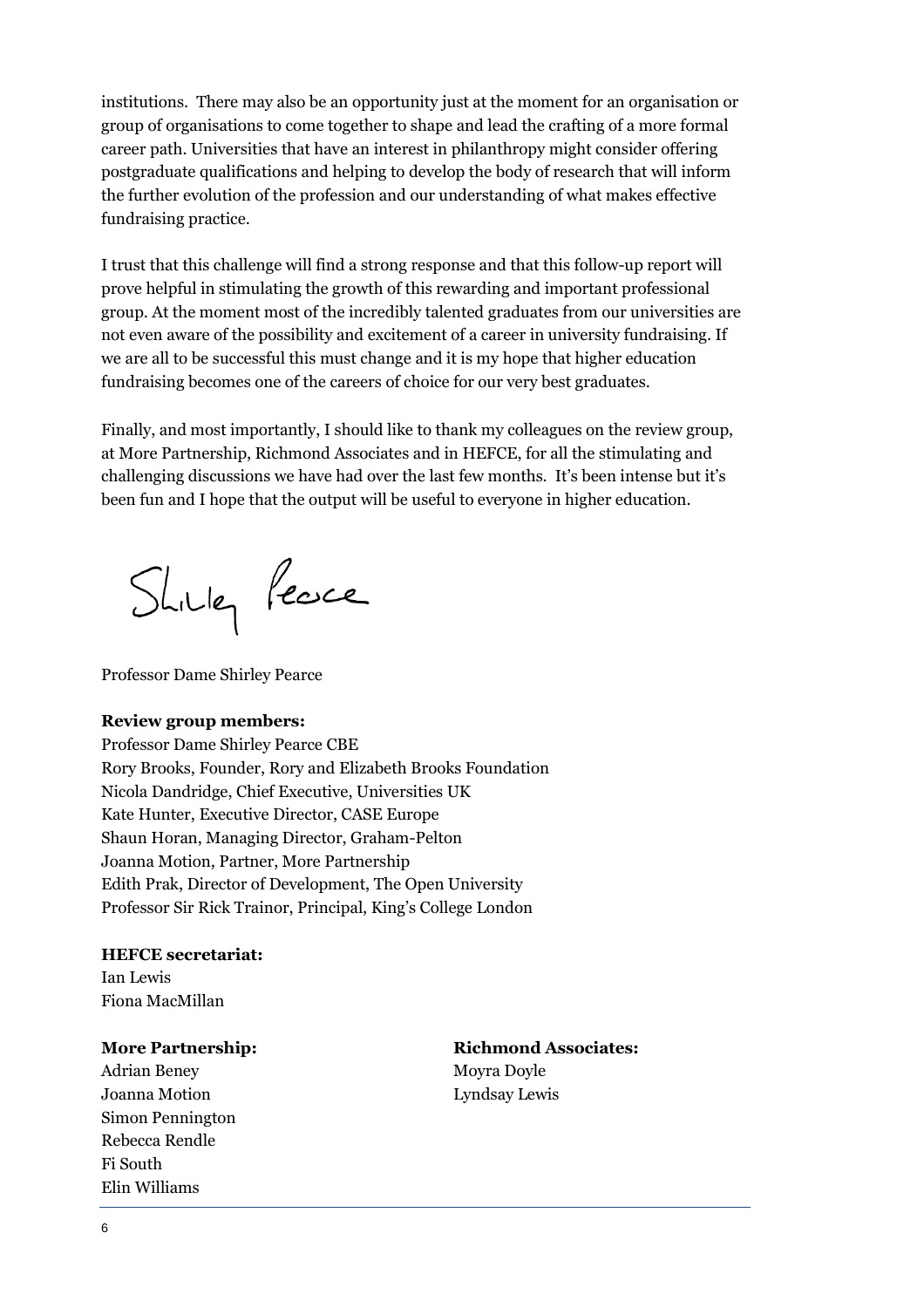institutions. There may also be an opportunity just at the moment for an organisation or group of organisations to come together to shape and lead the crafting of a more formal career path. Universities that have an interest in philanthropy might consider offering postgraduate qualifications and helping to develop the body of research that will inform the further evolution of the profession and our understanding of what makes effective fundraising practice.

I trust that this challenge will find a strong response and that this follow-up report will prove helpful in stimulating the growth of this rewarding and important professional group. At the moment most of the incredibly talented graduates from our universities are not even aware of the possibility and excitement of a career in university fundraising. If we are all to be successful this must change and it is my hope that higher education fundraising becomes one of the careers of choice for our very best graduates.

Finally, and most importantly, I should like to thank my colleagues on the review group, at More Partnership, Richmond Associates and in HEFCE, for all the stimulating and challenging discussions we have had over the last few months. It's been intense but it's been fun and I hope that the output will be useful to everyone in higher education.

Shirley Pearce

Professor Dame Shirley Pearce

**Review group members:**

Professor Dame Shirley Pearce CBE
Rory Brooks, Founder, Rory and Elizabeth Brooks Foundation
Nicola Dandridge, Chief Executive, Universities UK
Kate Hunter, Executive Director, CASE Europe
Shaun Horan, Managing Director, Graham-Pelton
Joanna Motion, Partner, More Partnership
Edith Prak, Director of Development, The Open University
Professor Sir Rick Trainor, Principal, King's College London

**HEFCE secretariat:**

Ian Lewis
Fiona MacMillan

**More Partnership:**

Adrian Beney
Joanna Motion
Simon Pennington
Rebecca Rendle
Fi South
Elin Williams

**Richmond Associates:**

Moyra Doyle
Lyndsay Lewis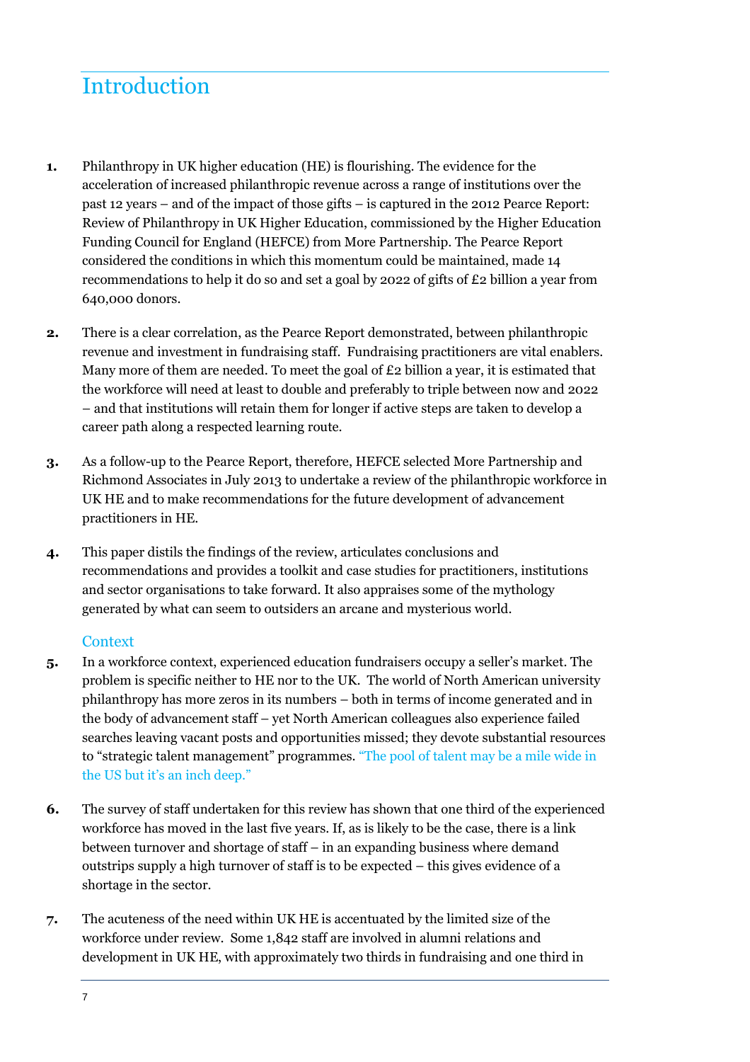# Introduction

**1.** Philanthropy in UK higher education (HE) is flourishing. The evidence for the acceleration of increased philanthropic revenue across a range of institutions over the past 12 years – and of the impact of those gifts – is captured in the 2012 Pearce Report: Review of Philanthropy in UK Higher Education, commissioned by the Higher Education Funding Council for England (HEFCE) from More Partnership. The Pearce Report considered the conditions in which this momentum could be maintained, made 14 recommendations to help it do so and set a goal by 2022 of gifts of £2 billion a year from 640,000 donors.

**2.** There is a clear correlation, as the Pearce Report demonstrated, between philanthropic revenue and investment in fundraising staff. Fundraising practitioners are vital enablers. Many more of them are needed. To meet the goal of £2 billion a year, it is estimated that the workforce will need at least to double and preferably to triple between now and 2022 – and that institutions will retain them for longer if active steps are taken to develop a career path along a respected learning route.

**3.** As a follow-up to the Pearce Report, therefore, HEFCE selected More Partnership and Richmond Associates in July 2013 to undertake a review of the philanthropic workforce in UK HE and to make recommendations for the future development of advancement practitioners in HE.

**4.** This paper distils the findings of the review, articulates conclusions and recommendations and provides a toolkit and case studies for practitioners, institutions and sector organisations to take forward. It also appraises some of the mythology generated by what can seem to outsiders an arcane and mysterious world.

## Context

**5.** In a workforce context, experienced education fundraisers occupy a seller's market. The problem is specific neither to HE nor to the UK. The world of North American university philanthropy has more zeros in its numbers – both in terms of income generated and in the body of advancement staff – yet North American colleagues also experience failed searches leaving vacant posts and opportunities missed; they devote substantial resources to "strategic talent management" programmes. "The pool of talent may be a mile wide in the US but it's an inch deep."

**6.** The survey of staff undertaken for this review has shown that one third of the experienced workforce has moved in the last five years. If, as is likely to be the case, there is a link between turnover and shortage of staff – in an expanding business where demand outstrips supply a high turnover of staff is to be expected – this gives evidence of a shortage in the sector.

**7.** The acuteness of the need within UK HE is accentuated by the limited size of the workforce under review. Some 1,842 staff are involved in alumni relations and development in UK HE, with approximately two thirds in fundraising and one third in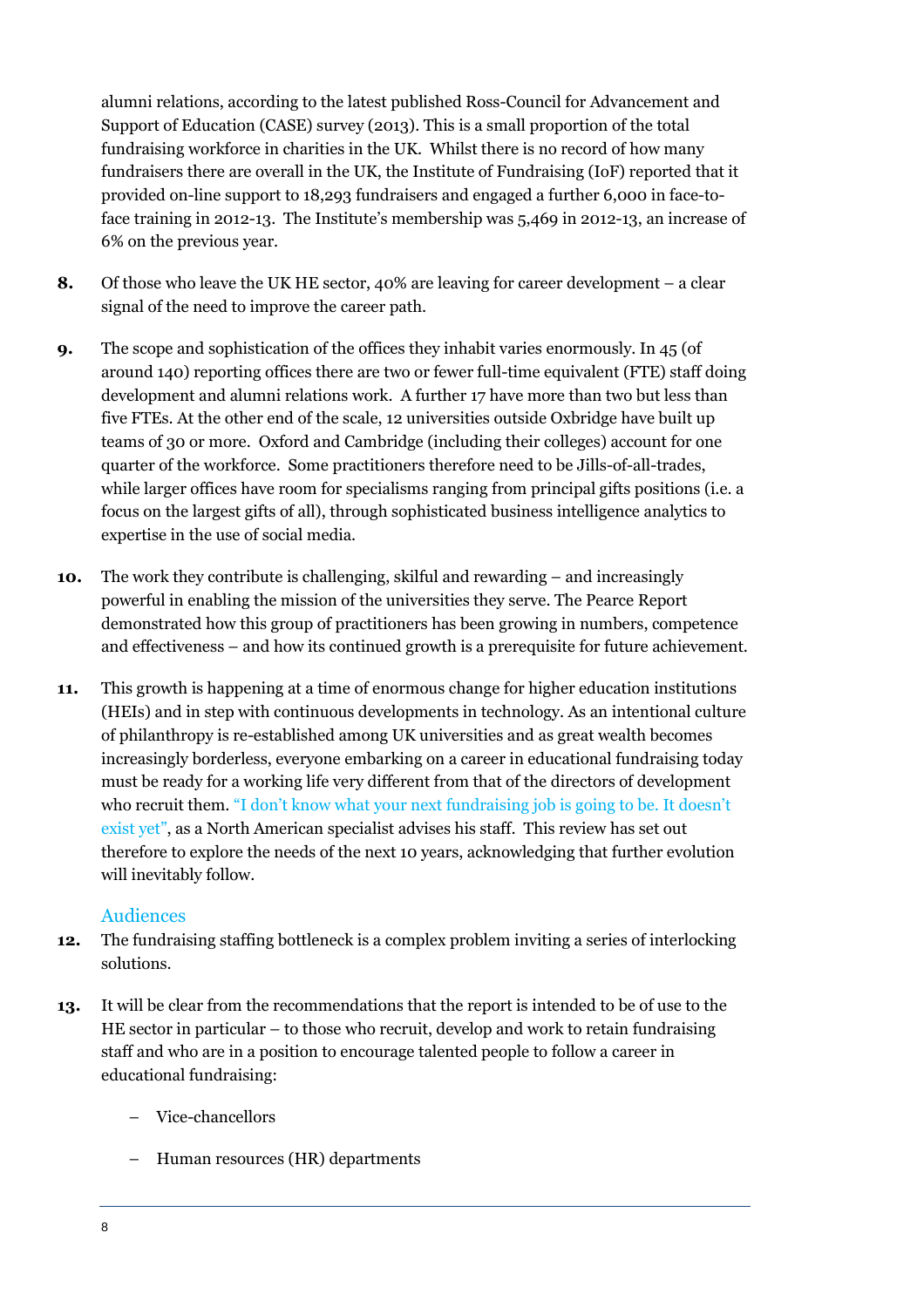alumni relations, according to the latest published Ross-Council for Advancement and Support of Education (CASE) survey (2013). This is a small proportion of the total fundraising workforce in charities in the UK. Whilst there is no record of how many fundraisers there are overall in the UK, the Institute of Fundraising (IoF) reported that it provided on-line support to 18,293 fundraisers and engaged a further 6,000 in face-to-face training in 2012-13. The Institute's membership was 5,469 in 2012-13, an increase of 6% on the previous year.

**8.** Of those who leave the UK HE sector, 40% are leaving for career development – a clear signal of the need to improve the career path.

**9.** The scope and sophistication of the offices they inhabit varies enormously. In 45 (of around 140) reporting offices there are two or fewer full-time equivalent (FTE) staff doing development and alumni relations work. A further 17 have more than two but less than five FTEs. At the other end of the scale, 12 universities outside Oxbridge have built up teams of 30 or more. Oxford and Cambridge (including their colleges) account for one quarter of the workforce. Some practitioners therefore need to be Jills-of-all-trades, while larger offices have room for specialisms ranging from principal gifts positions (i.e. a focus on the largest gifts of all), through sophisticated business intelligence analytics to expertise in the use of social media.

**10.** The work they contribute is challenging, skilful and rewarding – and increasingly powerful in enabling the mission of the universities they serve. The Pearce Report demonstrated how this group of practitioners has been growing in numbers, competence and effectiveness – and how its continued growth is a prerequisite for future achievement.

**11.** This growth is happening at a time of enormous change for higher education institutions (HEIs) and in step with continuous developments in technology. As an intentional culture of philanthropy is re-established among UK universities and as great wealth becomes increasingly borderless, everyone embarking on a career in educational fundraising today must be ready for a working life very different from that of the directors of development who recruit them. "I don't know what your next fundraising job is going to be. It doesn't exist yet", as a North American specialist advises his staff. This review has set out therefore to explore the needs of the next 10 years, acknowledging that further evolution will inevitably follow.

## Audiences

**12.** The fundraising staffing bottleneck is a complex problem inviting a series of interlocking solutions.

**13.** It will be clear from the recommendations that the report is intended to be of use to the HE sector in particular – to those who recruit, develop and work to retain fundraising staff and who are in a position to encourage talented people to follow a career in educational fundraising:

- Vice-chancellors
- Human resources (HR) departments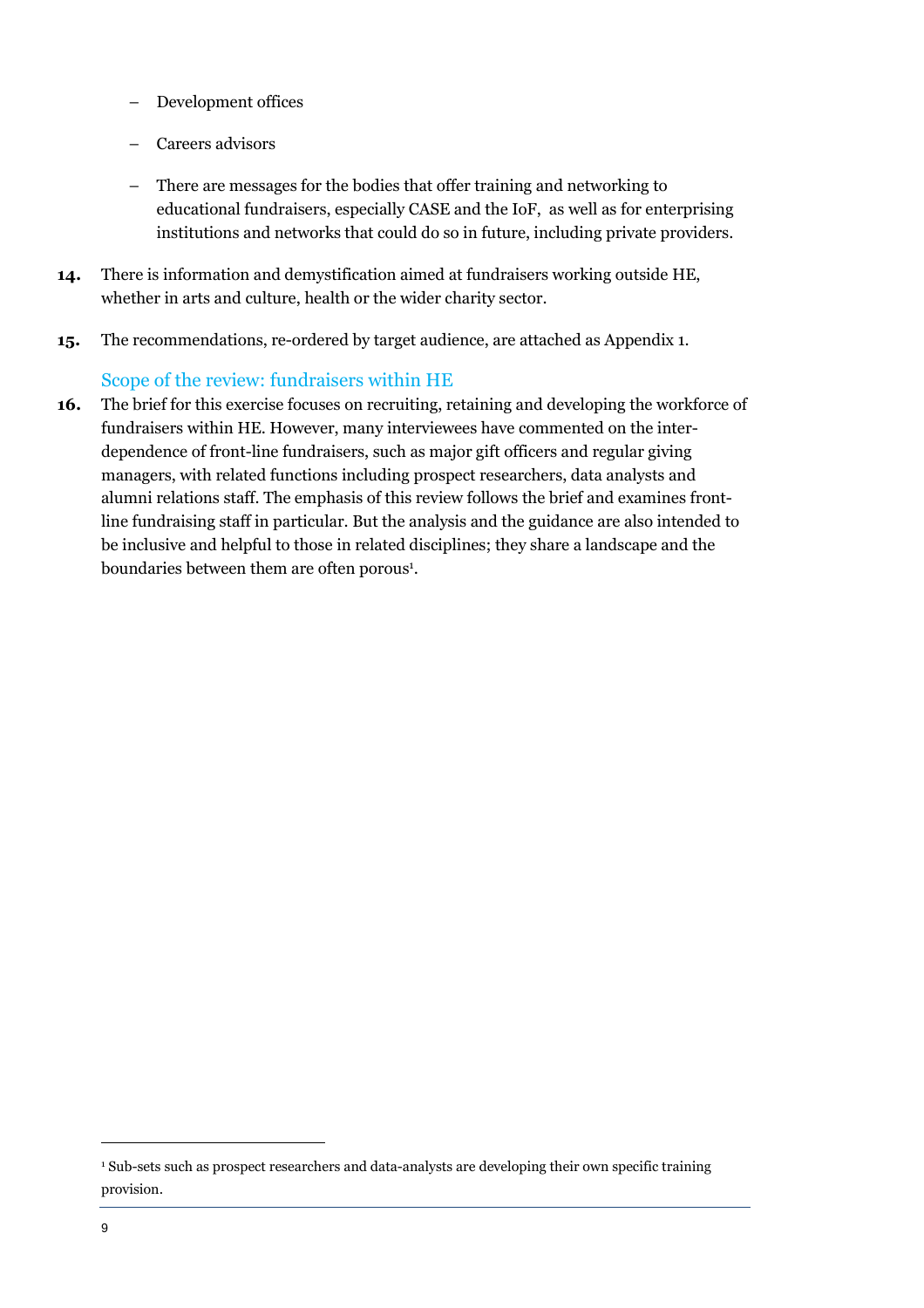- Development offices
- Careers advisors
- There are messages for the bodies that offer training and networking to educational fundraisers, especially CASE and the IoF, as well as for enterprising institutions and networks that could do so in future, including private providers.

**14.** There is information and demystification aimed at fundraisers working outside HE, whether in arts and culture, health or the wider charity sector.

**15.** The recommendations, re-ordered by target audience, are attached as Appendix 1.

## Scope of the review: fundraisers within HE

**16.** The brief for this exercise focuses on recruiting, retaining and developing the workforce of fundraisers within HE. However, many interviewees have commented on the inter-dependence of front-line fundraisers, such as major gift officers and regular giving managers, with related functions including prospect researchers, data analysts and alumni relations staff. The emphasis of this review follows the brief and examines front-line fundraising staff in particular. But the analysis and the guidance are also intended to be inclusive and helpful to those in related disciplines; they share a landscape and the boundaries between them are often porous[1].

---

[1] Sub-sets such as prospect researchers and data-analysts are developing their own specific training provision.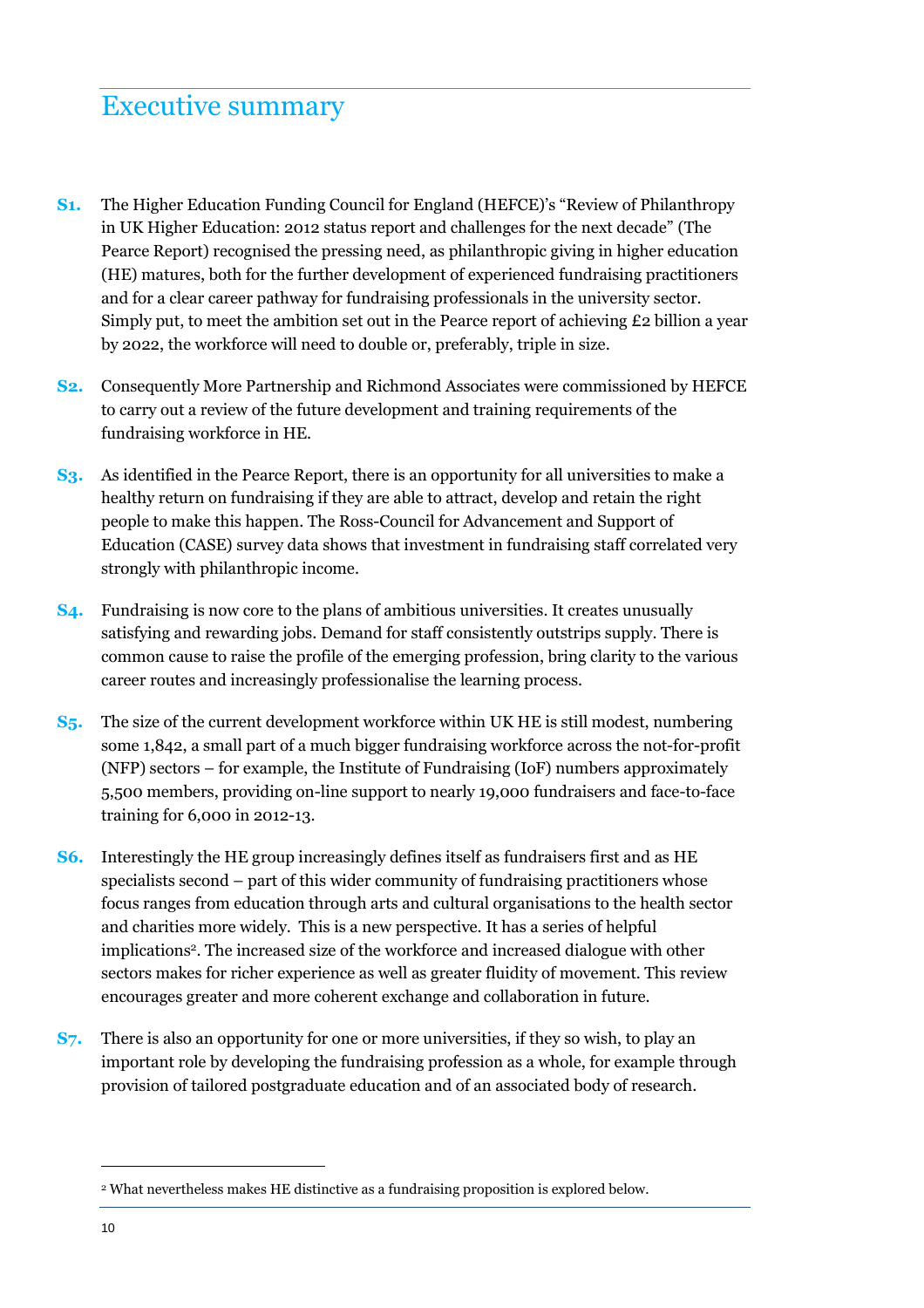# Executive summary

**S1.** The Higher Education Funding Council for England (HEFCE)'s "Review of Philanthropy in UK Higher Education: 2012 status report and challenges for the next decade" (The Pearce Report) recognised the pressing need, as philanthropic giving in higher education (HE) matures, both for the further development of experienced fundraising practitioners and for a clear career pathway for fundraising professionals in the university sector. Simply put, to meet the ambition set out in the Pearce report of achieving £2 billion a year by 2022, the workforce will need to double or, preferably, triple in size.

**S2.** Consequently More Partnership and Richmond Associates were commissioned by HEFCE to carry out a review of the future development and training requirements of the fundraising workforce in HE.

**S3.** As identified in the Pearce Report, there is an opportunity for all universities to make a healthy return on fundraising if they are able to attract, develop and retain the right people to make this happen. The Ross-Council for Advancement and Support of Education (CASE) survey data shows that investment in fundraising staff correlated very strongly with philanthropic income.

**S4.** Fundraising is now core to the plans of ambitious universities. It creates unusually satisfying and rewarding jobs. Demand for staff consistently outstrips supply. There is common cause to raise the profile of the emerging profession, bring clarity to the various career routes and increasingly professionalise the learning process.

**S5.** The size of the current development workforce within UK HE is still modest, numbering some 1,842, a small part of a much bigger fundraising workforce across the not-for-profit (NFP) sectors – for example, the Institute of Fundraising (IoF) numbers approximately 5,500 members, providing on-line support to nearly 19,000 fundraisers and face-to-face training for 6,000 in 2012-13.

**S6.** Interestingly the HE group increasingly defines itself as fundraisers first and as HE specialists second – part of this wider community of fundraising practitioners whose focus ranges from education through arts and cultural organisations to the health sector and charities more widely. This is a new perspective. It has a series of helpful implications[2]. The increased size of the workforce and increased dialogue with other sectors makes for richer experience as well as greater fluidity of movement. This review encourages greater and more coherent exchange and collaboration in future.

**S7.** There is also an opportunity for one or more universities, if they so wish, to play an important role by developing the fundraising profession as a whole, for example through provision of tailored postgraduate education and of an associated body of research.

---

[2] What nevertheless makes HE distinctive as a fundraising proposition is explored below.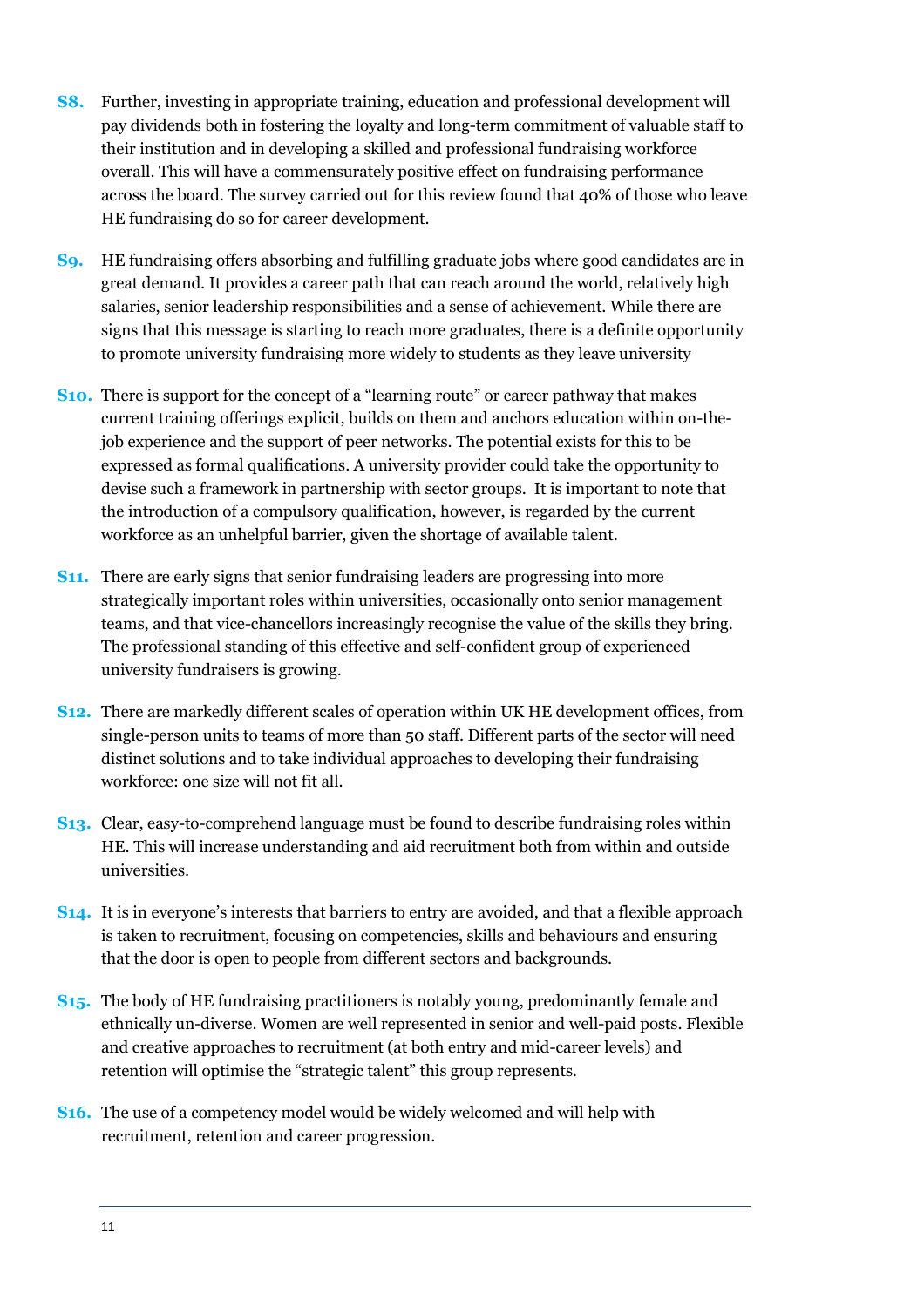**S8.** Further, investing in appropriate training, education and professional development will pay dividends both in fostering the loyalty and long-term commitment of valuable staff to their institution and in developing a skilled and professional fundraising workforce overall. This will have a commensurately positive effect on fundraising performance across the board. The survey carried out for this review found that 40% of those who leave HE fundraising do so for career development.

**S9.** HE fundraising offers absorbing and fulfilling graduate jobs where good candidates are in great demand. It provides a career path that can reach around the world, relatively high salaries, senior leadership responsibilities and a sense of achievement. While there are signs that this message is starting to reach more graduates, there is a definite opportunity to promote university fundraising more widely to students as they leave university

**S10.** There is support for the concept of a "learning route" or career pathway that makes current training offerings explicit, builds on them and anchors education within on-the-job experience and the support of peer networks. The potential exists for this to be expressed as formal qualifications. A university provider could take the opportunity to devise such a framework in partnership with sector groups. It is important to note that the introduction of a compulsory qualification, however, is regarded by the current workforce as an unhelpful barrier, given the shortage of available talent.

**S11.** There are early signs that senior fundraising leaders are progressing into more strategically important roles within universities, occasionally onto senior management teams, and that vice-chancellors increasingly recognise the value of the skills they bring. The professional standing of this effective and self-confident group of experienced university fundraisers is growing.

**S12.** There are markedly different scales of operation within UK HE development offices, from single-person units to teams of more than 50 staff. Different parts of the sector will need distinct solutions and to take individual approaches to developing their fundraising workforce: one size will not fit all.

**S13.** Clear, easy-to-comprehend language must be found to describe fundraising roles within HE. This will increase understanding and aid recruitment both from within and outside universities.

**S14.** It is in everyone's interests that barriers to entry are avoided, and that a flexible approach is taken to recruitment, focusing on competencies, skills and behaviours and ensuring that the door is open to people from different sectors and backgrounds.

**S15.** The body of HE fundraising practitioners is notably young, predominantly female and ethnically un-diverse. Women are well represented in senior and well-paid posts. Flexible and creative approaches to recruitment (at both entry and mid-career levels) and retention will optimise the "strategic talent" this group represents.

**S16.** The use of a competency model would be widely welcomed and will help with recruitment, retention and career progression.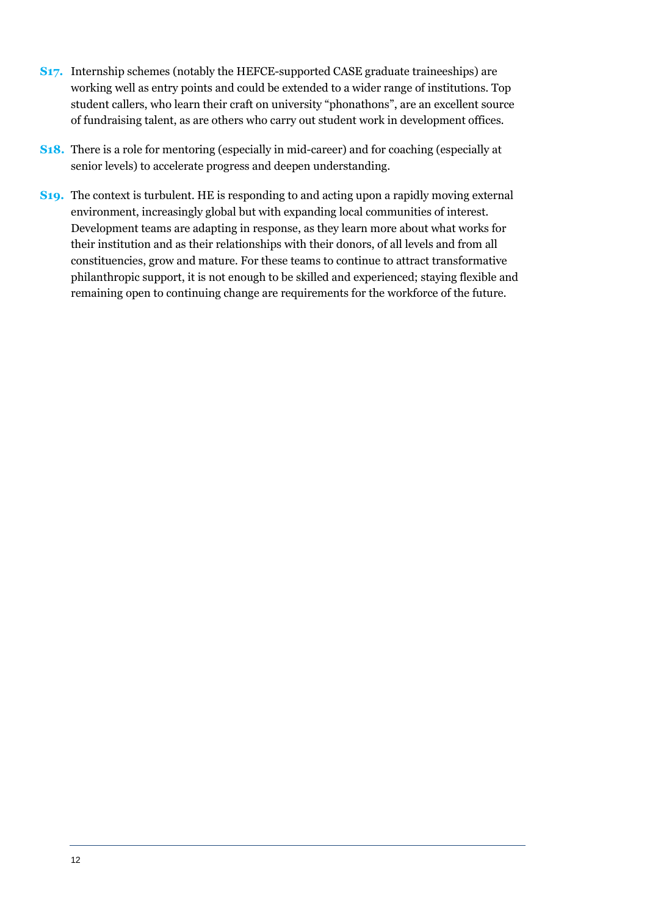**S17.** Internship schemes (notably the HEFCE-supported CASE graduate traineeships) are working well as entry points and could be extended to a wider range of institutions. Top student callers, who learn their craft on university "phonathons", are an excellent source of fundraising talent, as are others who carry out student work in development offices.

**S18.** There is a role for mentoring (especially in mid-career) and for coaching (especially at senior levels) to accelerate progress and deepen understanding.

**S19.** The context is turbulent. HE is responding to and acting upon a rapidly moving external environment, increasingly global but with expanding local communities of interest. Development teams are adapting in response, as they learn more about what works for their institution and as their relationships with their donors, of all levels and from all constituencies, grow and mature. For these teams to continue to attract transformative philanthropic support, it is not enough to be skilled and experienced; staying flexible and remaining open to continuing change are requirements for the workforce of the future.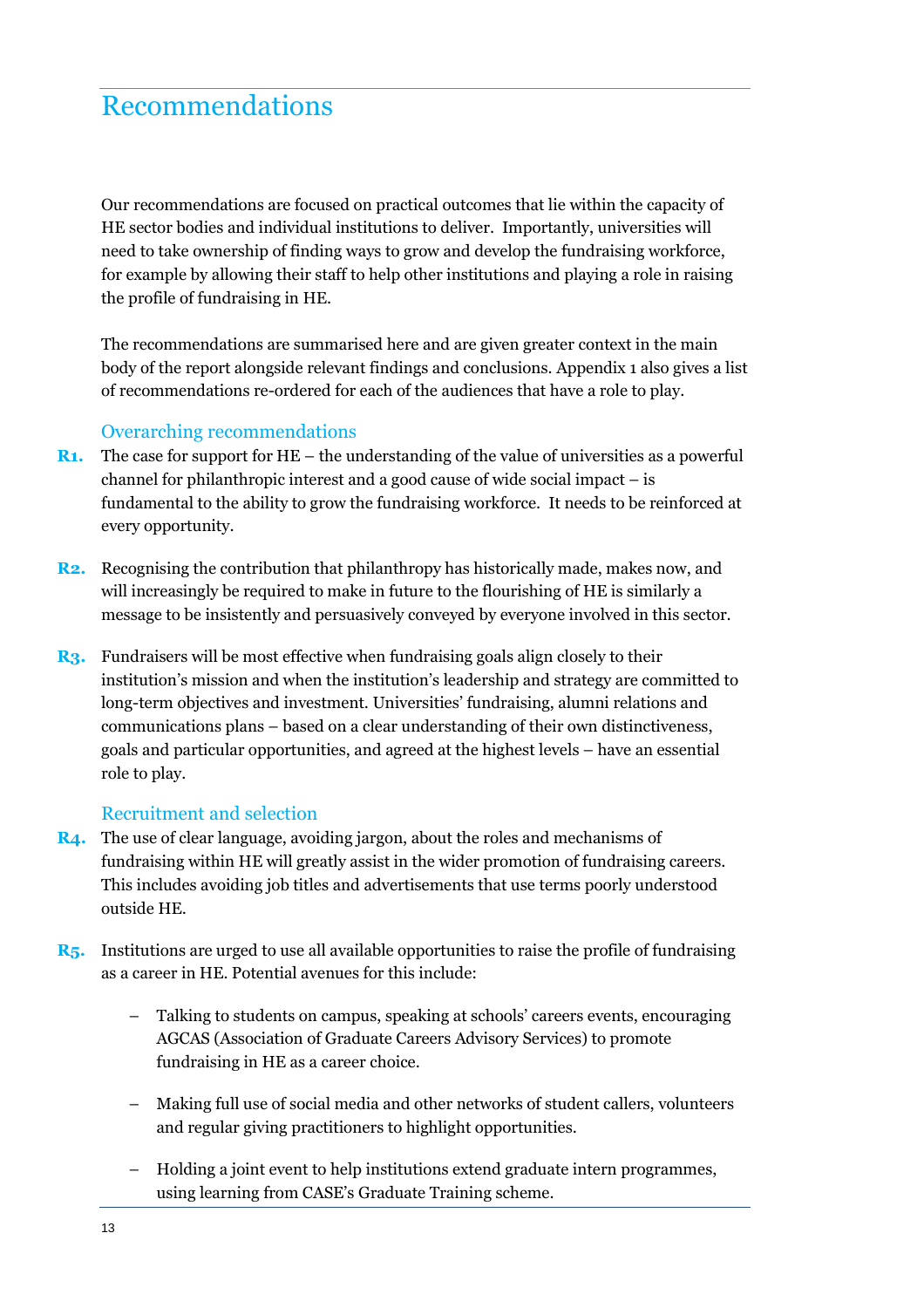# Recommendations

Our recommendations are focused on practical outcomes that lie within the capacity of HE sector bodies and individual institutions to deliver. Importantly, universities will need to take ownership of finding ways to grow and develop the fundraising workforce, for example by allowing their staff to help other institutions and playing a role in raising the profile of fundraising in HE.

The recommendations are summarised here and are given greater context in the main body of the report alongside relevant findings and conclusions. Appendix 1 also gives a list of recommendations re-ordered for each of the audiences that have a role to play.

## Overarching recommendations

**R1.** The case for support for HE – the understanding of the value of universities as a powerful channel for philanthropic interest and a good cause of wide social impact – is fundamental to the ability to grow the fundraising workforce. It needs to be reinforced at every opportunity.

**R2.** Recognising the contribution that philanthropy has historically made, makes now, and will increasingly be required to make in future to the flourishing of HE is similarly a message to be insistently and persuasively conveyed by everyone involved in this sector.

**R3.** Fundraisers will be most effective when fundraising goals align closely to their institution's mission and when the institution's leadership and strategy are committed to long-term objectives and investment. Universities' fundraising, alumni relations and communications plans – based on a clear understanding of their own distinctiveness, goals and particular opportunities, and agreed at the highest levels – have an essential role to play.

## Recruitment and selection

**R4.** The use of clear language, avoiding jargon, about the roles and mechanisms of fundraising within HE will greatly assist in the wider promotion of fundraising careers. This includes avoiding job titles and advertisements that use terms poorly understood outside HE.

**R5.** Institutions are urged to use all available opportunities to raise the profile of fundraising as a career in HE. Potential avenues for this include:

- Talking to students on campus, speaking at schools' careers events, encouraging AGCAS (Association of Graduate Careers Advisory Services) to promote fundraising in HE as a career choice.
- Making full use of social media and other networks of student callers, volunteers and regular giving practitioners to highlight opportunities.
- Holding a joint event to help institutions extend graduate intern programmes, using learning from CASE's Graduate Training scheme.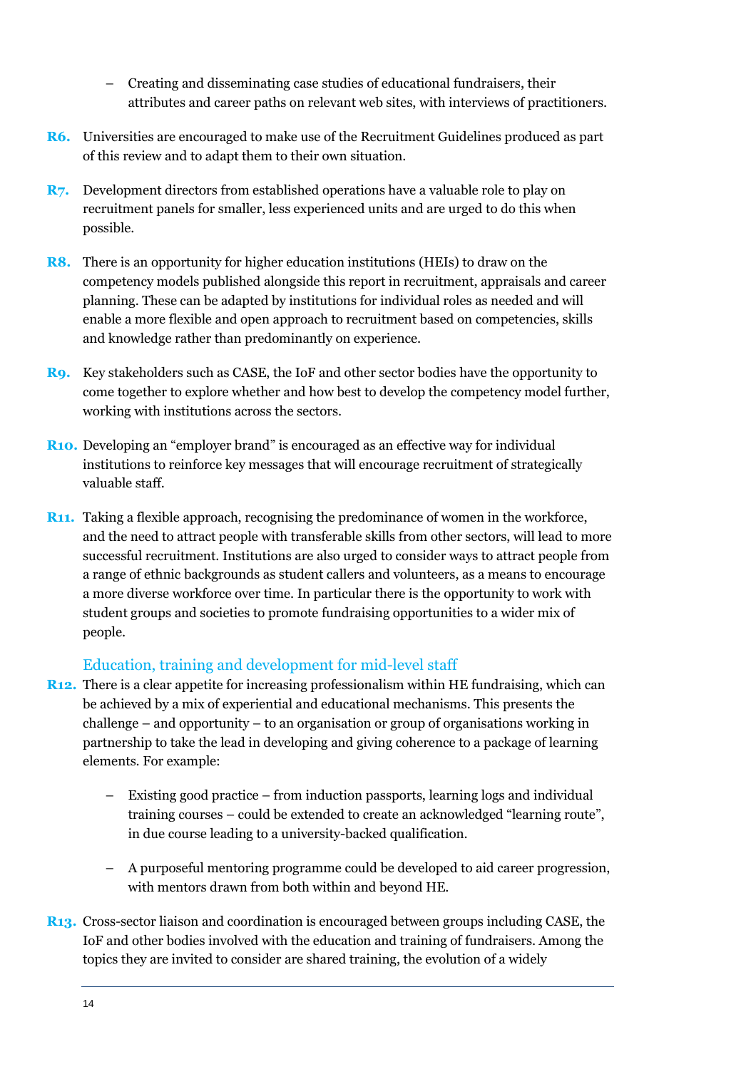- Creating and disseminating case studies of educational fundraisers, their attributes and career paths on relevant web sites, with interviews of practitioners.

**R6.** Universities are encouraged to make use of the Recruitment Guidelines produced as part of this review and to adapt them to their own situation.

**R7.** Development directors from established operations have a valuable role to play on recruitment panels for smaller, less experienced units and are urged to do this when possible.

**R8.** There is an opportunity for higher education institutions (HEIs) to draw on the competency models published alongside this report in recruitment, appraisals and career planning. These can be adapted by institutions for individual roles as needed and will enable a more flexible and open approach to recruitment based on competencies, skills and knowledge rather than predominantly on experience.

**R9.** Key stakeholders such as CASE, the IoF and other sector bodies have the opportunity to come together to explore whether and how best to develop the competency model further, working with institutions across the sectors.

**R10.** Developing an "employer brand" is encouraged as an effective way for individual institutions to reinforce key messages that will encourage recruitment of strategically valuable staff.

**R11.** Taking a flexible approach, recognising the predominance of women in the workforce, and the need to attract people with transferable skills from other sectors, will lead to more successful recruitment. Institutions are also urged to consider ways to attract people from a range of ethnic backgrounds as student callers and volunteers, as a means to encourage a more diverse workforce over time. In particular there is the opportunity to work with student groups and societies to promote fundraising opportunities to a wider mix of people.

### Education, training and development for mid-level staff

**R12.** There is a clear appetite for increasing professionalism within HE fundraising, which can be achieved by a mix of experiential and educational mechanisms. This presents the challenge – and opportunity – to an organisation or group of organisations working in partnership to take the lead in developing and giving coherence to a package of learning elements. For example:

- Existing good practice – from induction passports, learning logs and individual training courses – could be extended to create an acknowledged "learning route", in due course leading to a university-backed qualification.
- A purposeful mentoring programme could be developed to aid career progression, with mentors drawn from both within and beyond HE.

**R13.** Cross-sector liaison and coordination is encouraged between groups including CASE, the IoF and other bodies involved with the education and training of fundraisers. Among the topics they are invited to consider are shared training, the evolution of a widely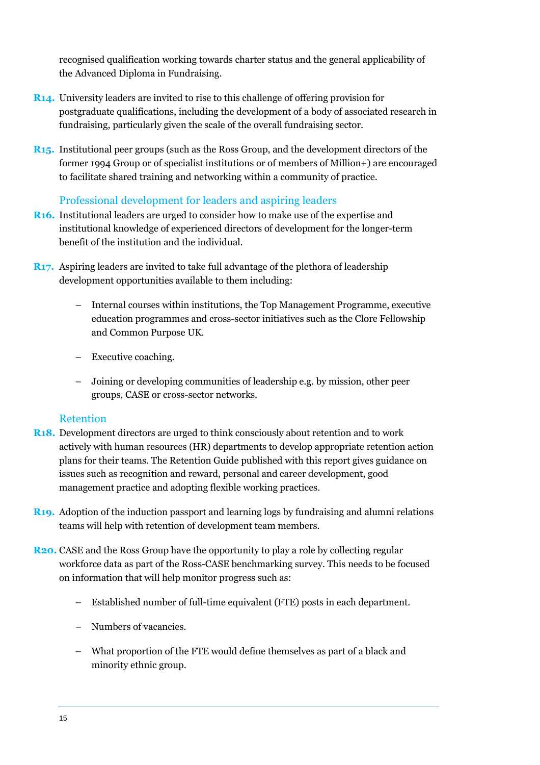recognised qualification working towards charter status and the general applicability of the Advanced Diploma in Fundraising.

**R14.** University leaders are invited to rise to this challenge of offering provision for postgraduate qualifications, including the development of a body of associated research in fundraising, particularly given the scale of the overall fundraising sector.

**R15.** Institutional peer groups (such as the Ross Group, and the development directors of the former 1994 Group or of specialist institutions or of members of Million+) are encouraged to facilitate shared training and networking within a community of practice.

### Professional development for leaders and aspiring leaders

**R16.** Institutional leaders are urged to consider how to make use of the expertise and institutional knowledge of experienced directors of development for the longer-term benefit of the institution and the individual.

**R17.** Aspiring leaders are invited to take full advantage of the plethora of leadership development opportunities available to them including:

- Internal courses within institutions, the Top Management Programme, executive education programmes and cross-sector initiatives such as the Clore Fellowship and Common Purpose UK.
- Executive coaching.
- Joining or developing communities of leadership e.g. by mission, other peer groups, CASE or cross-sector networks.

### Retention

**R18.** Development directors are urged to think consciously about retention and to work actively with human resources (HR) departments to develop appropriate retention action plans for their teams. The Retention Guide published with this report gives guidance on issues such as recognition and reward, personal and career development, good management practice and adopting flexible working practices.

**R19.** Adoption of the induction passport and learning logs by fundraising and alumni relations teams will help with retention of development team members.

**R20.** CASE and the Ross Group have the opportunity to play a role by collecting regular workforce data as part of the Ross-CASE benchmarking survey. This needs to be focused on information that will help monitor progress such as:

- Established number of full-time equivalent (FTE) posts in each department.
- Numbers of vacancies.
- What proportion of the FTE would define themselves as part of a black and minority ethnic group.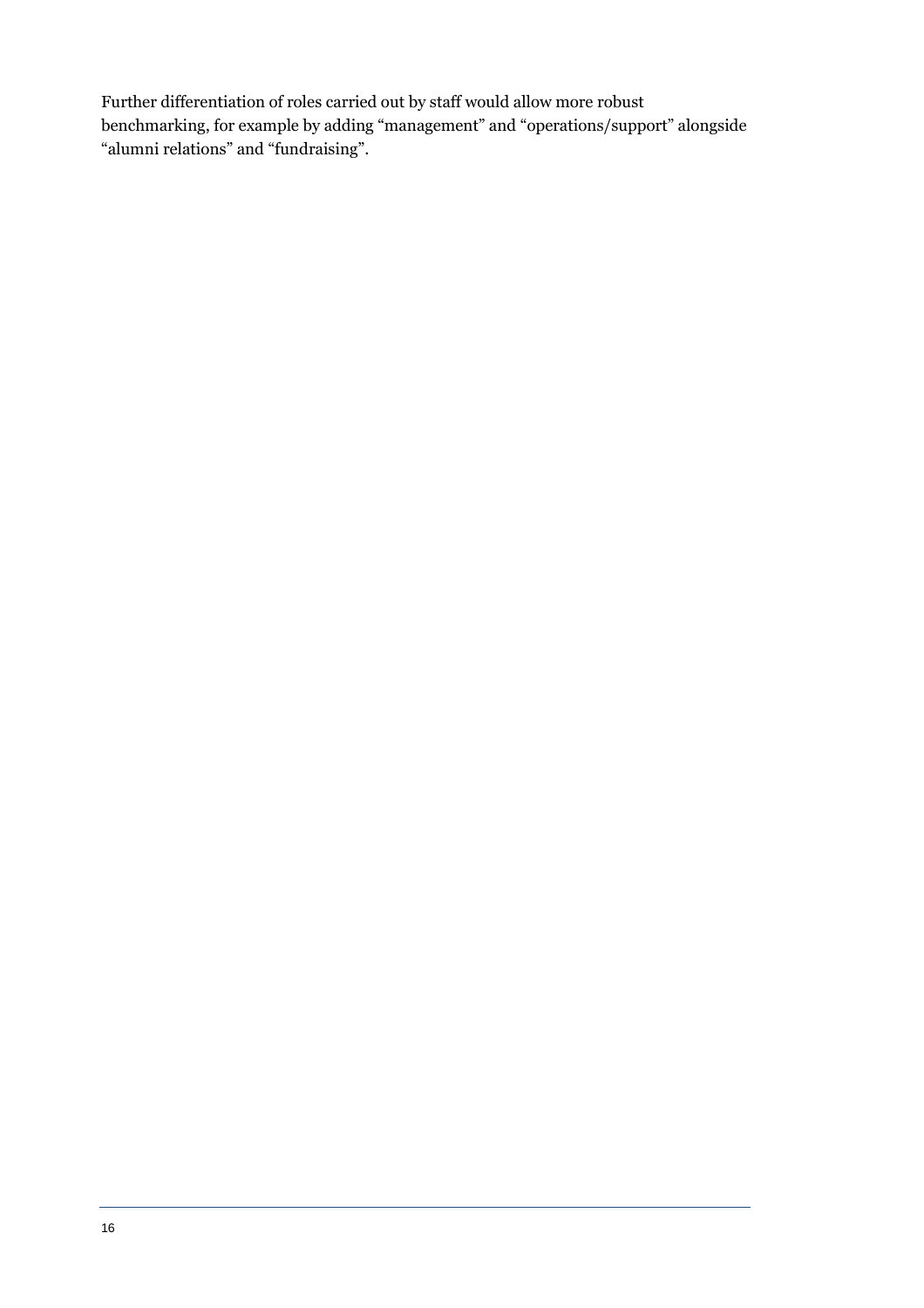Further differentiation of roles carried out by staff would allow more robust benchmarking, for example by adding “management” and “operations/support” alongside “alumni relations” and “fundraising”.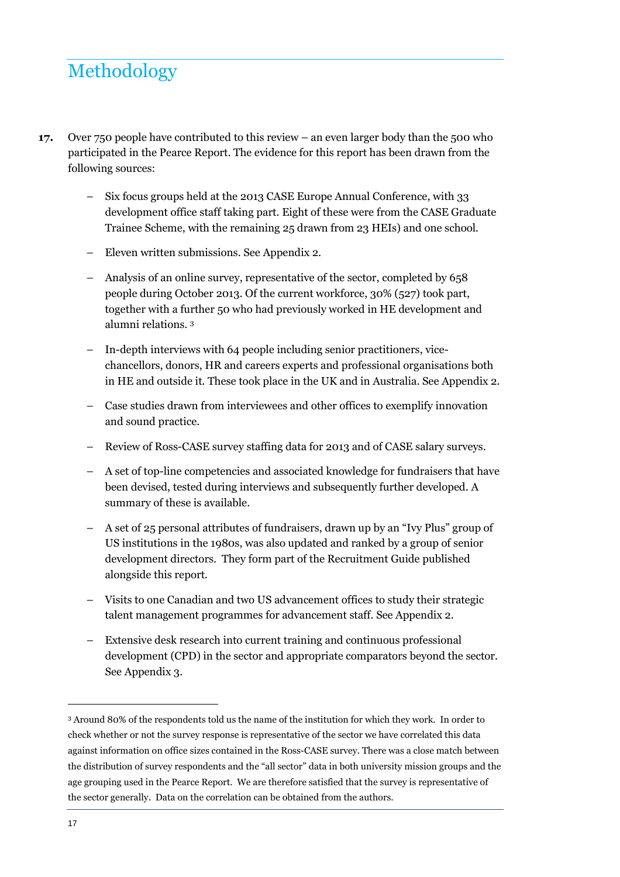# Methodology

**17.** Over 750 people have contributed to this review – an even larger body than the 500 who participated in the Pearce Report. The evidence for this report has been drawn from the following sources:

- Six focus groups held at the 2013 CASE Europe Annual Conference, with 33 development office staff taking part. Eight of these were from the CASE Graduate Trainee Scheme, with the remaining 25 drawn from 23 HEIs) and one school.
- Eleven written submissions. See Appendix 2.
- Analysis of an online survey, representative of the sector, completed by 658 people during October 2013. Of the current workforce, 30% (527) took part, together with a further 50 who had previously worked in HE development and alumni relations. [3]
- In-depth interviews with 64 people including senior practitioners, vice-chancellors, donors, HR and careers experts and professional organisations both in HE and outside it. These took place in the UK and in Australia. See Appendix 2.
- Case studies drawn from interviewees and other offices to exemplify innovation and sound practice.
- Review of Ross-CASE survey staffing data for 2013 and of CASE salary surveys.
- A set of top-line competencies and associated knowledge for fundraisers that have been devised, tested during interviews and subsequently further developed. A summary of these is available.
- A set of 25 personal attributes of fundraisers, drawn up by an "Ivy Plus" group of US institutions in the 1980s, was also updated and ranked by a group of senior development directors. They form part of the Recruitment Guide published alongside this report.
- Visits to one Canadian and two US advancement offices to study their strategic talent management programmes for advancement staff. See Appendix 2.
- Extensive desk research into current training and continuous professional development (CPD) in the sector and appropriate comparators beyond the sector. See Appendix 3.

---

[3] Around 80% of the respondents told us the name of the institution for which they work. In order to check whether or not the survey response is representative of the sector we have correlated this data against information on office sizes contained in the Ross-CASE survey. There was a close match between the distribution of survey respondents and the "all sector" data in both university mission groups and the age grouping used in the Pearce Report. We are therefore satisfied that the survey is representative of the sector generally. Data on the correlation can be obtained from the authors.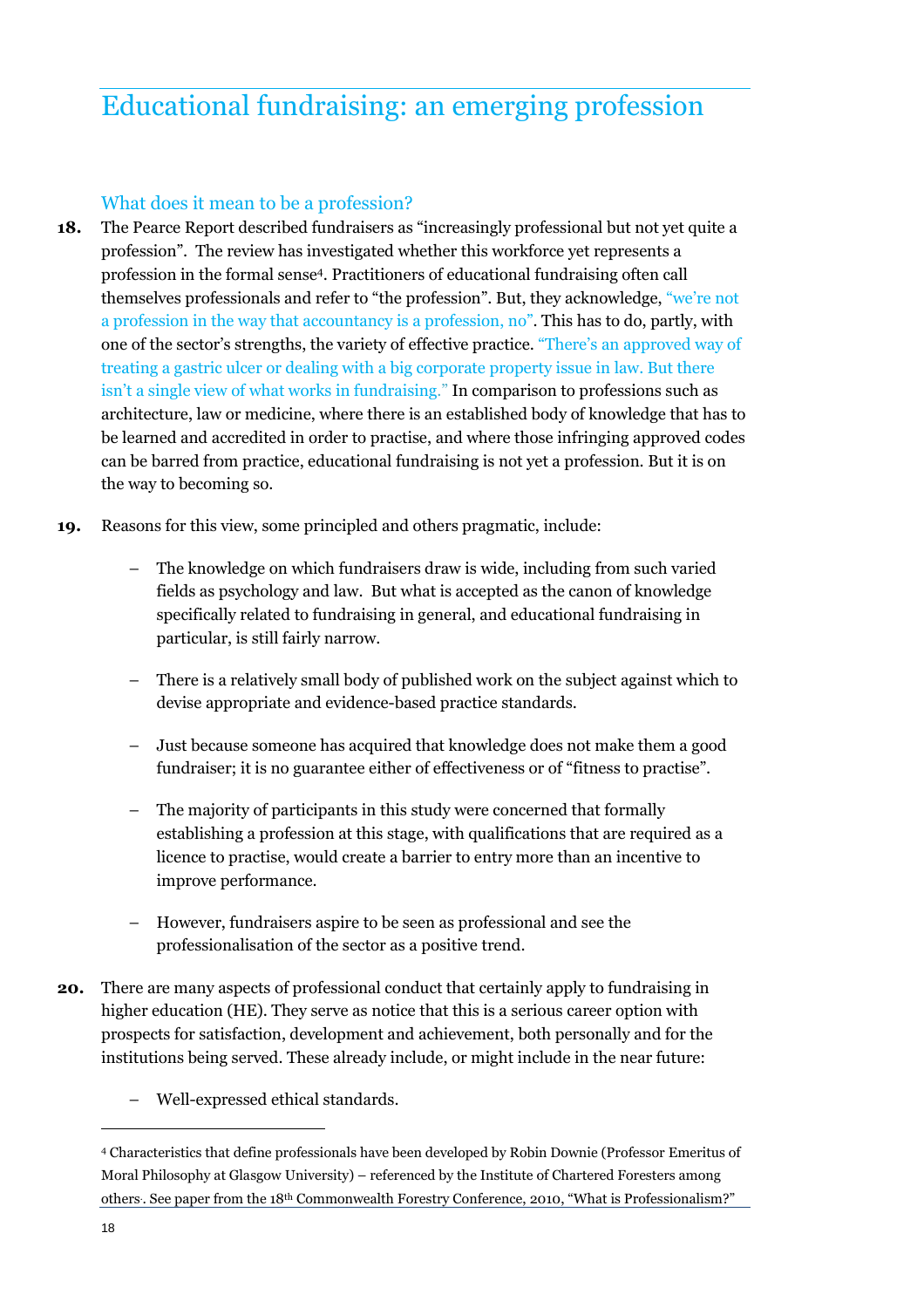# Educational fundraising: an emerging profession

## What does it mean to be a profession?

**18.** The Pearce Report described fundraisers as "increasingly professional but not yet quite a profession". The review has investigated whether this workforce yet represents a profession in the formal sense[4]. Practitioners of educational fundraising often call themselves professionals and refer to "the profession". But, they acknowledge, "we're not a profession in the way that accountancy is a profession, no". This has to do, partly, with one of the sector's strengths, the variety of effective practice. "There's an approved way of treating a gastric ulcer or dealing with a big corporate property issue in law. But there isn't a single view of what works in fundraising." In comparison to professions such as architecture, law or medicine, where there is an established body of knowledge that has to be learned and accredited in order to practise, and where those infringing approved codes can be barred from practice, educational fundraising is not yet a profession. But it is on the way to becoming so.

**19.** Reasons for this view, some principled and others pragmatic, include:

- The knowledge on which fundraisers draw is wide, including from such varied fields as psychology and law. But what is accepted as the canon of knowledge specifically related to fundraising in general, and educational fundraising in particular, is still fairly narrow.
- There is a relatively small body of published work on the subject against which to devise appropriate and evidence-based practice standards.
- Just because someone has acquired that knowledge does not make them a good fundraiser; it is no guarantee either of effectiveness or of "fitness to practise".
- The majority of participants in this study were concerned that formally establishing a profession at this stage, with qualifications that are required as a licence to practise, would create a barrier to entry more than an incentive to improve performance.
- However, fundraisers aspire to be seen as professional and see the professionalisation of the sector as a positive trend.

**20.** There are many aspects of professional conduct that certainly apply to fundraising in higher education (HE). They serve as notice that this is a serious career option with prospects for satisfaction, development and achievement, both personally and for the institutions being served. These already include, or might include in the near future:

- Well-expressed ethical standards.

---

[4] Characteristics that define professionals have been developed by Robin Downie (Professor Emeritus of Moral Philosophy at Glasgow University) – referenced by the Institute of Chartered Foresters among others. See paper from the 18th Commonwealth Forestry Conference, 2010, "What is Professionalism?"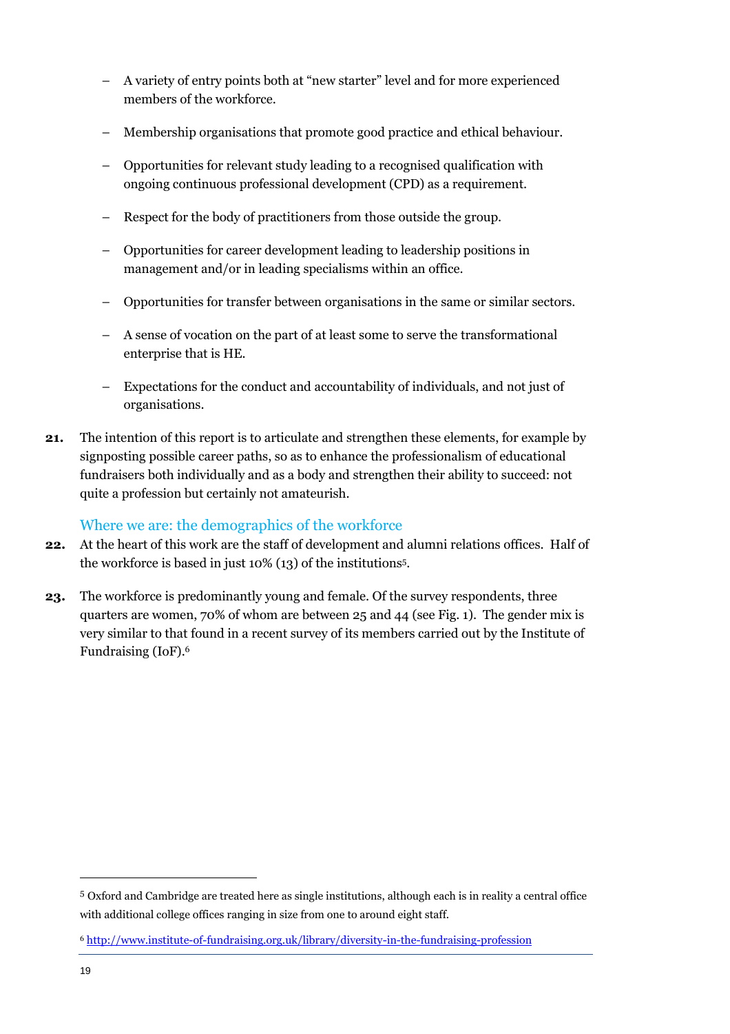- A variety of entry points both at "new starter" level and for more experienced members of the workforce.
- Membership organisations that promote good practice and ethical behaviour.
- Opportunities for relevant study leading to a recognised qualification with ongoing continuous professional development (CPD) as a requirement.
- Respect for the body of practitioners from those outside the group.
- Opportunities for career development leading to leadership positions in management and/or in leading specialisms within an office.
- Opportunities for transfer between organisations in the same or similar sectors.
- A sense of vocation on the part of at least some to serve the transformational enterprise that is HE.
- Expectations for the conduct and accountability of individuals, and not just of organisations.

**21.** The intention of this report is to articulate and strengthen these elements, for example by signposting possible career paths, so as to enhance the professionalism of educational fundraisers both individually and as a body and strengthen their ability to succeed: not quite a profession but certainly not amateurish.

## Where we are: the demographics of the workforce

**22.** At the heart of this work are the staff of development and alumni relations offices. Half of the workforce is based in just 10% (13) of the institutions[5].

**23.** The workforce is predominantly young and female. Of the survey respondents, three quarters are women, 70% of whom are between 25 and 44 (see Fig. 1). The gender mix is very similar to that found in a recent survey of its members carried out by the Institute of Fundraising (IoF).[6]

---

[5] Oxford and Cambridge are treated here as single institutions, although each is in reality a central office with additional college offices ranging in size from one to around eight staff.

[6] http://www.institute-of-fundraising.org.uk/library/diversity-in-the-fundraising-profession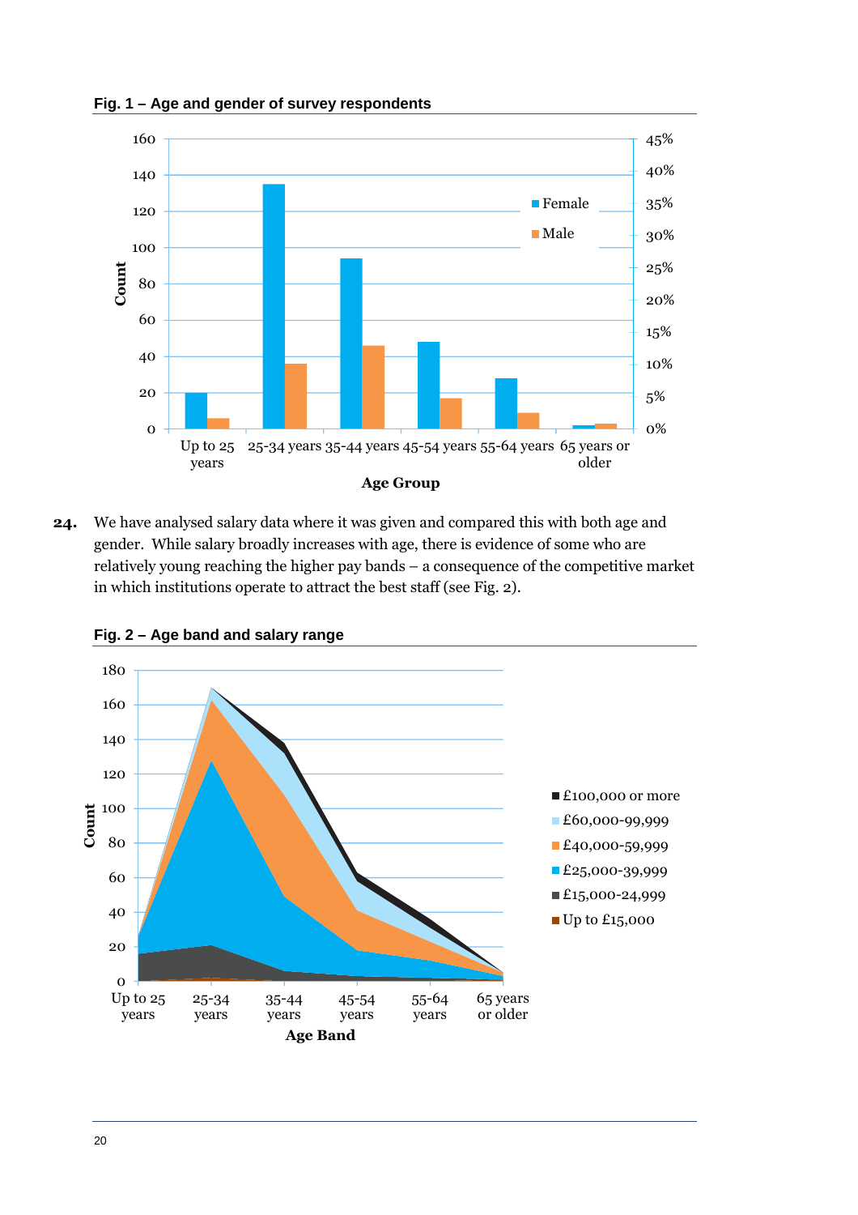**Fig. 1 – Age and gender of survey respondents**

**24.** We have analysed salary data where it was given and compared this with both age and gender. While salary broadly increases with age, there is evidence of some who are relatively young reaching the higher pay bands – a consequence of the competitive market in which institutions operate to attract the best staff (see Fig. 2).

**Fig. 2 – Age band and salary range**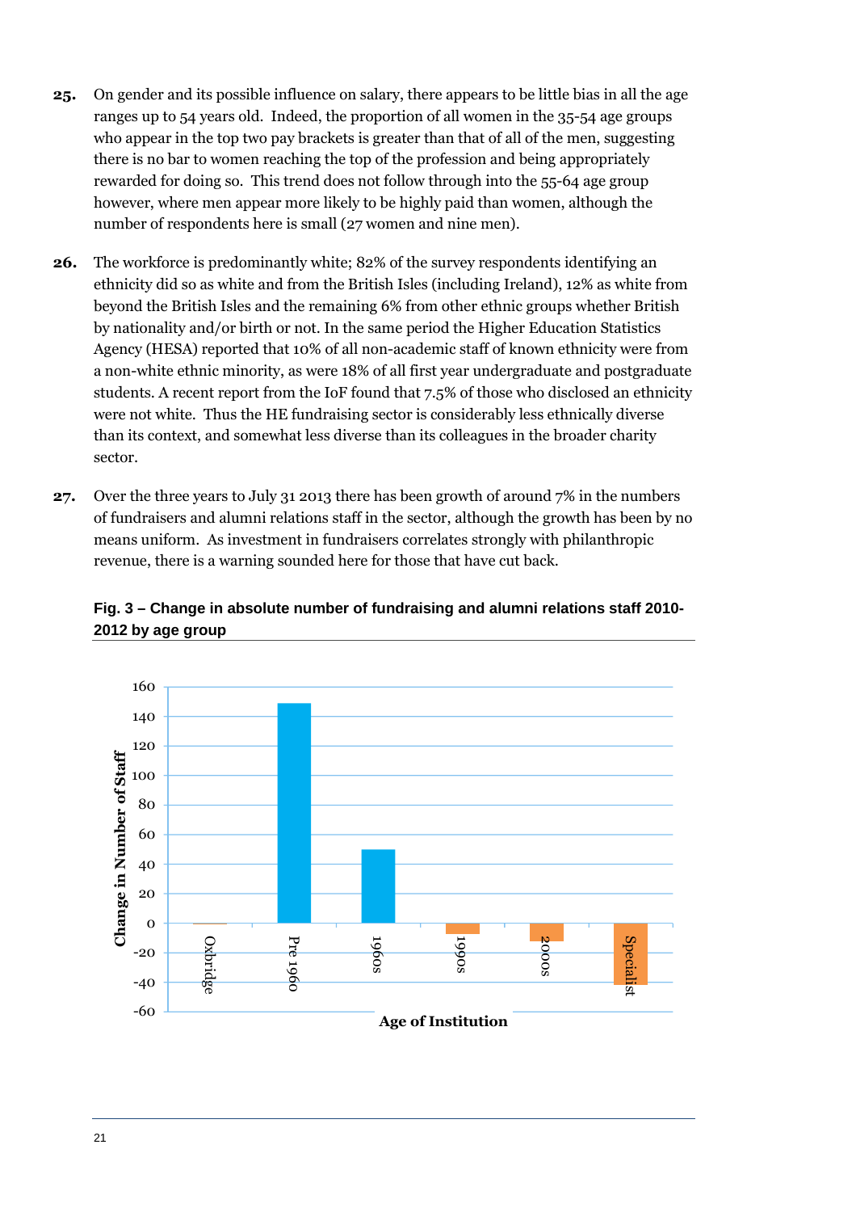**25.** On gender and its possible influence on salary, there appears to be little bias in all the age ranges up to 54 years old. Indeed, the proportion of all women in the 35-54 age groups who appear in the top two pay brackets is greater than that of all of the men, suggesting there is no bar to women reaching the top of the profession and being appropriately rewarded for doing so. This trend does not follow through into the 55-64 age group however, where men appear more likely to be highly paid than women, although the number of respondents here is small (27 women and nine men).

**26.** The workforce is predominantly white; 82% of the survey respondents identifying an ethnicity did so as white and from the British Isles (including Ireland), 12% as white from beyond the British Isles and the remaining 6% from other ethnic groups whether British by nationality and/or birth or not. In the same period the Higher Education Statistics Agency (HESA) reported that 10% of all non-academic staff of known ethnicity were from a non-white ethnic minority, as were 18% of all first year undergraduate and postgraduate students. A recent report from the IoF found that 7.5% of those who disclosed an ethnicity were not white. Thus the HE fundraising sector is considerably less ethnically diverse than its context, and somewhat less diverse than its colleagues in the broader charity sector.

**27.** Over the three years to July 31 2013 there has been growth of around 7% in the numbers of fundraisers and alumni relations staff in the sector, although the growth has been by no means uniform. As investment in fundraisers correlates strongly with philanthropic revenue, there is a warning sounded here for those that have cut back.

**Fig. 3 – Change in absolute number of fundraising and alumni relations staff 2010-2012 by age group**

| Age of Institution | Change in Number of Staff (approx.) |
|---|---|
| Oxbridge | 0 |
| Pre 1960 | 149 |
| 1960s | 50 |
| 1990s | -7 |
| 2000s | -12 |
| Specialist | -42 |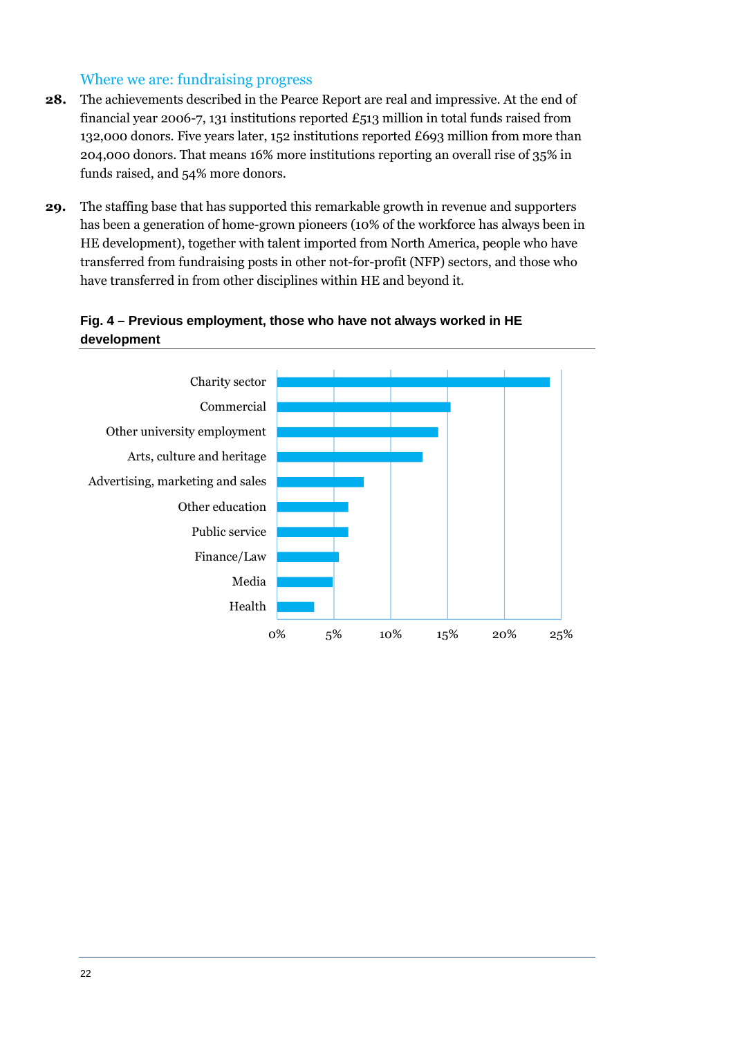## Where we are: fundraising progress

**28.** The achievements described in the Pearce Report are real and impressive. At the end of financial year 2006-7, 131 institutions reported £513 million in total funds raised from 132,000 donors. Five years later, 152 institutions reported £693 million from more than 204,000 donors. That means 16% more institutions reporting an overall rise of 35% in funds raised, and 54% more donors.

**29.** The staffing base that has supported this remarkable growth in revenue and supporters has been a generation of home-grown pioneers (10% of the workforce has always been in HE development), together with talent imported from North America, people who have transferred from fundraising posts in other not-for-profit (NFP) sectors, and those who have transferred in from other disciplines within HE and beyond it.

**Fig. 4 – Previous employment, those who have not always worked in HE development**

Charity sector

Commercial

Other university employment

Arts, culture and heritage

Advertising, marketing and sales

Other education

Public service

Finance/Law

Media

Health

0% 5% 10% 15% 20% 25%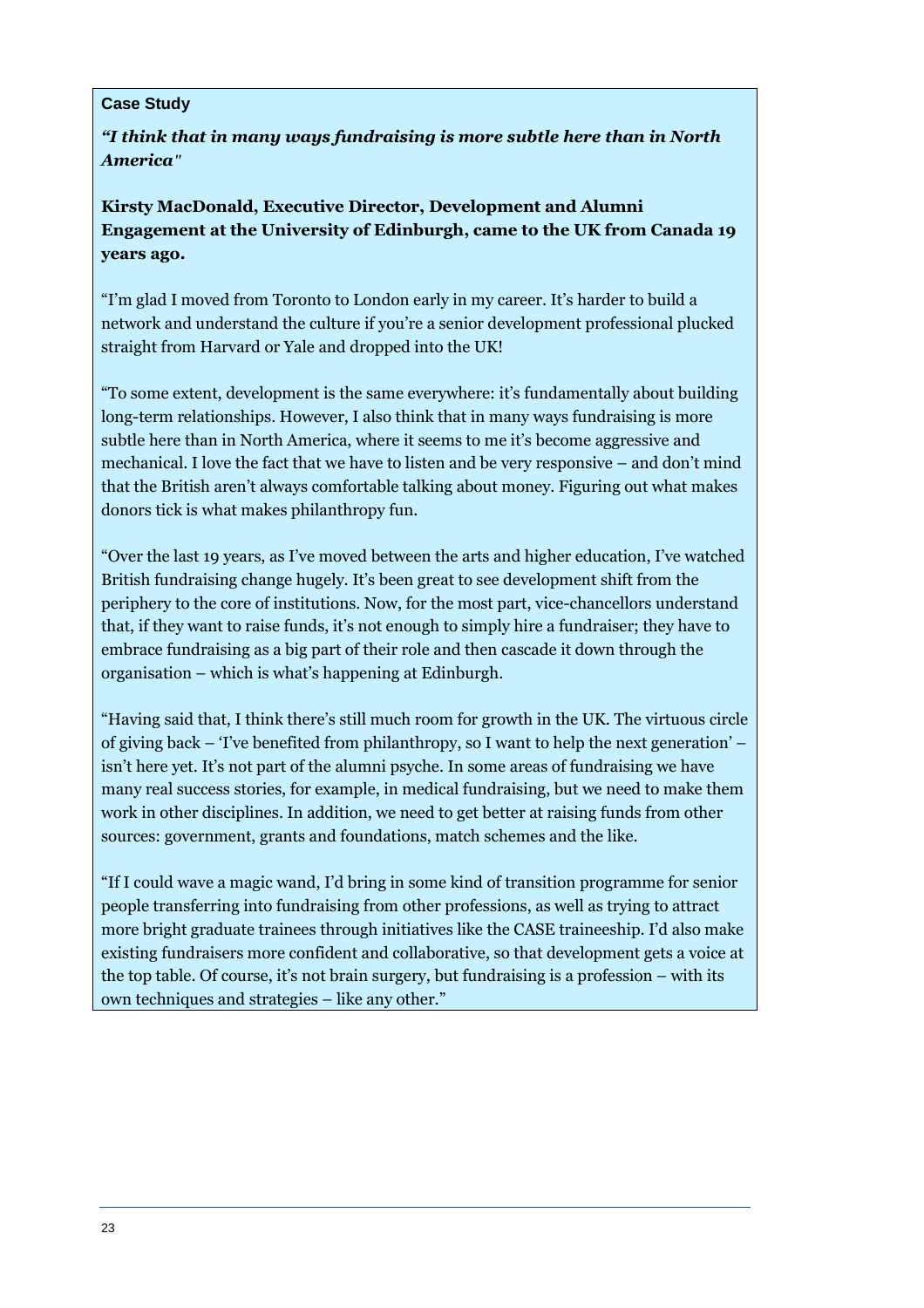**Case Study**

***"I think that in many ways fundraising is more subtle here than in North America"***

**Kirsty MacDonald, Executive Director, Development and Alumni Engagement at the University of Edinburgh, came to the UK from Canada 19 years ago.**

"I'm glad I moved from Toronto to London early in my career. It's harder to build a network and understand the culture if you're a senior development professional plucked straight from Harvard or Yale and dropped into the UK!

"To some extent, development is the same everywhere: it's fundamentally about building long-term relationships. However, I also think that in many ways fundraising is more subtle here than in North America, where it seems to me it's become aggressive and mechanical. I love the fact that we have to listen and be very responsive – and don't mind that the British aren't always comfortable talking about money. Figuring out what makes donors tick is what makes philanthropy fun.

"Over the last 19 years, as I've moved between the arts and higher education, I've watched British fundraising change hugely. It's been great to see development shift from the periphery to the core of institutions. Now, for the most part, vice-chancellors understand that, if they want to raise funds, it's not enough to simply hire a fundraiser; they have to embrace fundraising as a big part of their role and then cascade it down through the organisation – which is what's happening at Edinburgh.

"Having said that, I think there's still much room for growth in the UK. The virtuous circle of giving back – 'I've benefited from philanthropy, so I want to help the next generation' – isn't here yet. It's not part of the alumni psyche. In some areas of fundraising we have many real success stories, for example, in medical fundraising, but we need to make them work in other disciplines. In addition, we need to get better at raising funds from other sources: government, grants and foundations, match schemes and the like.

"If I could wave a magic wand, I'd bring in some kind of transition programme for senior people transferring into fundraising from other professions, as well as trying to attract more bright graduate trainees through initiatives like the CASE traineeship. I'd also make existing fundraisers more confident and collaborative, so that development gets a voice at the top table. Of course, it's not brain surgery, but fundraising is a profession – with its own techniques and strategies – like any other."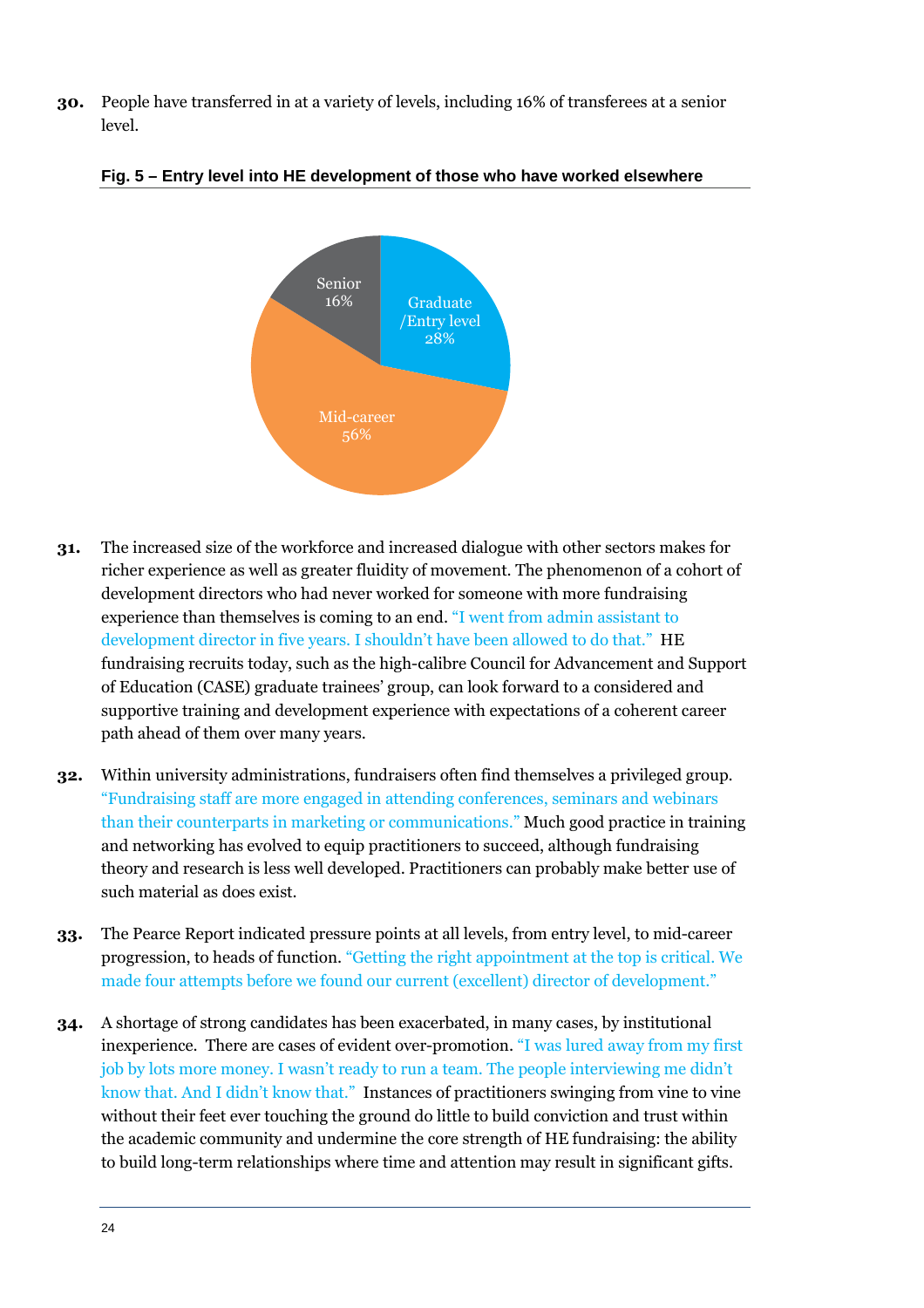**30.** People have transferred in at a variety of levels, including 16% of transferees at a senior level.

**Fig. 5 – Entry level into HE development of those who have worked elsewhere**

| Entry level | Percentage |
|---|---|
| Graduate /Entry level | 28% |
| Mid-career | 56% |
| Senior | 16% |

**31.** The increased size of the workforce and increased dialogue with other sectors makes for richer experience as well as greater fluidity of movement. The phenomenon of a cohort of development directors who had never worked for someone with more fundraising experience than themselves is coming to an end. "I went from admin assistant to development director in five years. I shouldn't have been allowed to do that." HE fundraising recruits today, such as the high-calibre Council for Advancement and Support of Education (CASE) graduate trainees' group, can look forward to a considered and supportive training and development experience with expectations of a coherent career path ahead of them over many years.

**32.** Within university administrations, fundraisers often find themselves a privileged group. "Fundraising staff are more engaged in attending conferences, seminars and webinars than their counterparts in marketing or communications." Much good practice in training and networking has evolved to equip practitioners to succeed, although fundraising theory and research is less well developed. Practitioners can probably make better use of such material as does exist.

**33.** The Pearce Report indicated pressure points at all levels, from entry level, to mid-career progression, to heads of function. "Getting the right appointment at the top is critical. We made four attempts before we found our current (excellent) director of development."

**34.** A shortage of strong candidates has been exacerbated, in many cases, by institutional inexperience. There are cases of evident over-promotion. "I was lured away from my first job by lots more money. I wasn't ready to run a team. The people interviewing me didn't know that. And I didn't know that." Instances of practitioners swinging from vine to vine without their feet ever touching the ground do little to build conviction and trust within the academic community and undermine the core strength of HE fundraising: the ability to build long-term relationships where time and attention may result in significant gifts.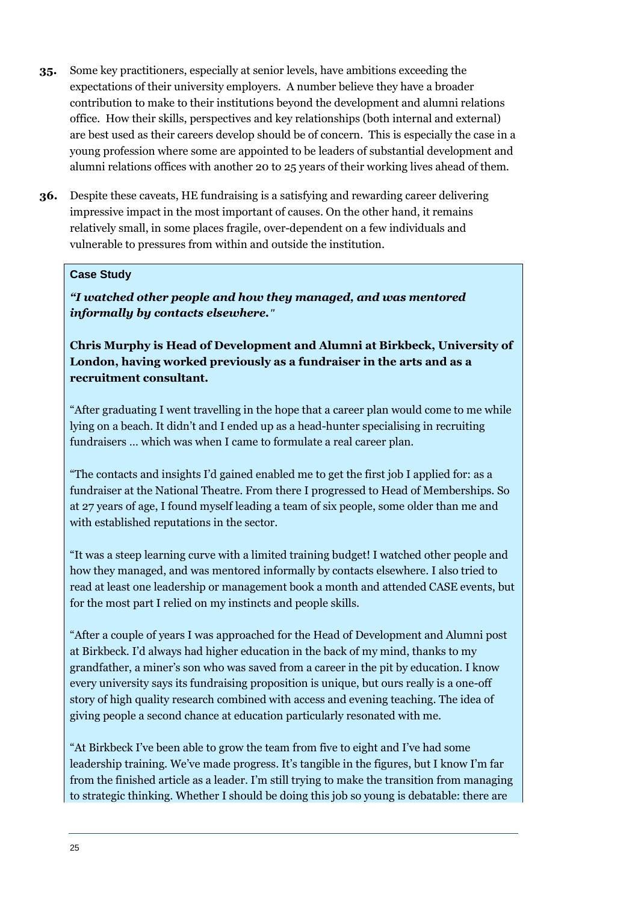**35.** Some key practitioners, especially at senior levels, have ambitions exceeding the expectations of their university employers. A number believe they have a broader contribution to make to their institutions beyond the development and alumni relations office. How their skills, perspectives and key relationships (both internal and external) are best used as their careers develop should be of concern. This is especially the case in a young profession where some are appointed to be leaders of substantial development and alumni relations offices with another 20 to 25 years of their working lives ahead of them.

**36.** Despite these caveats, HE fundraising is a satisfying and rewarding career delivering impressive impact in the most important of causes. On the other hand, it remains relatively small, in some places fragile, over-dependent on a few individuals and vulnerable to pressures from within and outside the institution.

**Case Study**

***"I watched other people and how they managed, and was mentored informally by contacts elsewhere."***

**Chris Murphy is Head of Development and Alumni at Birkbeck, University of London, having worked previously as a fundraiser in the arts and as a recruitment consultant.**

"After graduating I went travelling in the hope that a career plan would come to me while lying on a beach. It didn't and I ended up as a head-hunter specialising in recruiting fundraisers … which was when I came to formulate a real career plan.

"The contacts and insights I'd gained enabled me to get the first job I applied for: as a fundraiser at the National Theatre. From there I progressed to Head of Memberships. So at 27 years of age, I found myself leading a team of six people, some older than me and with established reputations in the sector.

"It was a steep learning curve with a limited training budget! I watched other people and how they managed, and was mentored informally by contacts elsewhere. I also tried to read at least one leadership or management book a month and attended CASE events, but for the most part I relied on my instincts and people skills.

"After a couple of years I was approached for the Head of Development and Alumni post at Birkbeck. I'd always had higher education in the back of my mind, thanks to my grandfather, a miner's son who was saved from a career in the pit by education. I know every university says its fundraising proposition is unique, but ours really is a one-off story of high quality research combined with access and evening teaching. The idea of giving people a second chance at education particularly resonated with me.

"At Birkbeck I've been able to grow the team from five to eight and I've had some leadership training. We've made progress. It's tangible in the figures, but I know I'm far from the finished article as a leader. I'm still trying to make the transition from managing to strategic thinking. Whether I should be doing this job so young is debatable: there are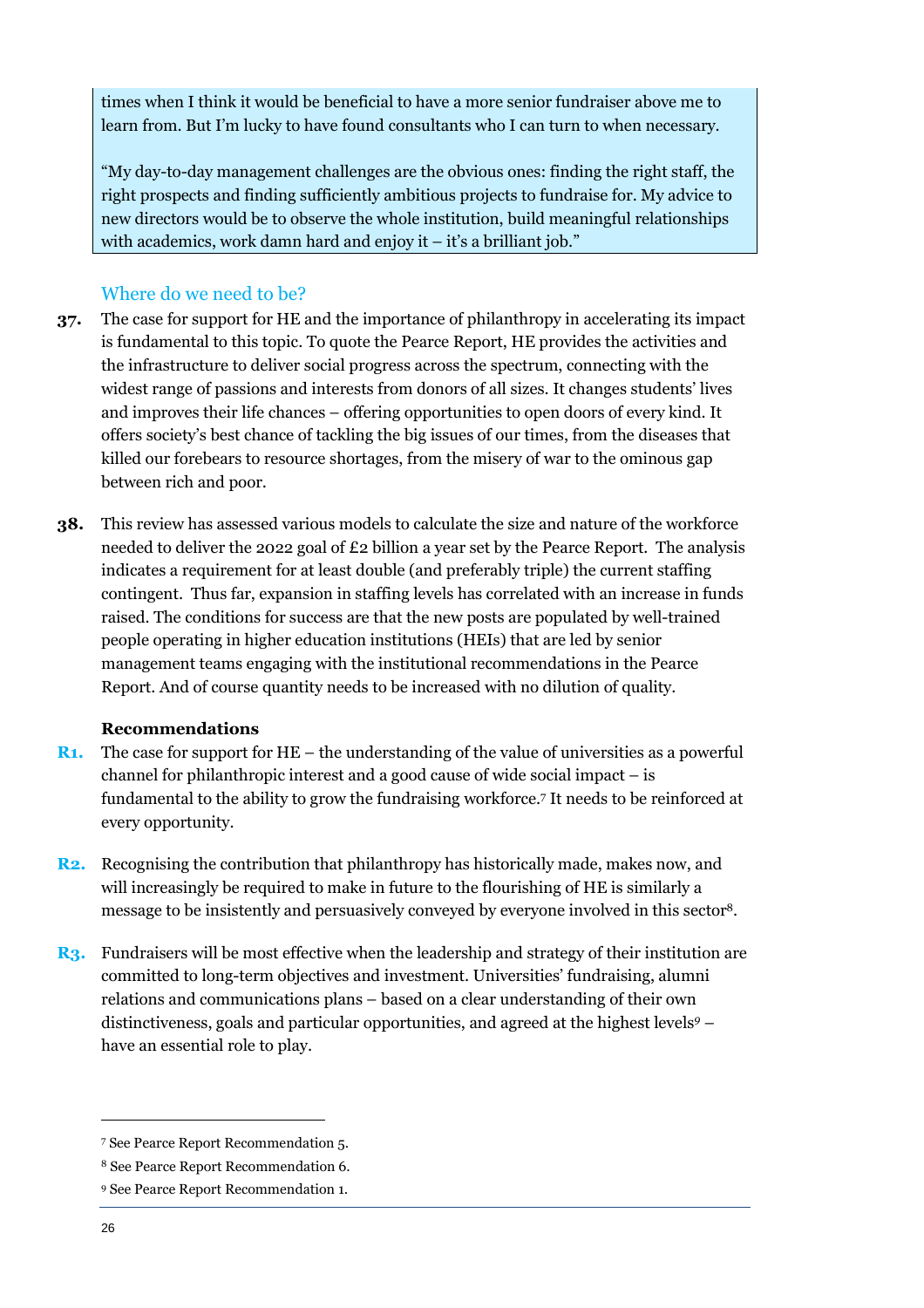> times when I think it would be beneficial to have a more senior fundraiser above me to learn from. But I'm lucky to have found consultants who I can turn to when necessary.
>
> "My day-to-day management challenges are the obvious ones: finding the right staff, the right prospects and finding sufficiently ambitious projects to fundraise for. My advice to new directors would be to observe the whole institution, build meaningful relationships with academics, work damn hard and enjoy it – it's a brilliant job."

### Where do we need to be?

**37.** The case for support for HE and the importance of philanthropy in accelerating its impact is fundamental to this topic. To quote the Pearce Report, HE provides the activities and the infrastructure to deliver social progress across the spectrum, connecting with the widest range of passions and interests from donors of all sizes. It changes students' lives and improves their life chances – offering opportunities to open doors of every kind. It offers society's best chance of tackling the big issues of our times, from the diseases that killed our forebears to resource shortages, from the misery of war to the ominous gap between rich and poor.

**38.** This review has assessed various models to calculate the size and nature of the workforce needed to deliver the 2022 goal of £2 billion a year set by the Pearce Report. The analysis indicates a requirement for at least double (and preferably triple) the current staffing contingent. Thus far, expansion in staffing levels has correlated with an increase in funds raised. The conditions for success are that the new posts are populated by well-trained people operating in higher education institutions (HEIs) that are led by senior management teams engaging with the institutional recommendations in the Pearce Report. And of course quantity needs to be increased with no dilution of quality.

**Recommendations**

**R1.** The case for support for HE – the understanding of the value of universities as a powerful channel for philanthropic interest and a good cause of wide social impact – is fundamental to the ability to grow the fundraising workforce.[7] It needs to be reinforced at every opportunity.

**R2.** Recognising the contribution that philanthropy has historically made, makes now, and will increasingly be required to make in future to the flourishing of HE is similarly a message to be insistently and persuasively conveyed by everyone involved in this sector[8].

**R3.** Fundraisers will be most effective when the leadership and strategy of their institution are committed to long-term objectives and investment. Universities' fundraising, alumni relations and communications plans – based on a clear understanding of their own distinctiveness, goals and particular opportunities, and agreed at the highest levels[9] – have an essential role to play.

---

[7] See Pearce Report Recommendation 5.

[8] See Pearce Report Recommendation 6.

[9] See Pearce Report Recommendation 1.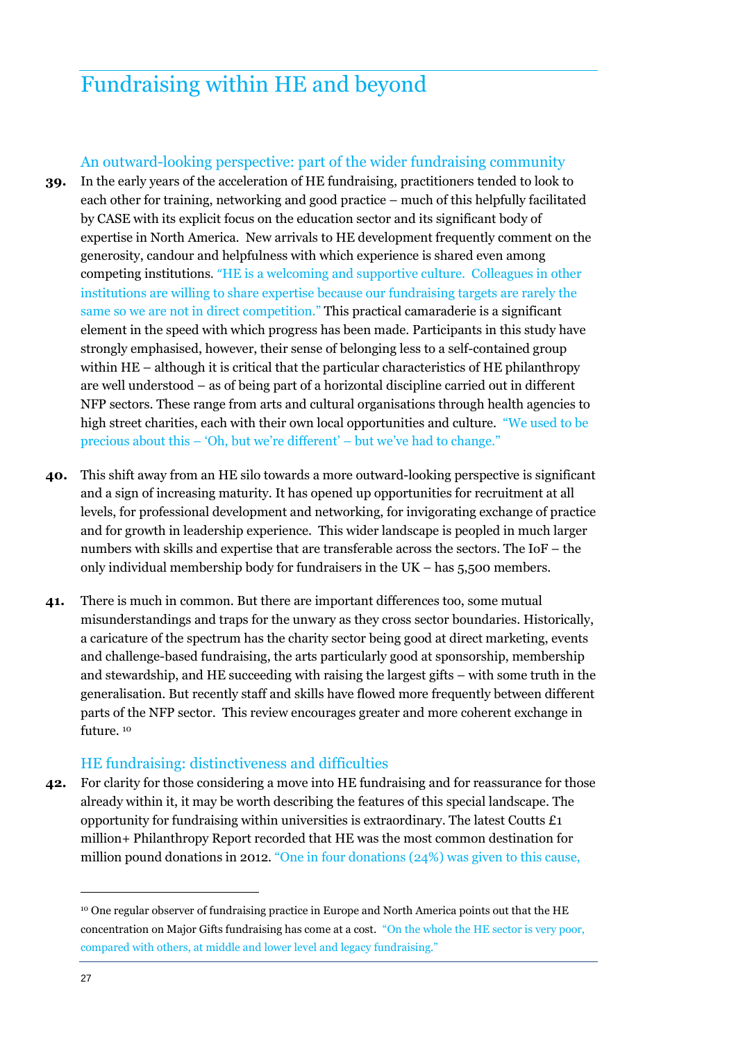# Fundraising within HE and beyond

## An outward-looking perspective: part of the wider fundraising community

**39.** In the early years of the acceleration of HE fundraising, practitioners tended to look to each other for training, networking and good practice – much of this helpfully facilitated by CASE with its explicit focus on the education sector and its significant body of expertise in North America. New arrivals to HE development frequently comment on the generosity, candour and helpfulness with which experience is shared even among competing institutions. "HE is a welcoming and supportive culture. Colleagues in other institutions are willing to share expertise because our fundraising targets are rarely the same so we are not in direct competition." This practical camaraderie is a significant element in the speed with which progress has been made. Participants in this study have strongly emphasised, however, their sense of belonging less to a self-contained group within HE – although it is critical that the particular characteristics of HE philanthropy are well understood – as of being part of a horizontal discipline carried out in different NFP sectors. These range from arts and cultural organisations through health agencies to high street charities, each with their own local opportunities and culture. "We used to be precious about this – 'Oh, but we're different' – but we've had to change."

**40.** This shift away from an HE silo towards a more outward-looking perspective is significant and a sign of increasing maturity. It has opened up opportunities for recruitment at all levels, for professional development and networking, for invigorating exchange of practice and for growth in leadership experience. This wider landscape is peopled in much larger numbers with skills and expertise that are transferable across the sectors. The IoF – the only individual membership body for fundraisers in the UK – has 5,500 members.

**41.** There is much in common. But there are important differences too, some mutual misunderstandings and traps for the unwary as they cross sector boundaries. Historically, a caricature of the spectrum has the charity sector being good at direct marketing, events and challenge-based fundraising, the arts particularly good at sponsorship, membership and stewardship, and HE succeeding with raising the largest gifts – with some truth in the generalisation. But recently staff and skills have flowed more frequently between different parts of the NFP sector. This review encourages greater and more coherent exchange in future. [10]

## HE fundraising: distinctiveness and difficulties

**42.** For clarity for those considering a move into HE fundraising and for reassurance for those already within it, it may be worth describing the features of this special landscape. The opportunity for fundraising within universities is extraordinary. The latest Coutts £1 million+ Philanthropy Report recorded that HE was the most common destination for million pound donations in 2012. "One in four donations (24%) was given to this cause,

---

[10] One regular observer of fundraising practice in Europe and North America points out that the HE concentration on Major Gifts fundraising has come at a cost. "On the whole the HE sector is very poor, compared with others, at middle and lower level and legacy fundraising."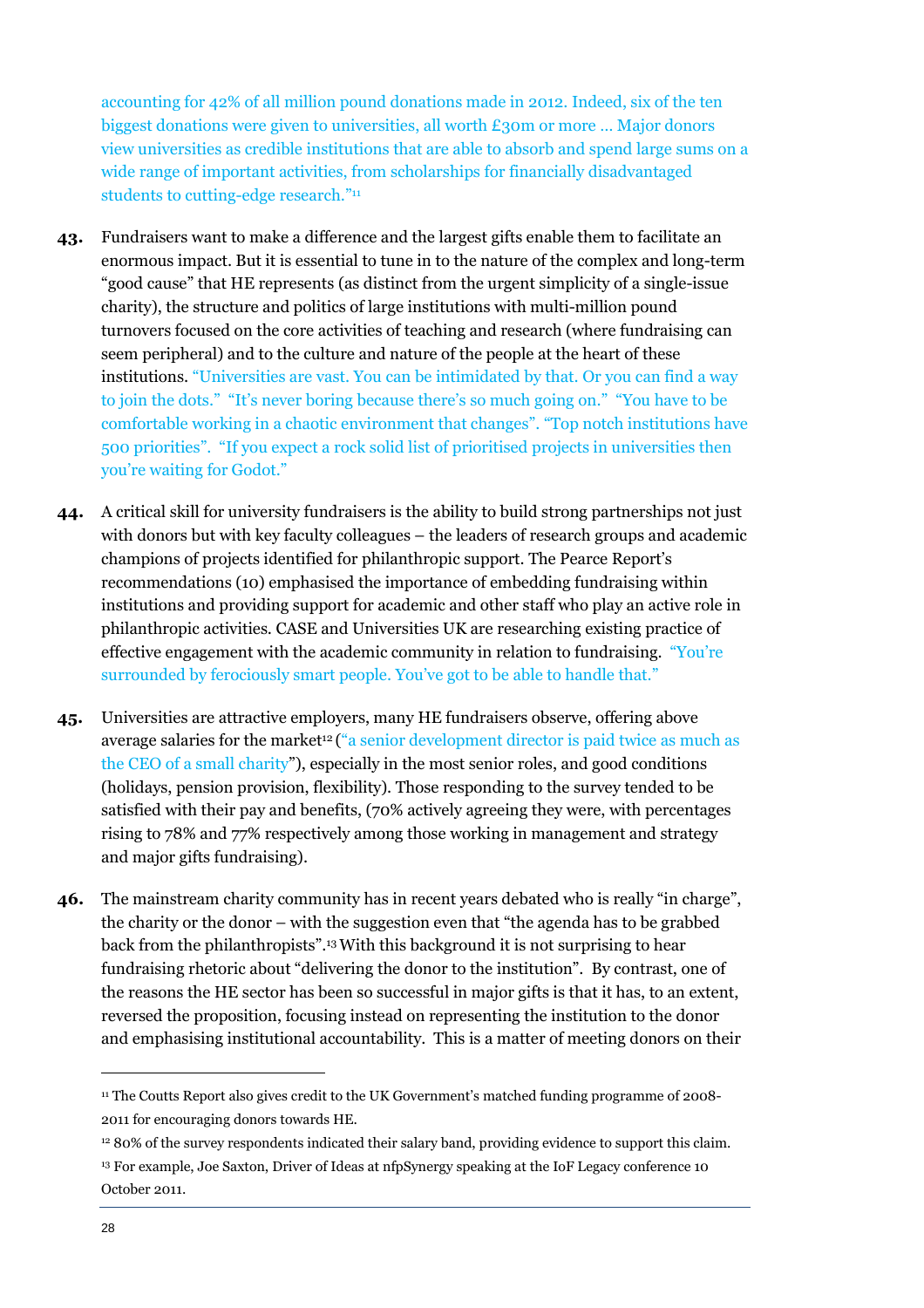accounting for 42% of all million pound donations made in 2012. Indeed, six of the ten biggest donations were given to universities, all worth £30m or more … Major donors view universities as credible institutions that are able to absorb and spend large sums on a wide range of important activities, from scholarships for financially disadvantaged students to cutting-edge research."[11]

**43.** Fundraisers want to make a difference and the largest gifts enable them to facilitate an enormous impact. But it is essential to tune in to the nature of the complex and long-term "good cause" that HE represents (as distinct from the urgent simplicity of a single-issue charity), the structure and politics of large institutions with multi-million pound turnovers focused on the core activities of teaching and research (where fundraising can seem peripheral) and to the culture and nature of the people at the heart of these institutions. "Universities are vast. You can be intimidated by that. Or you can find a way to join the dots." "It's never boring because there's so much going on." "You have to be comfortable working in a chaotic environment that changes". "Top notch institutions have 500 priorities". "If you expect a rock solid list of prioritised projects in universities then you're waiting for Godot."

**44.** A critical skill for university fundraisers is the ability to build strong partnerships not just with donors but with key faculty colleagues – the leaders of research groups and academic champions of projects identified for philanthropic support. The Pearce Report's recommendations (10) emphasised the importance of embedding fundraising within institutions and providing support for academic and other staff who play an active role in philanthropic activities. CASE and Universities UK are researching existing practice of effective engagement with the academic community in relation to fundraising. "You're surrounded by ferociously smart people. You've got to be able to handle that."

**45.** Universities are attractive employers, many HE fundraisers observe, offering above average salaries for the market[12] ("a senior development director is paid twice as much as the CEO of a small charity"), especially in the most senior roles, and good conditions (holidays, pension provision, flexibility). Those responding to the survey tended to be satisfied with their pay and benefits, (70% actively agreeing they were, with percentages rising to 78% and 77% respectively among those working in management and strategy and major gifts fundraising).

**46.** The mainstream charity community has in recent years debated who is really "in charge", the charity or the donor – with the suggestion even that "the agenda has to be grabbed back from the philanthropists".[13] With this background it is not surprising to hear fundraising rhetoric about "delivering the donor to the institution". By contrast, one of the reasons the HE sector has been so successful in major gifts is that it has, to an extent, reversed the proposition, focusing instead on representing the institution to the donor and emphasising institutional accountability. This is a matter of meeting donors on their

---

[11] The Coutts Report also gives credit to the UK Government's matched funding programme of 2008-2011 for encouraging donors towards HE.

[12] 80% of the survey respondents indicated their salary band, providing evidence to support this claim.

[13] For example, Joe Saxton, Driver of Ideas at nfpSynergy speaking at the IoF Legacy conference 10 October 2011.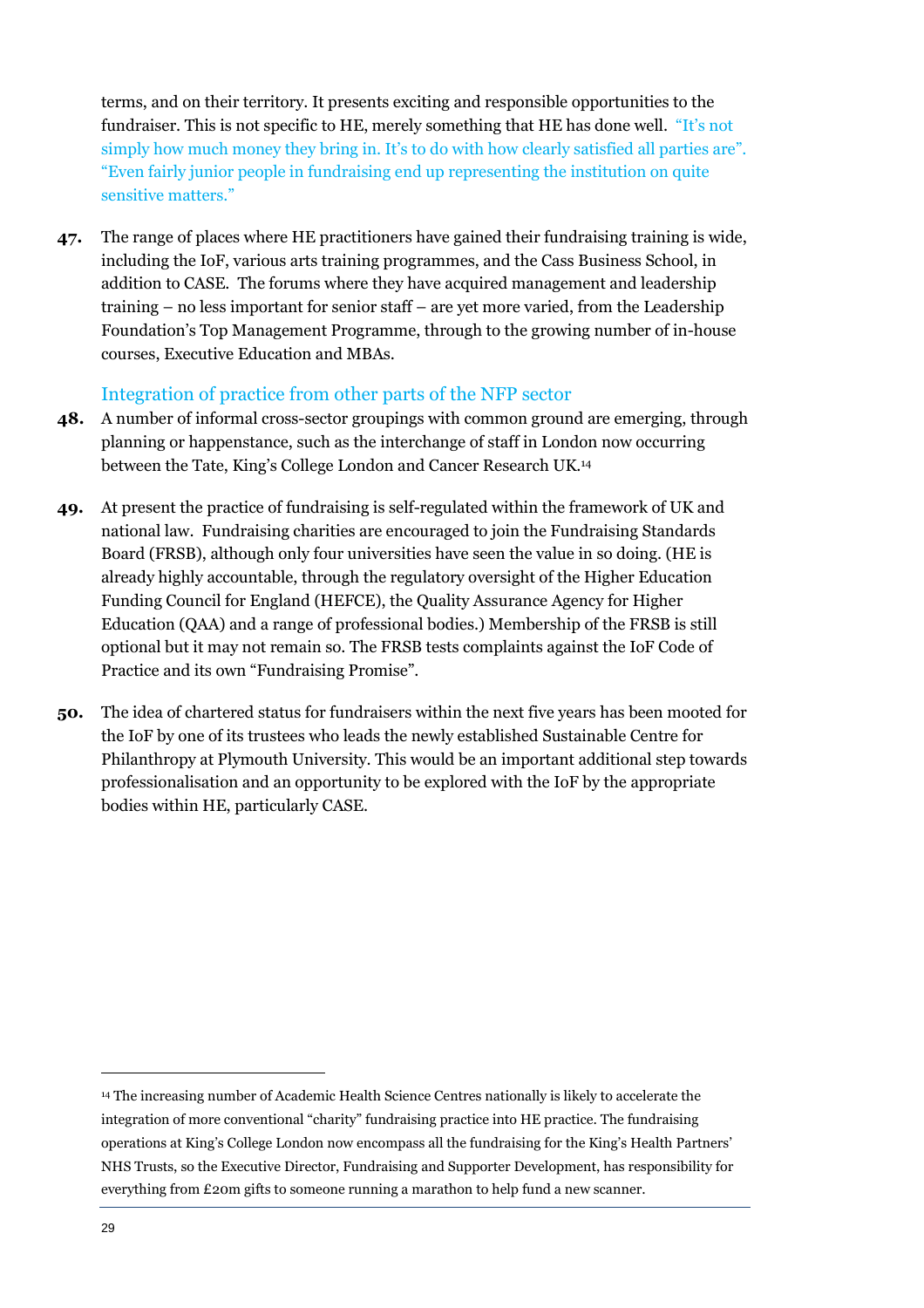terms, and on their territory. It presents exciting and responsible opportunities to the fundraiser. This is not specific to HE, merely something that HE has done well. "It's not simply how much money they bring in. It's to do with how clearly satisfied all parties are". "Even fairly junior people in fundraising end up representing the institution on quite sensitive matters."

**47.** The range of places where HE practitioners have gained their fundraising training is wide, including the IoF, various arts training programmes, and the Cass Business School, in addition to CASE. The forums where they have acquired management and leadership training – no less important for senior staff – are yet more varied, from the Leadership Foundation's Top Management Programme, through to the growing number of in-house courses, Executive Education and MBAs.

## Integration of practice from other parts of the NFP sector

**48.** A number of informal cross-sector groupings with common ground are emerging, through planning or happenstance, such as the interchange of staff in London now occurring between the Tate, King's College London and Cancer Research UK.[14]

**49.** At present the practice of fundraising is self-regulated within the framework of UK and national law. Fundraising charities are encouraged to join the Fundraising Standards Board (FRSB), although only four universities have seen the value in so doing. (HE is already highly accountable, through the regulatory oversight of the Higher Education Funding Council for England (HEFCE), the Quality Assurance Agency for Higher Education (QAA) and a range of professional bodies.) Membership of the FRSB is still optional but it may not remain so. The FRSB tests complaints against the IoF Code of Practice and its own "Fundraising Promise".

**50.** The idea of chartered status for fundraisers within the next five years has been mooted for the IoF by one of its trustees who leads the newly established Sustainable Centre for Philanthropy at Plymouth University. This would be an important additional step towards professionalisation and an opportunity to be explored with the IoF by the appropriate bodies within HE, particularly CASE.

---

[14] The increasing number of Academic Health Science Centres nationally is likely to accelerate the integration of more conventional "charity" fundraising practice into HE practice. The fundraising operations at King's College London now encompass all the fundraising for the King's Health Partners' NHS Trusts, so the Executive Director, Fundraising and Supporter Development, has responsibility for everything from £20m gifts to someone running a marathon to help fund a new scanner.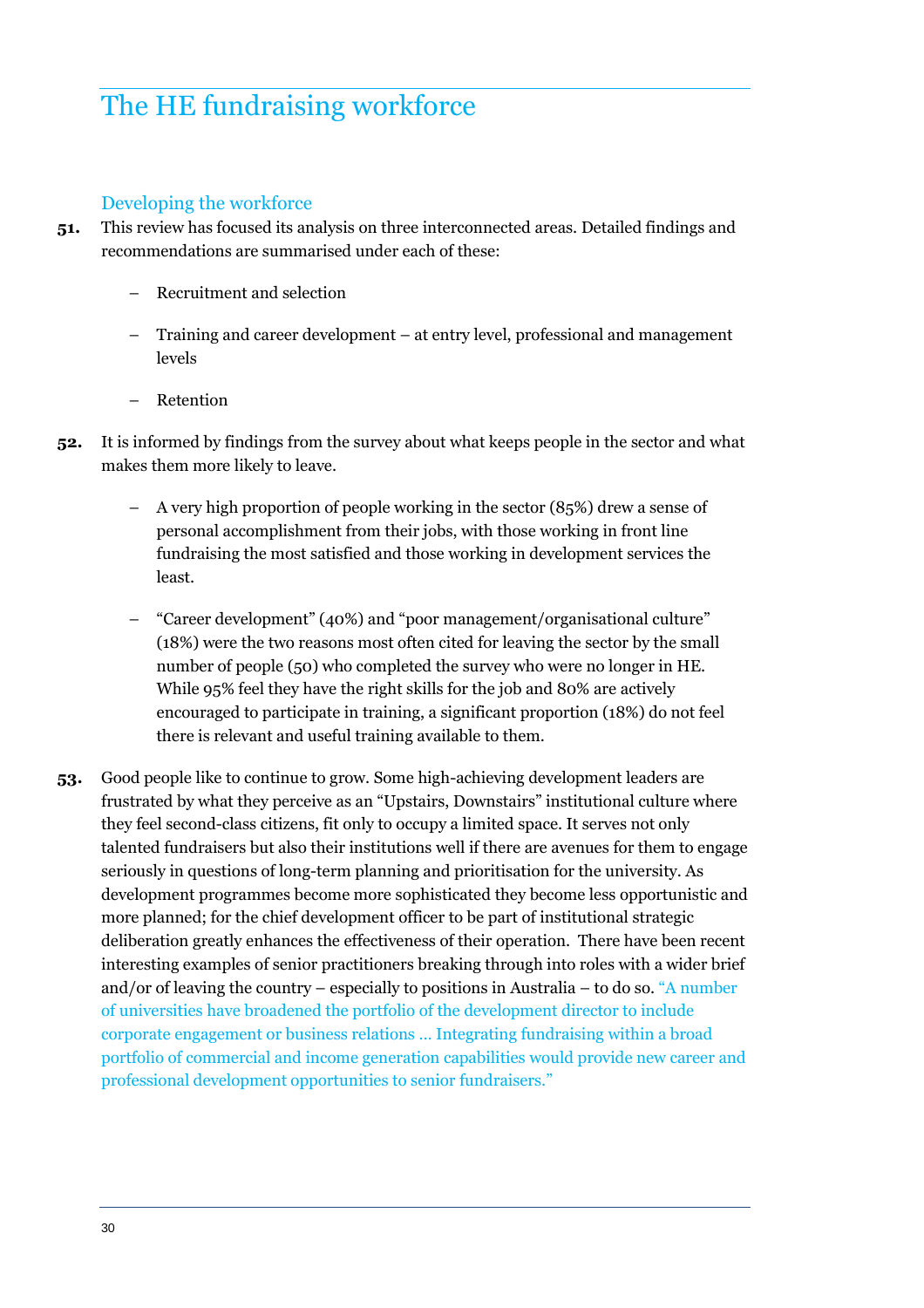# The HE fundraising workforce

## Developing the workforce

**51.** This review has focused its analysis on three interconnected areas. Detailed findings and recommendations are summarised under each of these:

- Recruitment and selection
- Training and career development – at entry level, professional and management levels
- Retention

**52.** It is informed by findings from the survey about what keeps people in the sector and what makes them more likely to leave.

- A very high proportion of people working in the sector (85%) drew a sense of personal accomplishment from their jobs, with those working in front line fundraising the most satisfied and those working in development services the least.
- "Career development" (40%) and "poor management/organisational culture" (18%) were the two reasons most often cited for leaving the sector by the small number of people (50) who completed the survey who were no longer in HE. While 95% feel they have the right skills for the job and 80% are actively encouraged to participate in training, a significant proportion (18%) do not feel there is relevant and useful training available to them.

**53.** Good people like to continue to grow. Some high-achieving development leaders are frustrated by what they perceive as an "Upstairs, Downstairs" institutional culture where they feel second-class citizens, fit only to occupy a limited space. It serves not only talented fundraisers but also their institutions well if there are avenues for them to engage seriously in questions of long-term planning and prioritisation for the university. As development programmes become more sophisticated they become less opportunistic and more planned; for the chief development officer to be part of institutional strategic deliberation greatly enhances the effectiveness of their operation. There have been recent interesting examples of senior practitioners breaking through into roles with a wider brief and/or of leaving the country – especially to positions in Australia – to do so. "A number of universities have broadened the portfolio of the development director to include corporate engagement or business relations … Integrating fundraising within a broad portfolio of commercial and income generation capabilities would provide new career and professional development opportunities to senior fundraisers."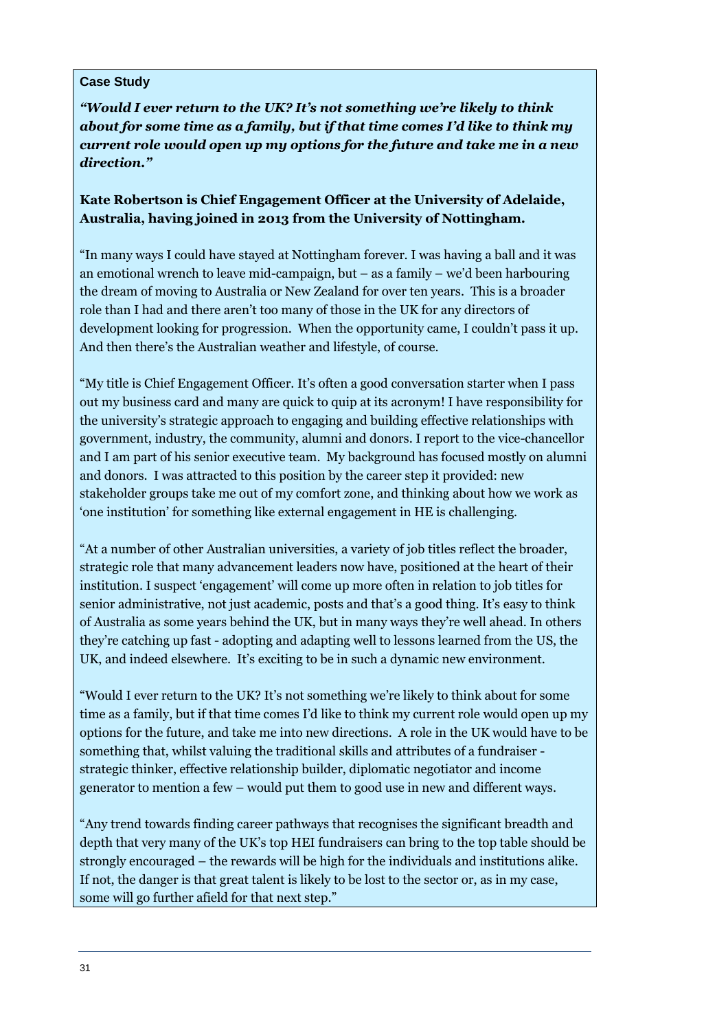**Case Study**

***"Would I ever return to the UK? It's not something we're likely to think about for some time as a family, but if that time comes I'd like to think my current role would open up my options for the future and take me in a new direction."***

**Kate Robertson is Chief Engagement Officer at the University of Adelaide, Australia, having joined in 2013 from the University of Nottingham.**

"In many ways I could have stayed at Nottingham forever. I was having a ball and it was an emotional wrench to leave mid-campaign, but – as a family – we'd been harbouring the dream of moving to Australia or New Zealand for over ten years. This is a broader role than I had and there aren't too many of those in the UK for any directors of development looking for progression. When the opportunity came, I couldn't pass it up. And then there's the Australian weather and lifestyle, of course.

"My title is Chief Engagement Officer. It's often a good conversation starter when I pass out my business card and many are quick to quip at its acronym! I have responsibility for the university's strategic approach to engaging and building effective relationships with government, industry, the community, alumni and donors. I report to the vice-chancellor and I am part of his senior executive team. My background has focused mostly on alumni and donors. I was attracted to this position by the career step it provided: new stakeholder groups take me out of my comfort zone, and thinking about how we work as 'one institution' for something like external engagement in HE is challenging.

"At a number of other Australian universities, a variety of job titles reflect the broader, strategic role that many advancement leaders now have, positioned at the heart of their institution. I suspect 'engagement' will come up more often in relation to job titles for senior administrative, not just academic, posts and that's a good thing. It's easy to think of Australia as some years behind the UK, but in many ways they're well ahead. In others they're catching up fast - adopting and adapting well to lessons learned from the US, the UK, and indeed elsewhere. It's exciting to be in such a dynamic new environment.

"Would I ever return to the UK? It's not something we're likely to think about for some time as a family, but if that time comes I'd like to think my current role would open up my options for the future, and take me into new directions. A role in the UK would have to be something that, whilst valuing the traditional skills and attributes of a fundraiser - strategic thinker, effective relationship builder, diplomatic negotiator and income generator to mention a few – would put them to good use in new and different ways.

"Any trend towards finding career pathways that recognises the significant breadth and depth that very many of the UK's top HEI fundraisers can bring to the top table should be strongly encouraged – the rewards will be high for the individuals and institutions alike. If not, the danger is that great talent is likely to be lost to the sector or, as in my case, some will go further afield for that next step."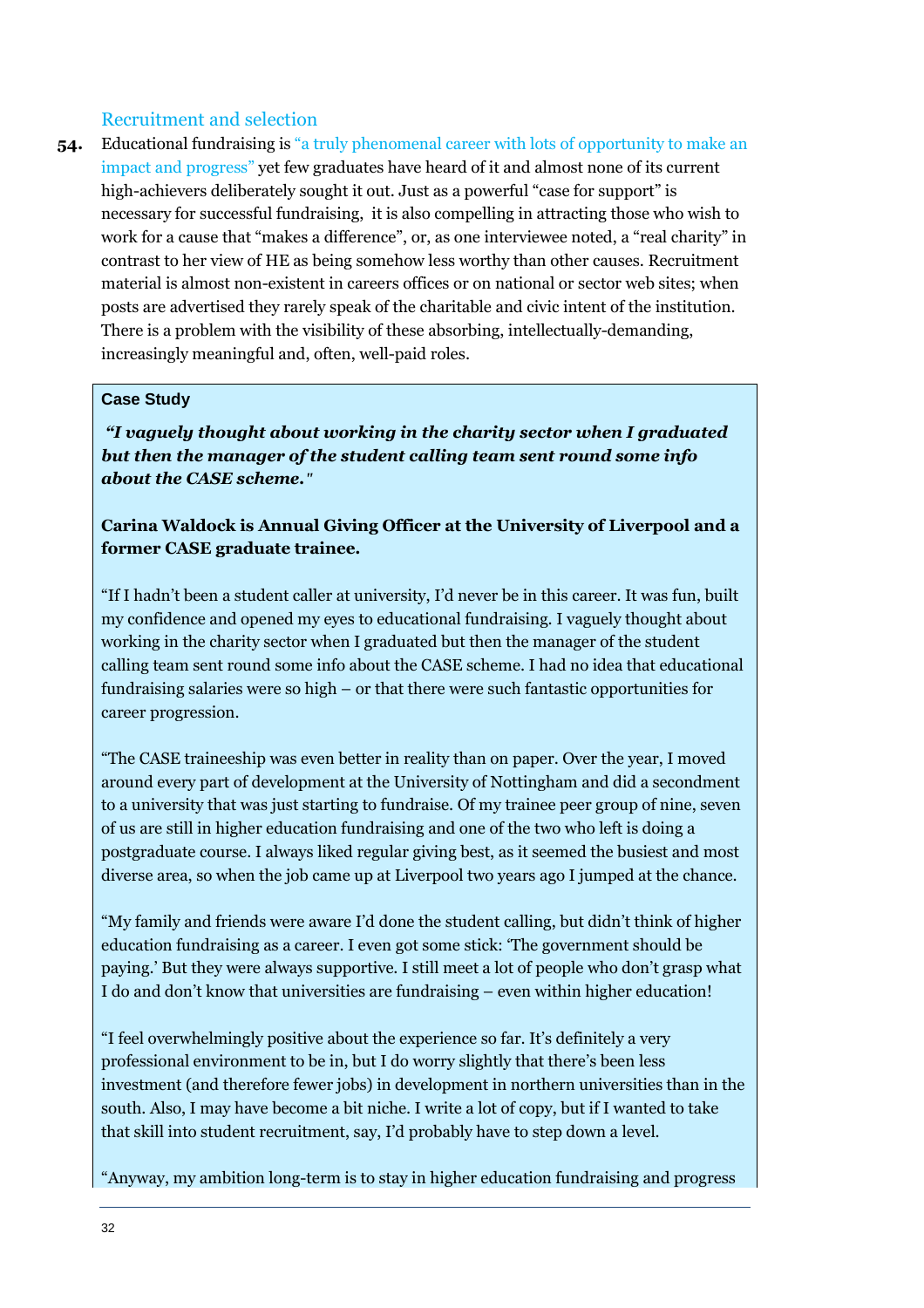## Recruitment and selection

**54.** Educational fundraising is "a truly phenomenal career with lots of opportunity to make an impact and progress" yet few graduates have heard of it and almost none of its current high-achievers deliberately sought it out. Just as a powerful "case for support" is necessary for successful fundraising, it is also compelling in attracting those who wish to work for a cause that "makes a difference", or, as one interviewee noted, a "real charity" in contrast to her view of HE as being somehow less worthy than other causes. Recruitment material is almost non-existent in careers offices or on national or sector web sites; when posts are advertised they rarely speak of the charitable and civic intent of the institution. There is a problem with the visibility of these absorbing, intellectually-demanding, increasingly meaningful and, often, well-paid roles.

**Case Study**

***"I vaguely thought about working in the charity sector when I graduated but then the manager of the student calling team sent round some info about the CASE scheme."***

**Carina Waldock is Annual Giving Officer at the University of Liverpool and a former CASE graduate trainee.**

"If I hadn't been a student caller at university, I'd never be in this career. It was fun, built my confidence and opened my eyes to educational fundraising. I vaguely thought about working in the charity sector when I graduated but then the manager of the student calling team sent round some info about the CASE scheme. I had no idea that educational fundraising salaries were so high – or that there were such fantastic opportunities for career progression.

"The CASE traineeship was even better in reality than on paper. Over the year, I moved around every part of development at the University of Nottingham and did a secondment to a university that was just starting to fundraise. Of my trainee peer group of nine, seven of us are still in higher education fundraising and one of the two who left is doing a postgraduate course. I always liked regular giving best, as it seemed the busiest and most diverse area, so when the job came up at Liverpool two years ago I jumped at the chance.

"My family and friends were aware I'd done the student calling, but didn't think of higher education fundraising as a career. I even got some stick: 'The government should be paying.' But they were always supportive. I still meet a lot of people who don't grasp what I do and don't know that universities are fundraising – even within higher education!

"I feel overwhelmingly positive about the experience so far. It's definitely a very professional environment to be in, but I do worry slightly that there's been less investment (and therefore fewer jobs) in development in northern universities than in the south. Also, I may have become a bit niche. I write a lot of copy, but if I wanted to take that skill into student recruitment, say, I'd probably have to step down a level.

"Anyway, my ambition long-term is to stay in higher education fundraising and progress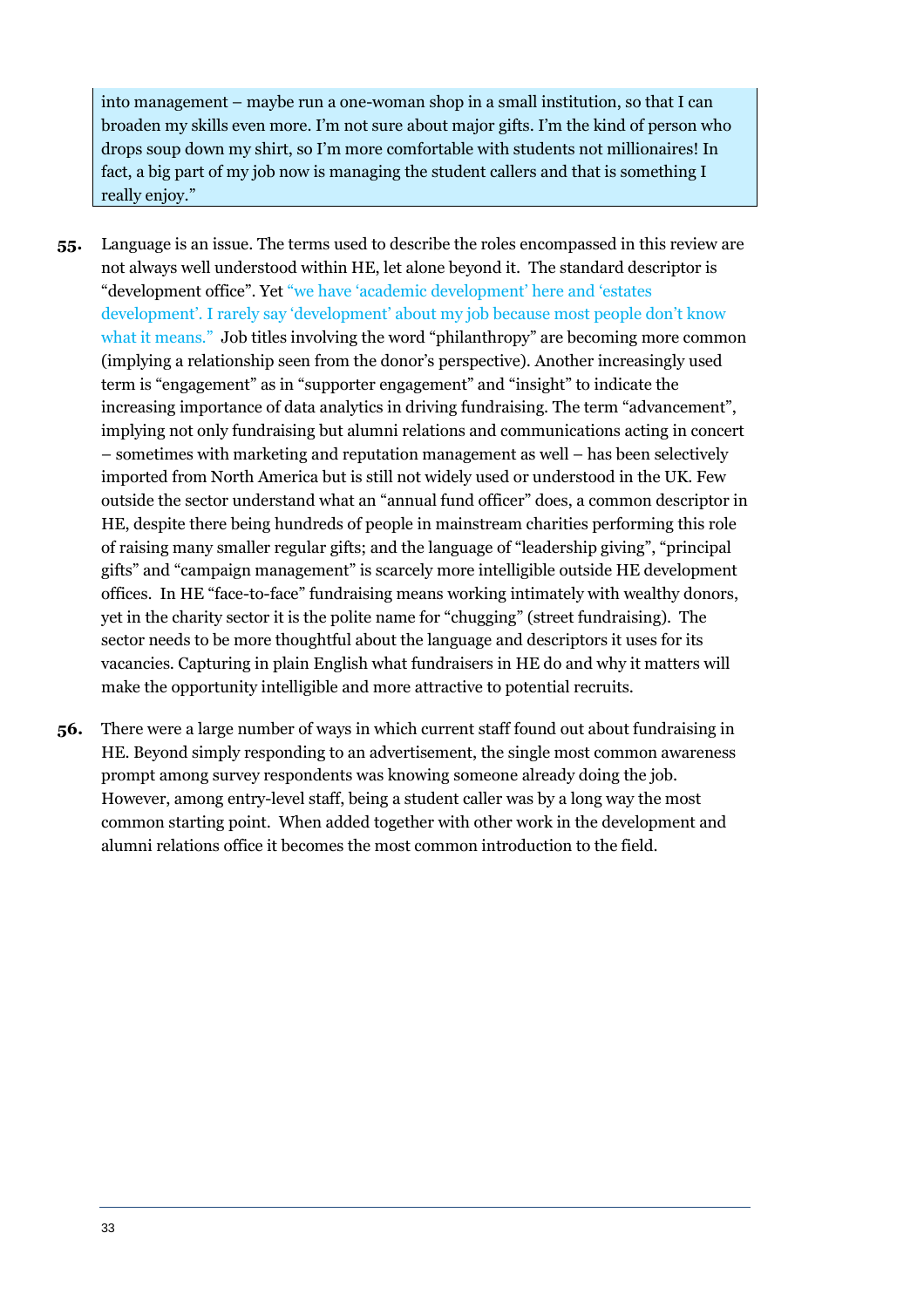> into management – maybe run a one-woman shop in a small institution, so that I can broaden my skills even more. I'm not sure about major gifts. I'm the kind of person who drops soup down my shirt, so I'm more comfortable with students not millionaires! In fact, a big part of my job now is managing the student callers and that is something I really enjoy."

**55.** Language is an issue. The terms used to describe the roles encompassed in this review are not always well understood within HE, let alone beyond it. The standard descriptor is "development office". Yet "we have 'academic development' here and 'estates development'. I rarely say 'development' about my job because most people don't know what it means." Job titles involving the word "philanthropy" are becoming more common (implying a relationship seen from the donor's perspective). Another increasingly used term is "engagement" as in "supporter engagement" and "insight" to indicate the increasing importance of data analytics in driving fundraising. The term "advancement", implying not only fundraising but alumni relations and communications acting in concert – sometimes with marketing and reputation management as well – has been selectively imported from North America but is still not widely used or understood in the UK. Few outside the sector understand what an "annual fund officer" does, a common descriptor in HE, despite there being hundreds of people in mainstream charities performing this role of raising many smaller regular gifts; and the language of "leadership giving", "principal gifts" and "campaign management" is scarcely more intelligible outside HE development offices. In HE "face-to-face" fundraising means working intimately with wealthy donors, yet in the charity sector it is the polite name for "chugging" (street fundraising). The sector needs to be more thoughtful about the language and descriptors it uses for its vacancies. Capturing in plain English what fundraisers in HE do and why it matters will make the opportunity intelligible and more attractive to potential recruits.

**56.** There were a large number of ways in which current staff found out about fundraising in HE. Beyond simply responding to an advertisement, the single most common awareness prompt among survey respondents was knowing someone already doing the job. However, among entry-level staff, being a student caller was by a long way the most common starting point. When added together with other work in the development and alumni relations office it becomes the most common introduction to the field.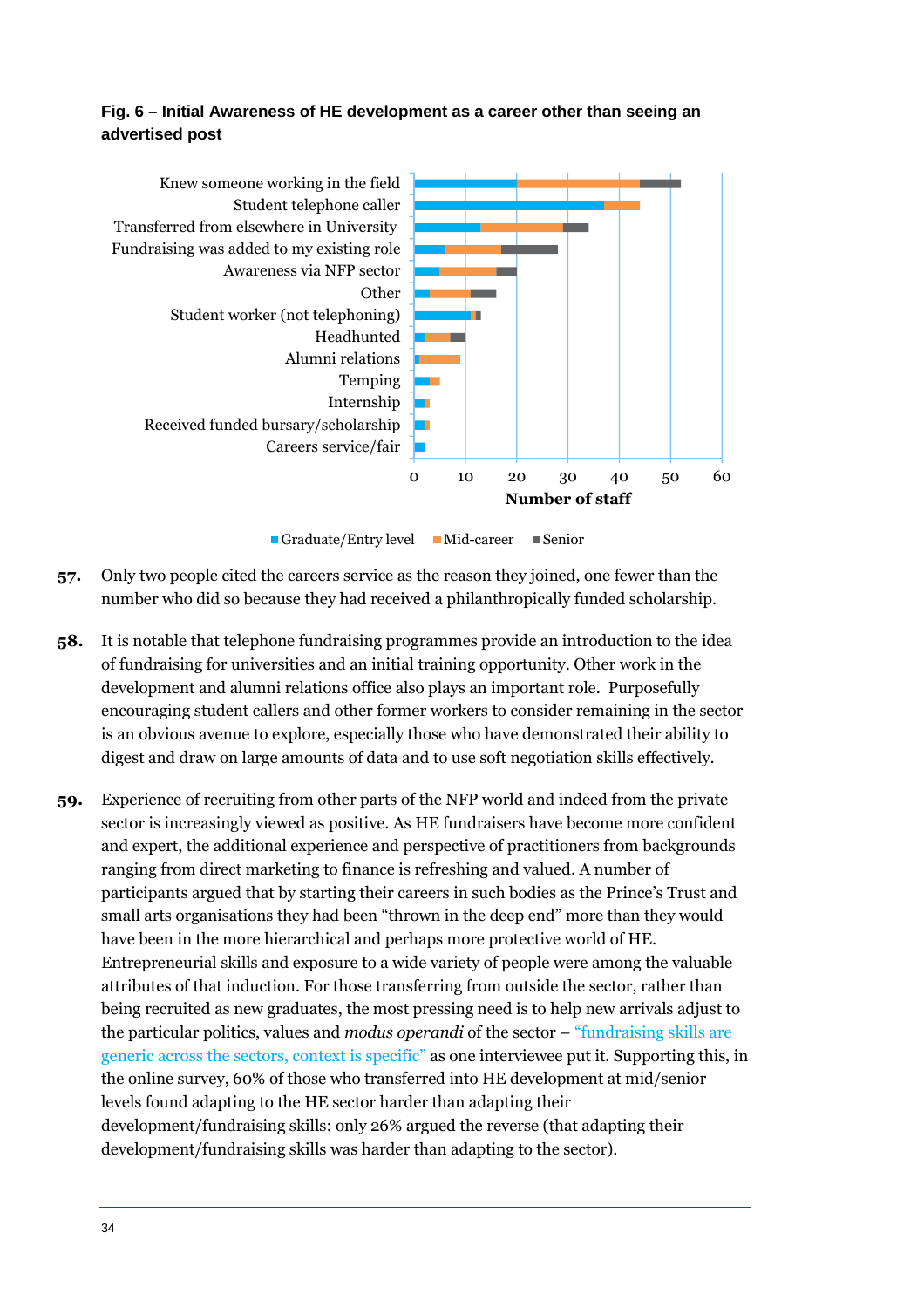**Fig. 6 – Initial Awareness of HE development as a career other than seeing an advertised post**

57. Only two people cited the careers service as the reason they joined, one fewer than the number who did so because they had received a philanthropically funded scholarship.

58. It is notable that telephone fundraising programmes provide an introduction to the idea of fundraising for universities and an initial training opportunity. Other work in the development and alumni relations office also plays an important role. Purposefully encouraging student callers and other former workers to consider remaining in the sector is an obvious avenue to explore, especially those who have demonstrated their ability to digest and draw on large amounts of data and to use soft negotiation skills effectively.

59. Experience of recruiting from other parts of the NFP world and indeed from the private sector is increasingly viewed as positive. As HE fundraisers have become more confident and expert, the additional experience and perspective of practitioners from backgrounds ranging from direct marketing to finance is refreshing and valued. A number of participants argued that by starting their careers in such bodies as the Prince's Trust and small arts organisations they had been "thrown in the deep end" more than they would have been in the more hierarchical and perhaps more protective world of HE. Entrepreneurial skills and exposure to a wide variety of people were among the valuable attributes of that induction. For those transferring from outside the sector, rather than being recruited as new graduates, the most pressing need is to help new arrivals adjust to the particular politics, values and *modus operandi* of the sector – "fundraising skills are generic across the sectors, context is specific" as one interviewee put it. Supporting this, in the online survey, 60% of those who transferred into HE development at mid/senior levels found adapting to the HE sector harder than adapting their development/fundraising skills: only 26% argued the reverse (that adapting their development/fundraising skills was harder than adapting to the sector).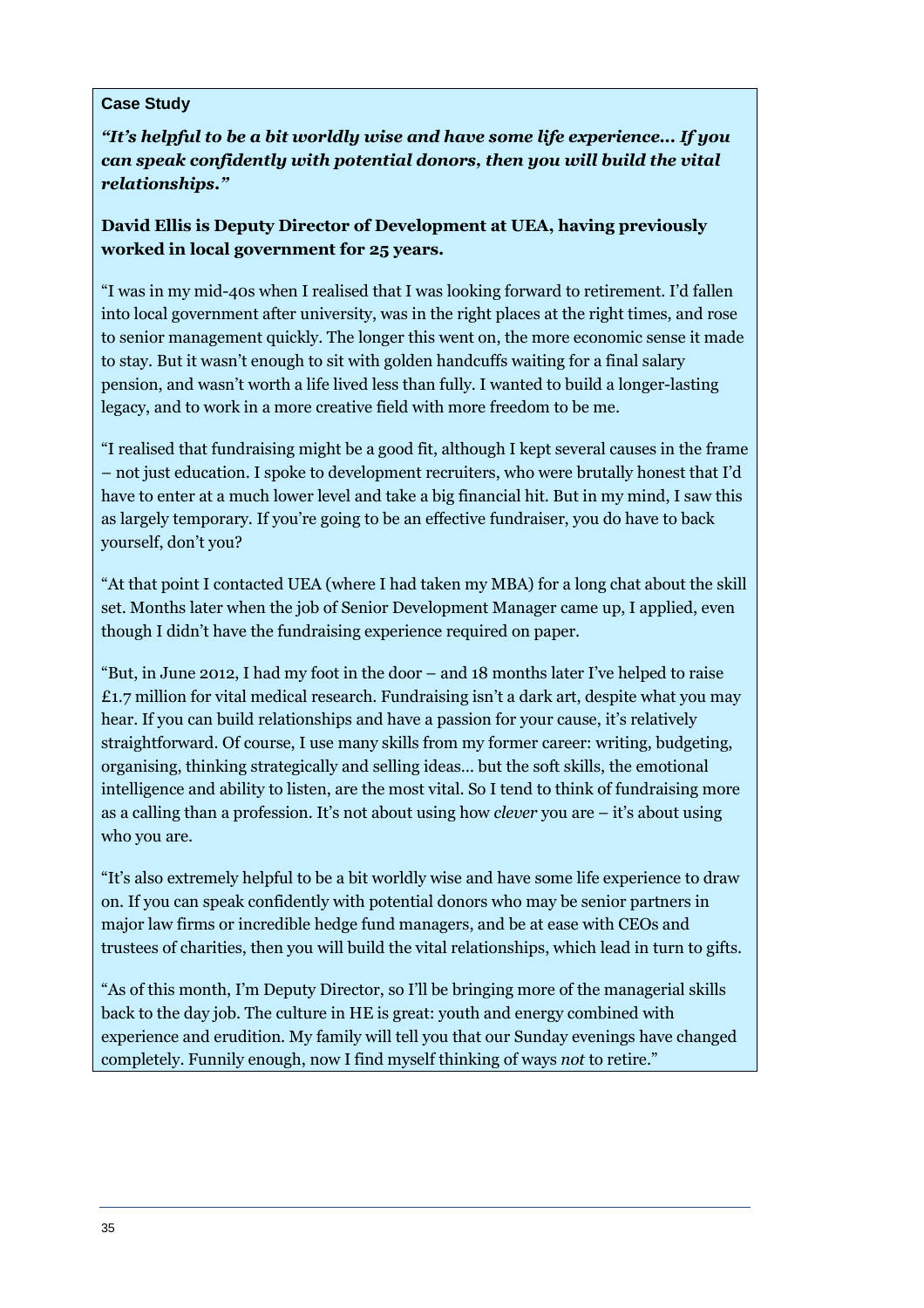**Case Study**

***"It's helpful to be a bit worldly wise and have some life experience… If you can speak confidently with potential donors, then you will build the vital relationships."***

**David Ellis is Deputy Director of Development at UEA, having previously worked in local government for 25 years.**

"I was in my mid-40s when I realised that I was looking forward to retirement. I'd fallen into local government after university, was in the right places at the right times, and rose to senior management quickly. The longer this went on, the more economic sense it made to stay. But it wasn't enough to sit with golden handcuffs waiting for a final salary pension, and wasn't worth a life lived less than fully. I wanted to build a longer-lasting legacy, and to work in a more creative field with more freedom to be me.

"I realised that fundraising might be a good fit, although I kept several causes in the frame – not just education. I spoke to development recruiters, who were brutally honest that I'd have to enter at a much lower level and take a big financial hit. But in my mind, I saw this as largely temporary. If you're going to be an effective fundraiser, you do have to back yourself, don't you?

"At that point I contacted UEA (where I had taken my MBA) for a long chat about the skill set. Months later when the job of Senior Development Manager came up, I applied, even though I didn't have the fundraising experience required on paper.

"But, in June 2012, I had my foot in the door – and 18 months later I've helped to raise £1.7 million for vital medical research. Fundraising isn't a dark art, despite what you may hear. If you can build relationships and have a passion for your cause, it's relatively straightforward. Of course, I use many skills from my former career: writing, budgeting, organising, thinking strategically and selling ideas… but the soft skills, the emotional intelligence and ability to listen, are the most vital. So I tend to think of fundraising more as a calling than a profession. It's not about using how *clever* you are – it's about using who you are.

"It's also extremely helpful to be a bit worldly wise and have some life experience to draw on. If you can speak confidently with potential donors who may be senior partners in major law firms or incredible hedge fund managers, and be at ease with CEOs and trustees of charities, then you will build the vital relationships, which lead in turn to gifts.

"As of this month, I'm Deputy Director, so I'll be bringing more of the managerial skills back to the day job. The culture in HE is great: youth and energy combined with experience and erudition. My family will tell you that our Sunday evenings have changed completely. Funnily enough, now I find myself thinking of ways *not* to retire."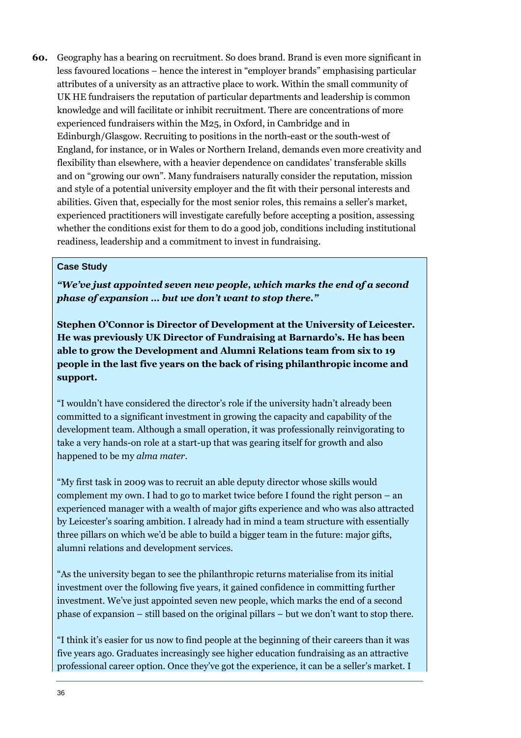**60.** Geography has a bearing on recruitment. So does brand. Brand is even more significant in less favoured locations – hence the interest in "employer brands" emphasising particular attributes of a university as an attractive place to work. Within the small community of UK HE fundraisers the reputation of particular departments and leadership is common knowledge and will facilitate or inhibit recruitment. There are concentrations of more experienced fundraisers within the M25, in Oxford, in Cambridge and in Edinburgh/Glasgow. Recruiting to positions in the north-east or the south-west of England, for instance, or in Wales or Northern Ireland, demands even more creativity and flexibility than elsewhere, with a heavier dependence on candidates' transferable skills and on "growing our own". Many fundraisers naturally consider the reputation, mission and style of a potential university employer and the fit with their personal interests and abilities. Given that, especially for the most senior roles, this remains a seller's market, experienced practitioners will investigate carefully before accepting a position, assessing whether the conditions exist for them to do a good job, conditions including institutional readiness, leadership and a commitment to invest in fundraising.

**Case Study**

***"We've just appointed seven new people, which marks the end of a second phase of expansion … but we don't want to stop there."***

**Stephen O'Connor is Director of Development at the University of Leicester. He was previously UK Director of Fundraising at Barnardo's. He has been able to grow the Development and Alumni Relations team from six to 19 people in the last five years on the back of rising philanthropic income and support.**

"I wouldn't have considered the director's role if the university hadn't already been committed to a significant investment in growing the capacity and capability of the development team. Although a small operation, it was professionally reinvigorating to take a very hands-on role at a start-up that was gearing itself for growth and also happened to be my *alma mater*.

"My first task in 2009 was to recruit an able deputy director whose skills would complement my own. I had to go to market twice before I found the right person – an experienced manager with a wealth of major gifts experience and who was also attracted by Leicester's soaring ambition. I already had in mind a team structure with essentially three pillars on which we'd be able to build a bigger team in the future: major gifts, alumni relations and development services.

"As the university began to see the philanthropic returns materialise from its initial investment over the following five years, it gained confidence in committing further investment. We've just appointed seven new people, which marks the end of a second phase of expansion – still based on the original pillars – but we don't want to stop there.

"I think it's easier for us now to find people at the beginning of their careers than it was five years ago. Graduates increasingly see higher education fundraising as an attractive professional career option. Once they've got the experience, it can be a seller's market. I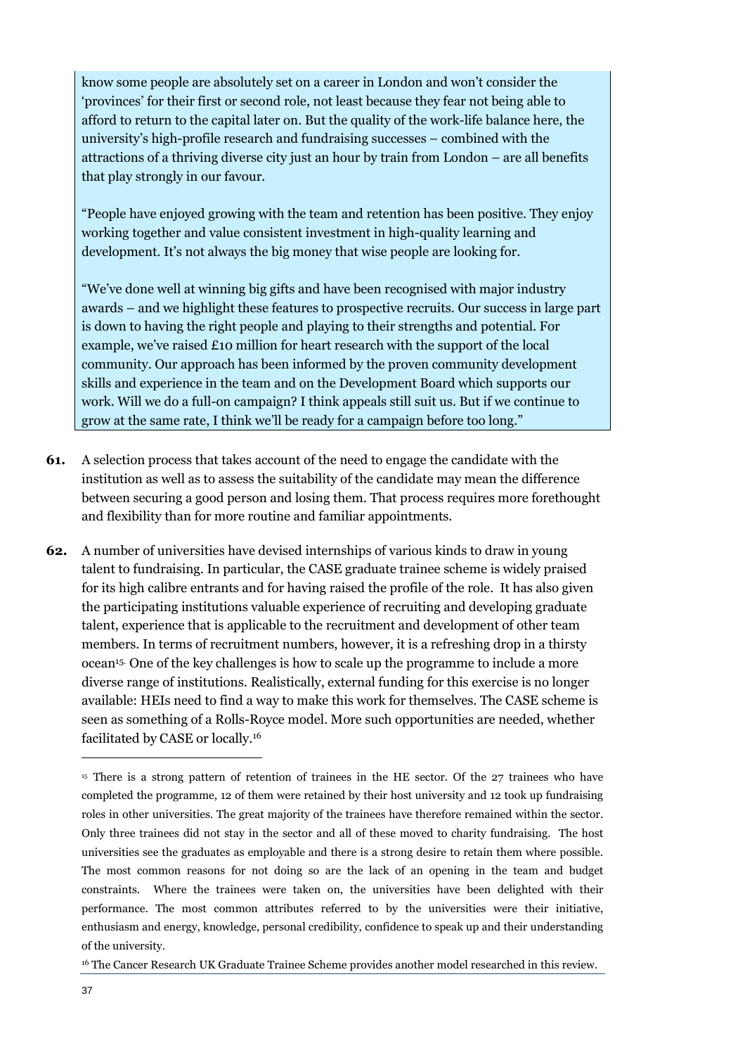know some people are absolutely set on a career in London and won't consider the 'provinces' for their first or second role, not least because they fear not being able to afford to return to the capital later on. But the quality of the work-life balance here, the university's high-profile research and fundraising successes – combined with the attractions of a thriving diverse city just an hour by train from London – are all benefits that play strongly in our favour.

"People have enjoyed growing with the team and retention has been positive. They enjoy working together and value consistent investment in high-quality learning and development. It's not always the big money that wise people are looking for.

"We've done well at winning big gifts and have been recognised with major industry awards – and we highlight these features to prospective recruits. Our success in large part is down to having the right people and playing to their strengths and potential. For example, we've raised £10 million for heart research with the support of the local community. Our approach has been informed by the proven community development skills and experience in the team and on the Development Board which supports our work. Will we do a full-on campaign? I think appeals still suit us. But if we continue to grow at the same rate, I think we'll be ready for a campaign before too long."

**61.** A selection process that takes account of the need to engage the candidate with the institution as well as to assess the suitability of the candidate may mean the difference between securing a good person and losing them. That process requires more forethought and flexibility than for more routine and familiar appointments.

**62.** A number of universities have devised internships of various kinds to draw in young talent to fundraising. In particular, the CASE graduate trainee scheme is widely praised for its high calibre entrants and for having raised the profile of the role. It has also given the participating institutions valuable experience of recruiting and developing graduate talent, experience that is applicable to the recruitment and development of other team members. In terms of recruitment numbers, however, it is a refreshing drop in a thirsty ocean[15]. One of the key challenges is how to scale up the programme to include a more diverse range of institutions. Realistically, external funding for this exercise is no longer available: HEIs need to find a way to make this work for themselves. The CASE scheme is seen as something of a Rolls-Royce model. More such opportunities are needed, whether facilitated by CASE or locally.[16]

---

[15] There is a strong pattern of retention of trainees in the HE sector. Of the 27 trainees who have completed the programme, 12 of them were retained by their host university and 12 took up fundraising roles in other universities. The great majority of the trainees have therefore remained within the sector. Only three trainees did not stay in the sector and all of these moved to charity fundraising. The host universities see the graduates as employable and there is a strong desire to retain them where possible. The most common reasons for not doing so are the lack of an opening in the team and budget constraints. Where the trainees were taken on, the universities have been delighted with their performance. The most common attributes referred to by the universities were their initiative, enthusiasm and energy, knowledge, personal credibility, confidence to speak up and their understanding of the university.

[16] The Cancer Research UK Graduate Trainee Scheme provides another model researched in this review.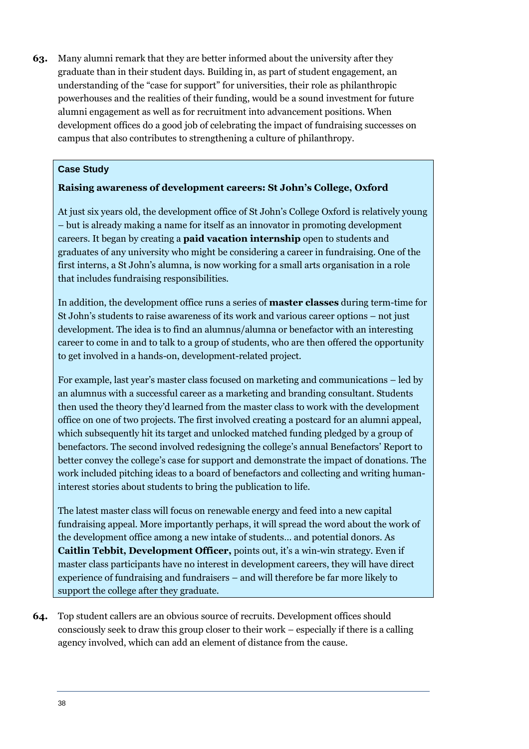**63.** Many alumni remark that they are better informed about the university after they graduate than in their student days. Building in, as part of student engagement, an understanding of the "case for support" for universities, their role as philanthropic powerhouses and the realities of their funding, would be a sound investment for future alumni engagement as well as for recruitment into advancement positions. When development offices do a good job of celebrating the impact of fundraising successes on campus that also contributes to strengthening a culture of philanthropy.

> **Case Study**
>
> **Raising awareness of development careers: St John's College, Oxford**
>
> At just six years old, the development office of St John's College Oxford is relatively young – but is already making a name for itself as an innovator in promoting development careers. It began by creating a **paid vacation internship** open to students and graduates of any university who might be considering a career in fundraising. One of the first interns, a St John's alumna, is now working for a small arts organisation in a role that includes fundraising responsibilities.
>
> In addition, the development office runs a series of **master classes** during term-time for St John's students to raise awareness of its work and various career options – not just development. The idea is to find an alumnus/alumna or benefactor with an interesting career to come in and to talk to a group of students, who are then offered the opportunity to get involved in a hands-on, development-related project.
>
> For example, last year's master class focused on marketing and communications – led by an alumnus with a successful career as a marketing and branding consultant. Students then used the theory they'd learned from the master class to work with the development office on one of two projects. The first involved creating a postcard for an alumni appeal, which subsequently hit its target and unlocked matched funding pledged by a group of benefactors. The second involved redesigning the college's annual Benefactors' Report to better convey the college's case for support and demonstrate the impact of donations. The work included pitching ideas to a board of benefactors and collecting and writing human-interest stories about students to bring the publication to life.
>
> The latest master class will focus on renewable energy and feed into a new capital fundraising appeal. More importantly perhaps, it will spread the word about the work of the development office among a new intake of students… and potential donors. As **Caitlin Tebbit, Development Officer,** points out, it's a win-win strategy. Even if master class participants have no interest in development careers, they will have direct experience of fundraising and fundraisers – and will therefore be far more likely to support the college after they graduate.

**64.** Top student callers are an obvious source of recruits. Development offices should consciously seek to draw this group closer to their work – especially if there is a calling agency involved, which can add an element of distance from the cause.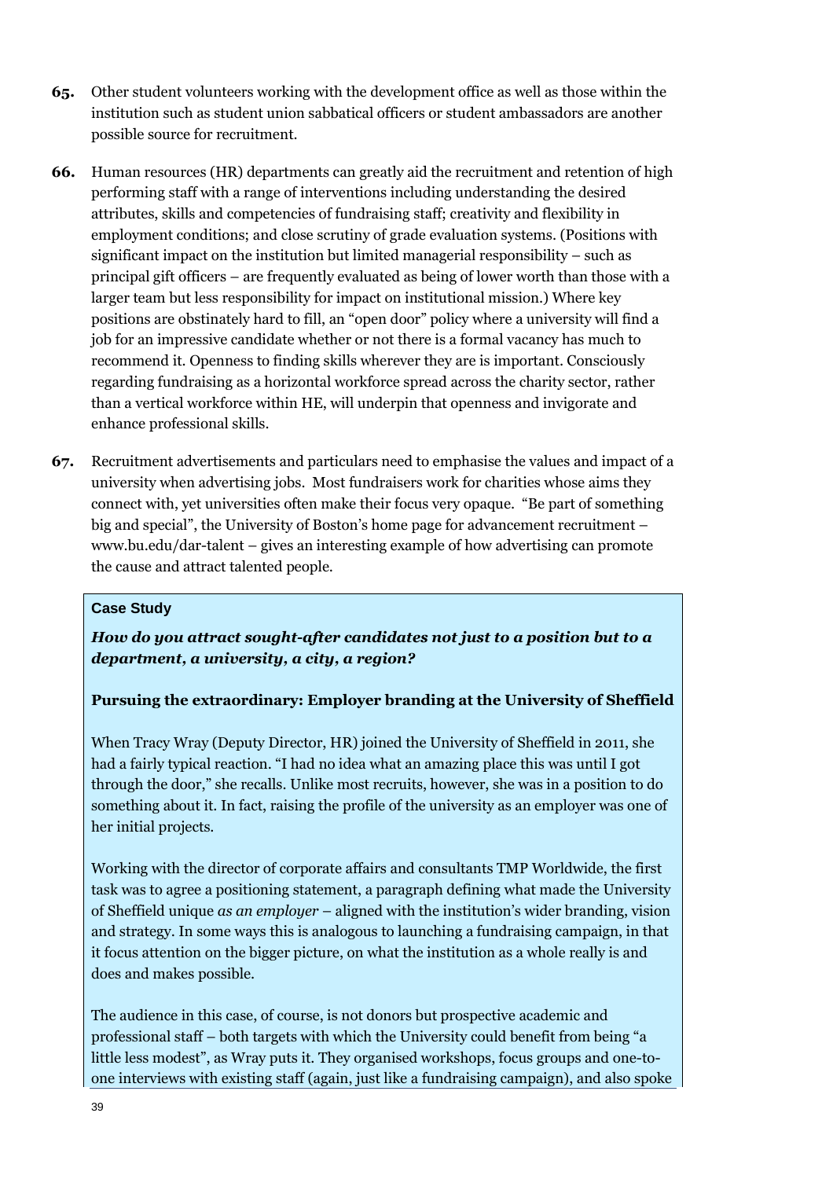**65.** Other student volunteers working with the development office as well as those within the institution such as student union sabbatical officers or student ambassadors are another possible source for recruitment.

**66.** Human resources (HR) departments can greatly aid the recruitment and retention of high performing staff with a range of interventions including understanding the desired attributes, skills and competencies of fundraising staff; creativity and flexibility in employment conditions; and close scrutiny of grade evaluation systems. (Positions with significant impact on the institution but limited managerial responsibility – such as principal gift officers – are frequently evaluated as being of lower worth than those with a larger team but less responsibility for impact on institutional mission.) Where key positions are obstinately hard to fill, an "open door" policy where a university will find a job for an impressive candidate whether or not there is a formal vacancy has much to recommend it. Openness to finding skills wherever they are is important. Consciously regarding fundraising as a horizontal workforce spread across the charity sector, rather than a vertical workforce within HE, will underpin that openness and invigorate and enhance professional skills.

**67.** Recruitment advertisements and particulars need to emphasise the values and impact of a university when advertising jobs. Most fundraisers work for charities whose aims they connect with, yet universities often make their focus very opaque. "Be part of something big and special", the University of Boston's home page for advancement recruitment – www.bu.edu/dar-talent – gives an interesting example of how advertising can promote the cause and attract talented people.

> **Case Study**
>
> ***How do you attract sought-after candidates not just to a position but to a department, a university, a city, a region?***
>
> **Pursuing the extraordinary: Employer branding at the University of Sheffield**
>
> When Tracy Wray (Deputy Director, HR) joined the University of Sheffield in 2011, she had a fairly typical reaction. "I had no idea what an amazing place this was until I got through the door," she recalls. Unlike most recruits, however, she was in a position to do something about it. In fact, raising the profile of the university as an employer was one of her initial projects.
>
> Working with the director of corporate affairs and consultants TMP Worldwide, the first task was to agree a positioning statement, a paragraph defining what made the University of Sheffield unique *as an employer* – aligned with the institution's wider branding, vision and strategy. In some ways this is analogous to launching a fundraising campaign, in that it focus attention on the bigger picture, on what the institution as a whole really is and does and makes possible.
>
> The audience in this case, of course, is not donors but prospective academic and professional staff – both targets with which the University could benefit from being "a little less modest", as Wray puts it. They organised workshops, focus groups and one-to-one interviews with existing staff (again, just like a fundraising campaign), and also spoke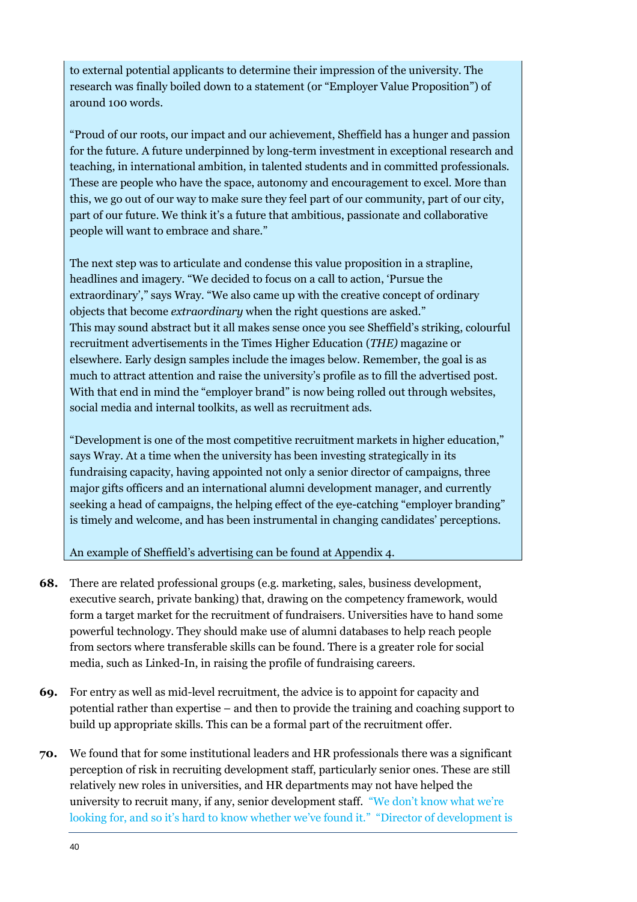to external potential applicants to determine their impression of the university. The research was finally boiled down to a statement (or "Employer Value Proposition") of around 100 words.

"Proud of our roots, our impact and our achievement, Sheffield has a hunger and passion for the future. A future underpinned by long-term investment in exceptional research and teaching, in international ambition, in talented students and in committed professionals. These are people who have the space, autonomy and encouragement to excel. More than this, we go out of our way to make sure they feel part of our community, part of our city, part of our future. We think it's a future that ambitious, passionate and collaborative people will want to embrace and share."

The next step was to articulate and condense this value proposition in a strapline, headlines and imagery. "We decided to focus on a call to action, 'Pursue the extraordinary'," says Wray. "We also came up with the creative concept of ordinary objects that become *extraordinary* when the right questions are asked." This may sound abstract but it all makes sense once you see Sheffield's striking, colourful recruitment advertisements in the Times Higher Education (*THE)* magazine or elsewhere. Early design samples include the images below. Remember, the goal is as much to attract attention and raise the university's profile as to fill the advertised post. With that end in mind the "employer brand" is now being rolled out through websites, social media and internal toolkits, as well as recruitment ads.

"Development is one of the most competitive recruitment markets in higher education," says Wray. At a time when the university has been investing strategically in its fundraising capacity, having appointed not only a senior director of campaigns, three major gifts officers and an international alumni development manager, and currently seeking a head of campaigns, the helping effect of the eye-catching "employer branding" is timely and welcome, and has been instrumental in changing candidates' perceptions.

An example of Sheffield's advertising can be found at Appendix 4.

**68.** There are related professional groups (e.g. marketing, sales, business development, executive search, private banking) that, drawing on the competency framework, would form a target market for the recruitment of fundraisers. Universities have to hand some powerful technology. They should make use of alumni databases to help reach people from sectors where transferable skills can be found. There is a greater role for social media, such as Linked-In, in raising the profile of fundraising careers.

**69.** For entry as well as mid-level recruitment, the advice is to appoint for capacity and potential rather than expertise – and then to provide the training and coaching support to build up appropriate skills. This can be a formal part of the recruitment offer.

**70.** We found that for some institutional leaders and HR professionals there was a significant perception of risk in recruiting development staff, particularly senior ones. These are still relatively new roles in universities, and HR departments may not have helped the university to recruit many, if any, senior development staff. "We don't know what we're looking for, and so it's hard to know whether we've found it." "Director of development is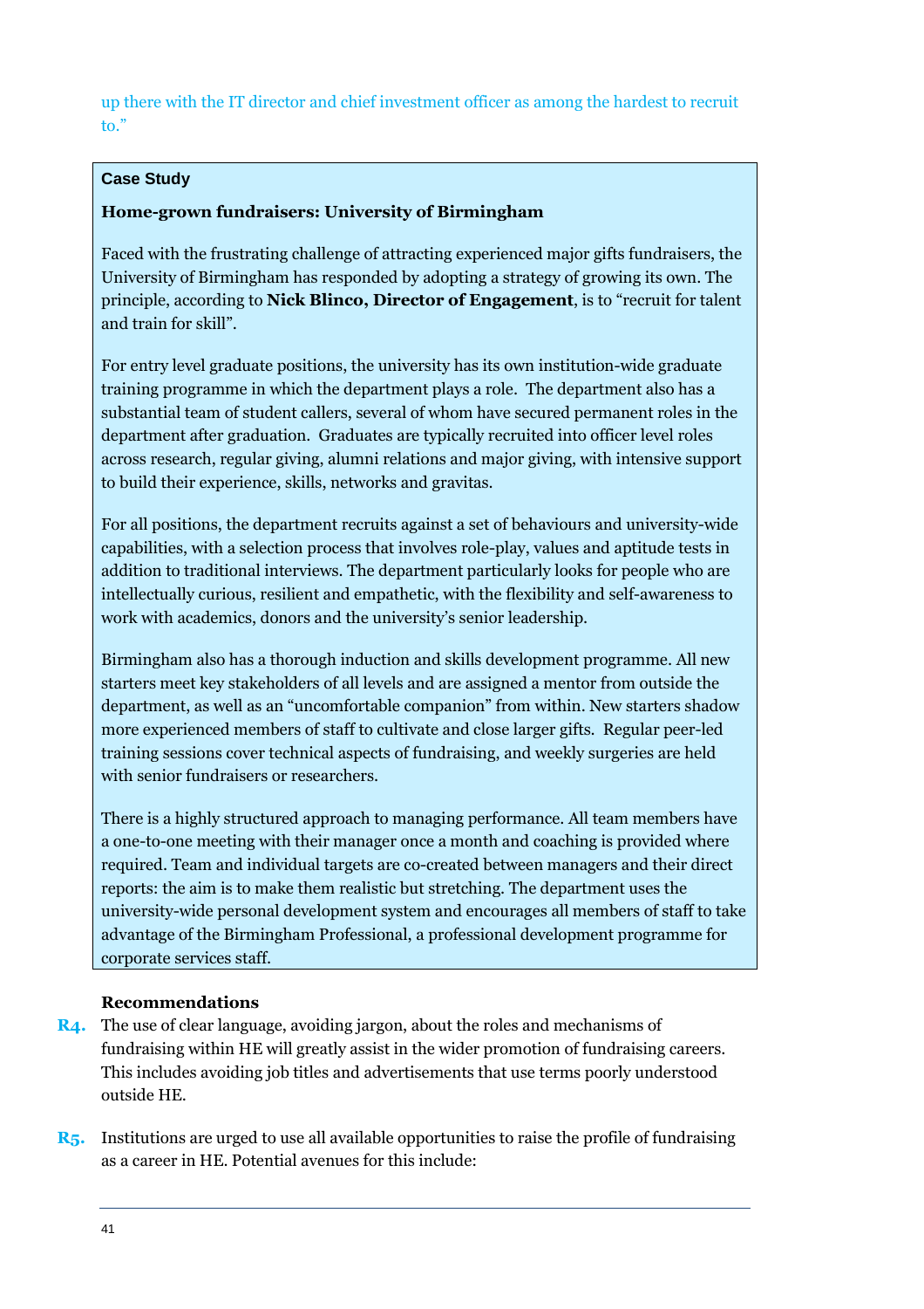up there with the IT director and chief investment officer as among the hardest to recruit to."

**Case Study**

**Home-grown fundraisers: University of Birmingham**

Faced with the frustrating challenge of attracting experienced major gifts fundraisers, the University of Birmingham has responded by adopting a strategy of growing its own. The principle, according to **Nick Blinco, Director of Engagement**, is to "recruit for talent and train for skill".

For entry level graduate positions, the university has its own institution-wide graduate training programme in which the department plays a role. The department also has a substantial team of student callers, several of whom have secured permanent roles in the department after graduation. Graduates are typically recruited into officer level roles across research, regular giving, alumni relations and major giving, with intensive support to build their experience, skills, networks and gravitas.

For all positions, the department recruits against a set of behaviours and university-wide capabilities, with a selection process that involves role-play, values and aptitude tests in addition to traditional interviews. The department particularly looks for people who are intellectually curious, resilient and empathetic, with the flexibility and self-awareness to work with academics, donors and the university's senior leadership.

Birmingham also has a thorough induction and skills development programme. All new starters meet key stakeholders of all levels and are assigned a mentor from outside the department, as well as an "uncomfortable companion" from within. New starters shadow more experienced members of staff to cultivate and close larger gifts. Regular peer-led training sessions cover technical aspects of fundraising, and weekly surgeries are held with senior fundraisers or researchers.

There is a highly structured approach to managing performance. All team members have a one-to-one meeting with their manager once a month and coaching is provided where required. Team and individual targets are co-created between managers and their direct reports: the aim is to make them realistic but stretching. The department uses the university-wide personal development system and encourages all members of staff to take advantage of the Birmingham Professional, a professional development programme for corporate services staff.

**Recommendations**

**R4.** The use of clear language, avoiding jargon, about the roles and mechanisms of fundraising within HE will greatly assist in the wider promotion of fundraising careers. This includes avoiding job titles and advertisements that use terms poorly understood outside HE.

**R5.** Institutions are urged to use all available opportunities to raise the profile of fundraising as a career in HE. Potential avenues for this include: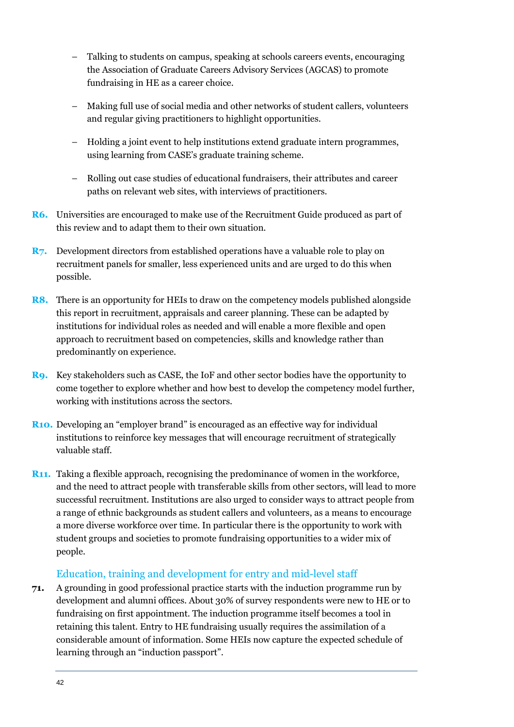- Talking to students on campus, speaking at schools careers events, encouraging the Association of Graduate Careers Advisory Services (AGCAS) to promote fundraising in HE as a career choice.

- Making full use of social media and other networks of student callers, volunteers and regular giving practitioners to highlight opportunities.

- Holding a joint event to help institutions extend graduate intern programmes, using learning from CASE's graduate training scheme.

- Rolling out case studies of educational fundraisers, their attributes and career paths on relevant web sites, with interviews of practitioners.

**R6.** Universities are encouraged to make use of the Recruitment Guide produced as part of this review and to adapt them to their own situation.

**R7.** Development directors from established operations have a valuable role to play on recruitment panels for smaller, less experienced units and are urged to do this when possible.

**R8.** There is an opportunity for HEIs to draw on the competency models published alongside this report in recruitment, appraisals and career planning. These can be adapted by institutions for individual roles as needed and will enable a more flexible and open approach to recruitment based on competencies, skills and knowledge rather than predominantly on experience.

**R9.** Key stakeholders such as CASE, the IoF and other sector bodies have the opportunity to come together to explore whether and how best to develop the competency model further, working with institutions across the sectors.

**R10.** Developing an "employer brand" is encouraged as an effective way for individual institutions to reinforce key messages that will encourage recruitment of strategically valuable staff.

**R11.** Taking a flexible approach, recognising the predominance of women in the workforce, and the need to attract people with transferable skills from other sectors, will lead to more successful recruitment. Institutions are also urged to consider ways to attract people from a range of ethnic backgrounds as student callers and volunteers, as a means to encourage a more diverse workforce over time. In particular there is the opportunity to work with student groups and societies to promote fundraising opportunities to a wider mix of people.

### Education, training and development for entry and mid-level staff

**71.** A grounding in good professional practice starts with the induction programme run by development and alumni offices. About 30% of survey respondents were new to HE or to fundraising on first appointment. The induction programme itself becomes a tool in retaining this talent. Entry to HE fundraising usually requires the assimilation of a considerable amount of information. Some HEIs now capture the expected schedule of learning through an "induction passport".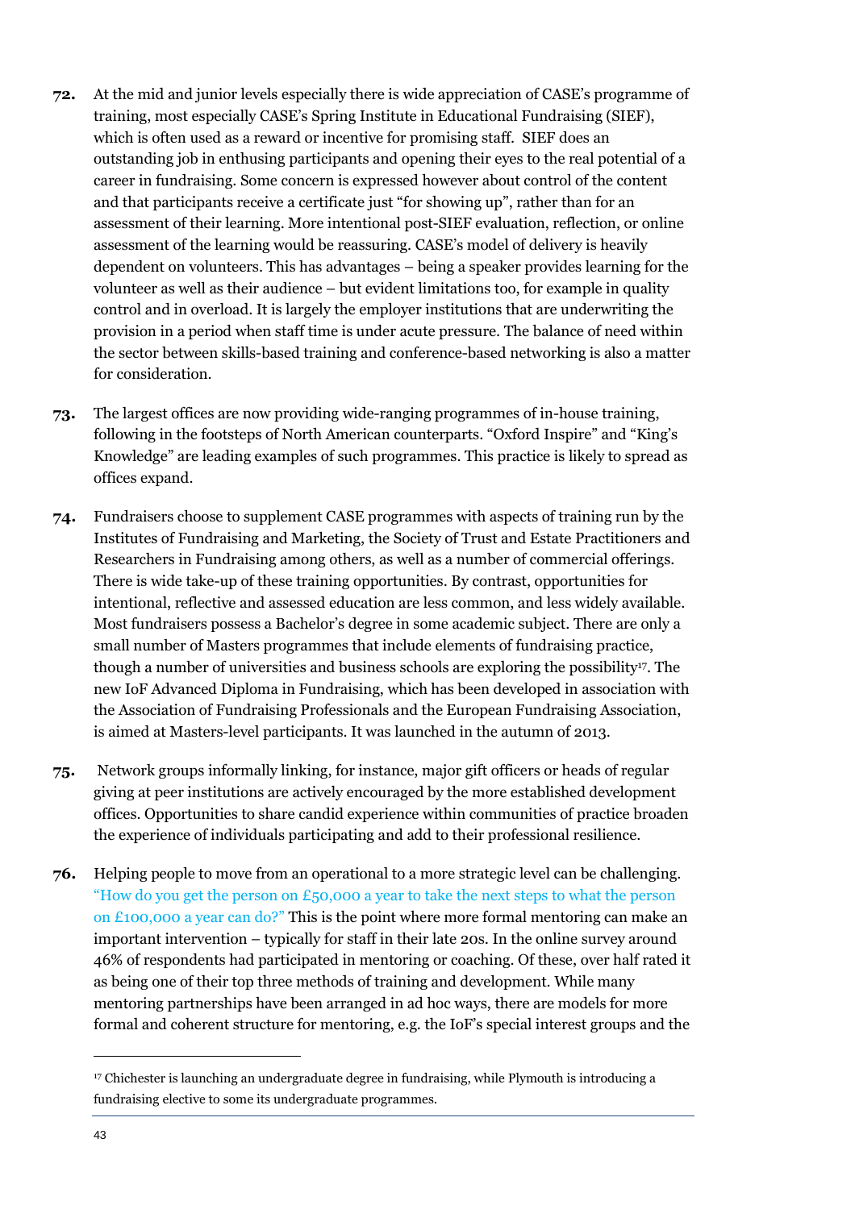**72.** At the mid and junior levels especially there is wide appreciation of CASE's programme of training, most especially CASE's Spring Institute in Educational Fundraising (SIEF), which is often used as a reward or incentive for promising staff. SIEF does an outstanding job in enthusing participants and opening their eyes to the real potential of a career in fundraising. Some concern is expressed however about control of the content and that participants receive a certificate just "for showing up", rather than for an assessment of their learning. More intentional post-SIEF evaluation, reflection, or online assessment of the learning would be reassuring. CASE's model of delivery is heavily dependent on volunteers. This has advantages – being a speaker provides learning for the volunteer as well as their audience – but evident limitations too, for example in quality control and in overload. It is largely the employer institutions that are underwriting the provision in a period when staff time is under acute pressure. The balance of need within the sector between skills-based training and conference-based networking is also a matter for consideration.

**73.** The largest offices are now providing wide-ranging programmes of in-house training, following in the footsteps of North American counterparts. "Oxford Inspire" and "King's Knowledge" are leading examples of such programmes. This practice is likely to spread as offices expand.

**74.** Fundraisers choose to supplement CASE programmes with aspects of training run by the Institutes of Fundraising and Marketing, the Society of Trust and Estate Practitioners and Researchers in Fundraising among others, as well as a number of commercial offerings. There is wide take-up of these training opportunities. By contrast, opportunities for intentional, reflective and assessed education are less common, and less widely available. Most fundraisers possess a Bachelor's degree in some academic subject. There are only a small number of Masters programmes that include elements of fundraising practice, though a number of universities and business schools are exploring the possibility[17]. The new IoF Advanced Diploma in Fundraising, which has been developed in association with the Association of Fundraising Professionals and the European Fundraising Association, is aimed at Masters-level participants. It was launched in the autumn of 2013.

**75.** Network groups informally linking, for instance, major gift officers or heads of regular giving at peer institutions are actively encouraged by the more established development offices. Opportunities to share candid experience within communities of practice broaden the experience of individuals participating and add to their professional resilience.

**76.** Helping people to move from an operational to a more strategic level can be challenging. "How do you get the person on £50,000 a year to take the next steps to what the person on £100,000 a year can do?" This is the point where more formal mentoring can make an important intervention – typically for staff in their late 20s. In the online survey around 46% of respondents had participated in mentoring or coaching. Of these, over half rated it as being one of their top three methods of training and development. While many mentoring partnerships have been arranged in ad hoc ways, there are models for more formal and coherent structure for mentoring, e.g. the IoF's special interest groups and the

---

[17] Chichester is launching an undergraduate degree in fundraising, while Plymouth is introducing a fundraising elective to some its undergraduate programmes.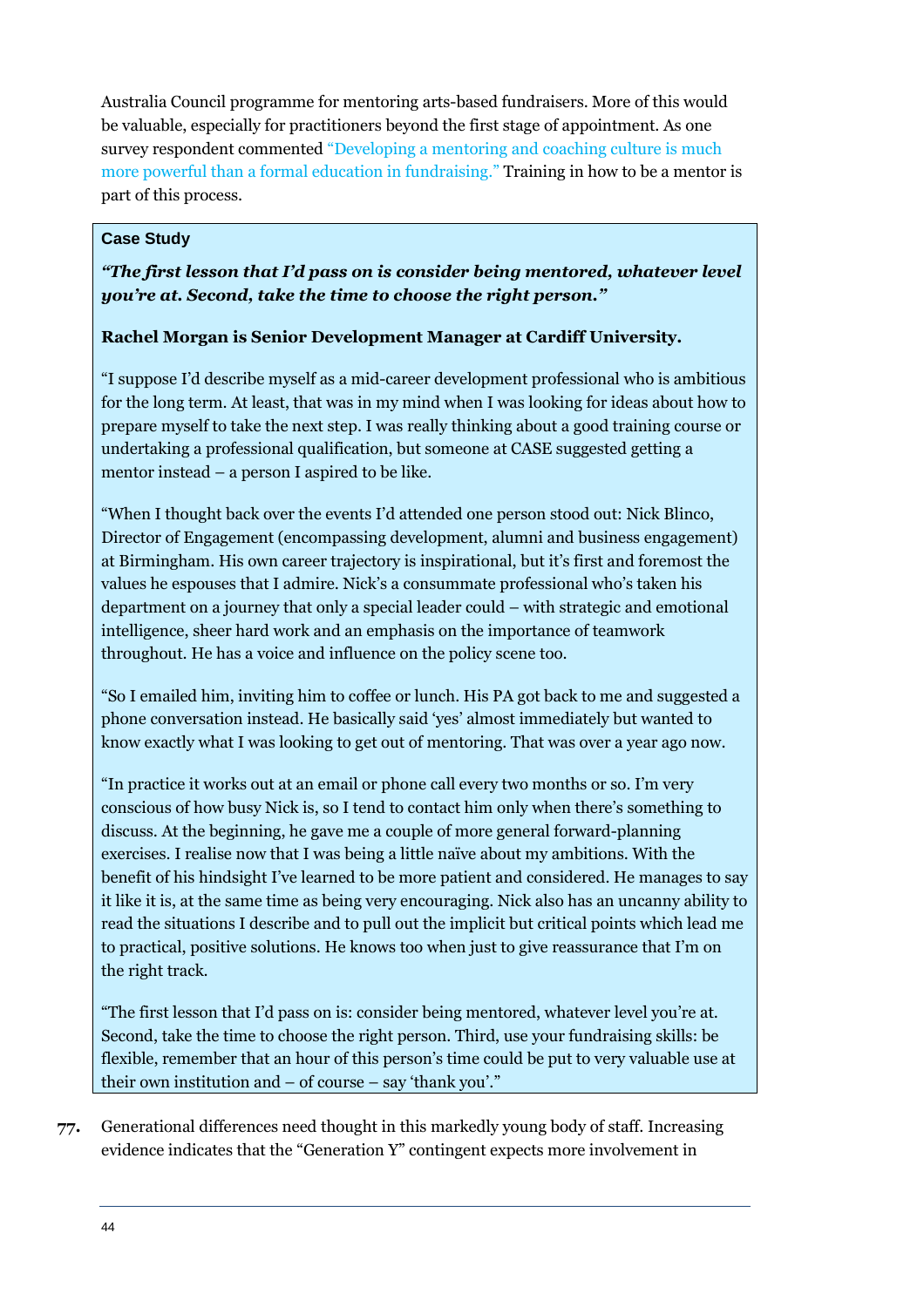Australia Council programme for mentoring arts-based fundraisers. More of this would be valuable, especially for practitioners beyond the first stage of appointment. As one survey respondent commented "Developing a mentoring and coaching culture is much more powerful than a formal education in fundraising." Training in how to be a mentor is part of this process.

> **Case Study**
>
> ***"The first lesson that I'd pass on is consider being mentored, whatever level you're at. Second, take the time to choose the right person."***
>
> **Rachel Morgan is Senior Development Manager at Cardiff University.**
>
> "I suppose I'd describe myself as a mid-career development professional who is ambitious for the long term. At least, that was in my mind when I was looking for ideas about how to prepare myself to take the next step. I was really thinking about a good training course or undertaking a professional qualification, but someone at CASE suggested getting a mentor instead – a person I aspired to be like.
>
> "When I thought back over the events I'd attended one person stood out: Nick Blinco, Director of Engagement (encompassing development, alumni and business engagement) at Birmingham. His own career trajectory is inspirational, but it's first and foremost the values he espouses that I admire. Nick's a consummate professional who's taken his department on a journey that only a special leader could – with strategic and emotional intelligence, sheer hard work and an emphasis on the importance of teamwork throughout. He has a voice and influence on the policy scene too.
>
> "So I emailed him, inviting him to coffee or lunch. His PA got back to me and suggested a phone conversation instead. He basically said 'yes' almost immediately but wanted to know exactly what I was looking to get out of mentoring. That was over a year ago now.
>
> "In practice it works out at an email or phone call every two months or so. I'm very conscious of how busy Nick is, so I tend to contact him only when there's something to discuss. At the beginning, he gave me a couple of more general forward-planning exercises. I realise now that I was being a little naïve about my ambitions. With the benefit of his hindsight I've learned to be more patient and considered. He manages to say it like it is, at the same time as being very encouraging. Nick also has an uncanny ability to read the situations I describe and to pull out the implicit but critical points which lead me to practical, positive solutions. He knows too when just to give reassurance that I'm on the right track.
>
> "The first lesson that I'd pass on is: consider being mentored, whatever level you're at. Second, take the time to choose the right person. Third, use your fundraising skills: be flexible, remember that an hour of this person's time could be put to very valuable use at their own institution and – of course – say 'thank you'."

**77.** Generational differences need thought in this markedly young body of staff. Increasing evidence indicates that the "Generation Y" contingent expects more involvement in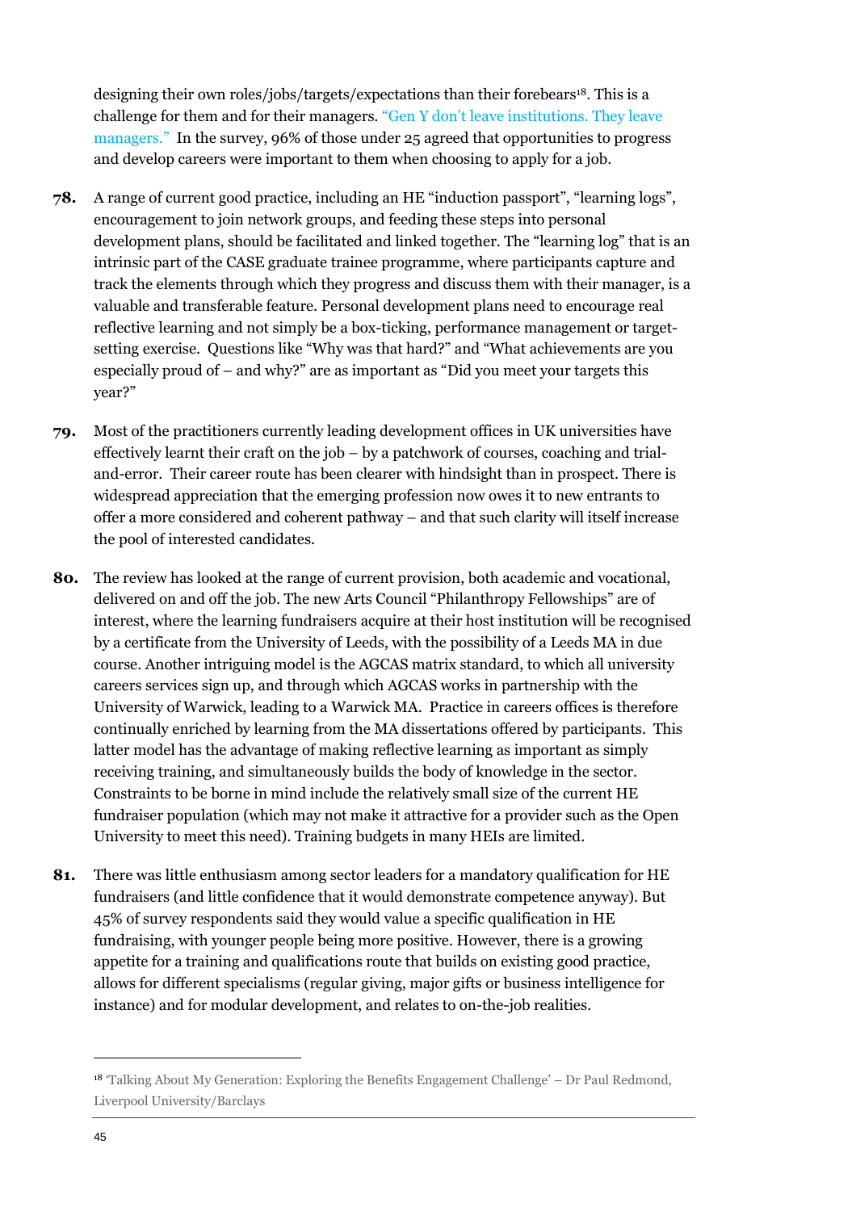designing their own roles/jobs/targets/expectations than their forebears[18]. This is a challenge for them and for their managers. "Gen Y don't leave institutions. They leave managers." In the survey, 96% of those under 25 agreed that opportunities to progress and develop careers were important to them when choosing to apply for a job.

**78.** A range of current good practice, including an HE "induction passport", "learning logs", encouragement to join network groups, and feeding these steps into personal development plans, should be facilitated and linked together. The "learning log" that is an intrinsic part of the CASE graduate trainee programme, where participants capture and track the elements through which they progress and discuss them with their manager, is a valuable and transferable feature. Personal development plans need to encourage real reflective learning and not simply be a box-ticking, performance management or target-setting exercise. Questions like "Why was that hard?" and "What achievements are you especially proud of – and why?" are as important as "Did you meet your targets this year?"

**79.** Most of the practitioners currently leading development offices in UK universities have effectively learnt their craft on the job – by a patchwork of courses, coaching and trial-and-error. Their career route has been clearer with hindsight than in prospect. There is widespread appreciation that the emerging profession now owes it to new entrants to offer a more considered and coherent pathway – and that such clarity will itself increase the pool of interested candidates.

**80.** The review has looked at the range of current provision, both academic and vocational, delivered on and off the job. The new Arts Council "Philanthropy Fellowships" are of interest, where the learning fundraisers acquire at their host institution will be recognised by a certificate from the University of Leeds, with the possibility of a Leeds MA in due course. Another intriguing model is the AGCAS matrix standard, to which all university careers services sign up, and through which AGCAS works in partnership with the University of Warwick, leading to a Warwick MA. Practice in careers offices is therefore continually enriched by learning from the MA dissertations offered by participants. This latter model has the advantage of making reflective learning as important as simply receiving training, and simultaneously builds the body of knowledge in the sector. Constraints to be borne in mind include the relatively small size of the current HE fundraiser population (which may not make it attractive for a provider such as the Open University to meet this need). Training budgets in many HEIs are limited.

**81.** There was little enthusiasm among sector leaders for a mandatory qualification for HE fundraisers (and little confidence that it would demonstrate competence anyway). But 45% of survey respondents said they would value a specific qualification in HE fundraising, with younger people being more positive. However, there is a growing appetite for a training and qualifications route that builds on existing good practice, allows for different specialisms (regular giving, major gifts or business intelligence for instance) and for modular development, and relates to on-the-job realities.

---

[18] 'Talking About My Generation: Exploring the Benefits Engagement Challenge' – Dr Paul Redmond, Liverpool University/Barclays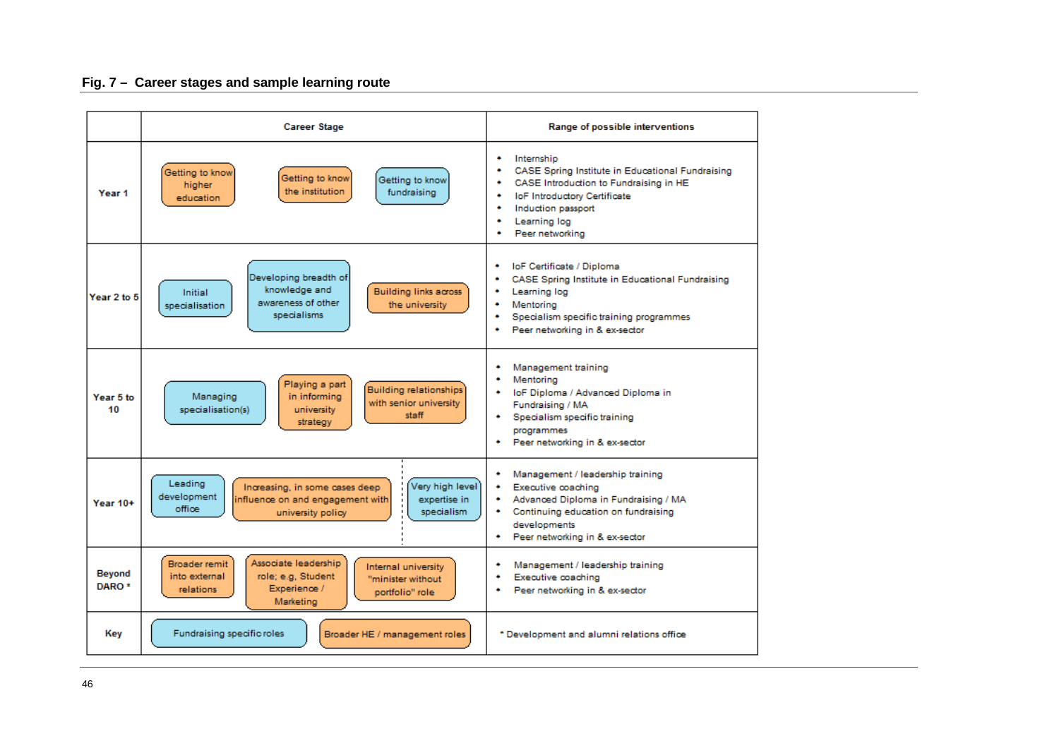## Fig. 7 – Career stages and sample learning route

| | Career Stage | Range of possible interventions |
|---|---|---|
| Year 1 | Getting to know higher education; Getting to know the institution; Getting to know fundraising | • Internship<br>• CASE Spring Institute in Educational Fundraising<br>• CASE Introduction to Fundraising in HE<br>• IoF Introductory Certificate<br>• Induction passport<br>• Learning log<br>• Peer networking |
| Year 2 to 5 | Initial specialisation; Developing breadth of knowledge and awareness of other specialisms; Building links across the university | • IoF Certificate / Diploma<br>• CASE Spring Institute in Educational Fundraising<br>• Learning log<br>• Mentoring<br>• Specialism specific training programmes<br>• Peer networking in & ex-sector |
| Year 5 to 10 | Managing specialisation(s); Playing a part in informing university strategy; Building relationships with senior university staff | • Management training<br>• Mentoring<br>• IoF Diploma / Advanced Diploma in Fundraising / MA<br>• Specialism specific training programmes<br>• Peer networking in & ex-sector |
| Year 10+ | Leading development office; Increasing, in some cases deep influence on and engagement with university policy; Very high level expertise in specialism | • Management / leadership training<br>• Executive coaching<br>• Advanced Diploma in Fundraising / MA<br>• Continuing education on fundraising developments<br>• Peer networking in & ex-sector |
| Beyond DARO * | Broader remit into external relations; Associate leadership role; e.g, Student Experience / Marketing; Internal university "minister without portfolio" role | • Management / leadership training<br>• Executive coaching<br>• Peer networking in & ex-sector |
| Key | Fundraising specific roles; Broader HE / management roles | * Development and alumni relations office |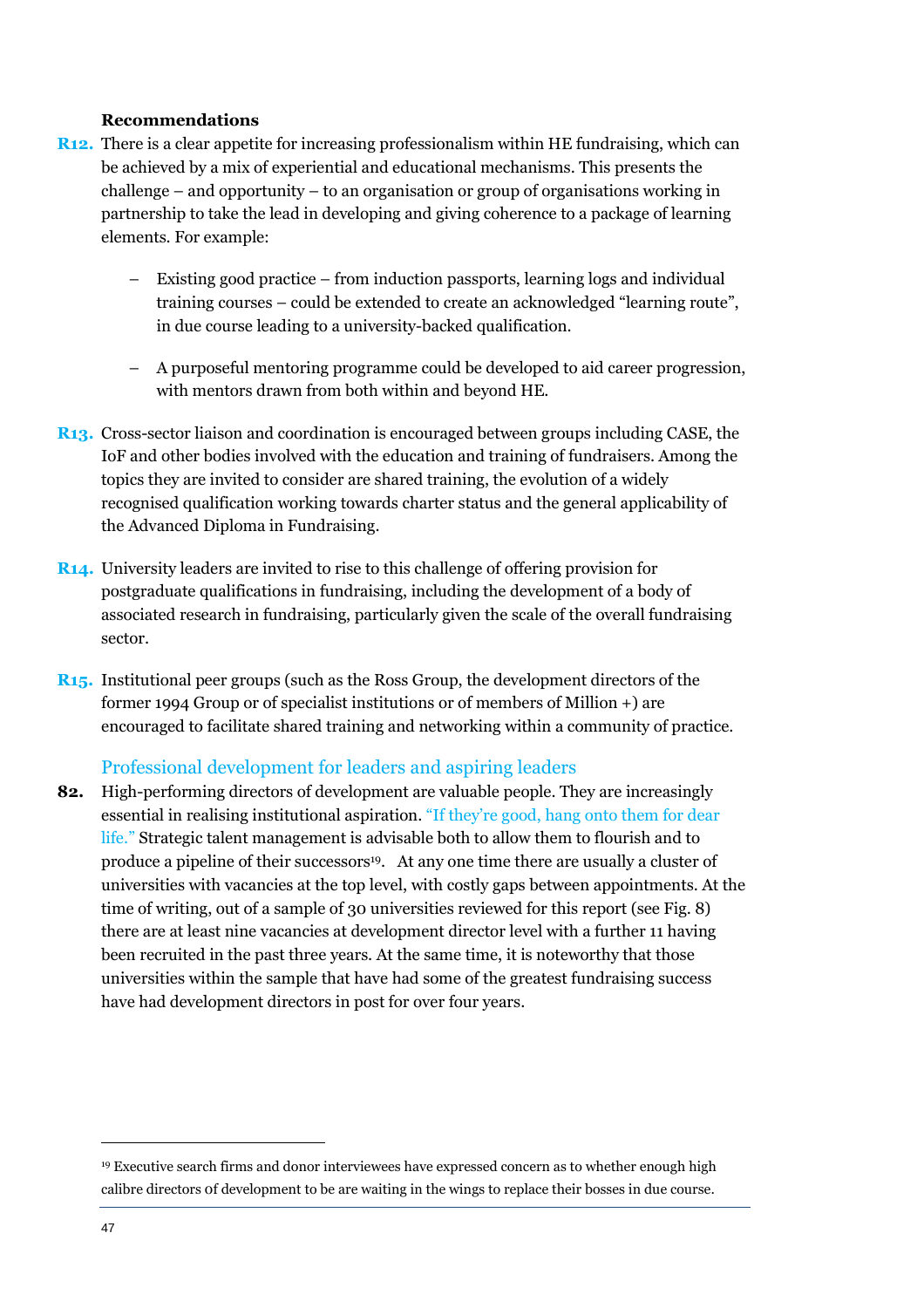**Recommendations**

**R12.** There is a clear appetite for increasing professionalism within HE fundraising, which can be achieved by a mix of experiential and educational mechanisms. This presents the challenge – and opportunity – to an organisation or group of organisations working in partnership to take the lead in developing and giving coherence to a package of learning elements. For example:

- Existing good practice – from induction passports, learning logs and individual training courses – could be extended to create an acknowledged "learning route", in due course leading to a university-backed qualification.

- A purposeful mentoring programme could be developed to aid career progression, with mentors drawn from both within and beyond HE.

**R13.** Cross-sector liaison and coordination is encouraged between groups including CASE, the IoF and other bodies involved with the education and training of fundraisers. Among the topics they are invited to consider are shared training, the evolution of a widely recognised qualification working towards charter status and the general applicability of the Advanced Diploma in Fundraising.

**R14.** University leaders are invited to rise to this challenge of offering provision for postgraduate qualifications in fundraising, including the development of a body of associated research in fundraising, particularly given the scale of the overall fundraising sector.

**R15.** Institutional peer groups (such as the Ross Group, the development directors of the former 1994 Group or of specialist institutions or of members of Million +) are encouraged to facilitate shared training and networking within a community of practice.

## Professional development for leaders and aspiring leaders

**82.** High-performing directors of development are valuable people. They are increasingly essential in realising institutional aspiration. "If they're good, hang onto them for dear life." Strategic talent management is advisable both to allow them to flourish and to produce a pipeline of their successors[19]. At any one time there are usually a cluster of universities with vacancies at the top level, with costly gaps between appointments. At the time of writing, out of a sample of 30 universities reviewed for this report (see Fig. 8) there are at least nine vacancies at development director level with a further 11 having been recruited in the past three years. At the same time, it is noteworthy that those universities within the sample that have had some of the greatest fundraising success have had development directors in post for over four years.

[19] Executive search firms and donor interviewees have expressed concern as to whether enough high calibre directors of development to be are waiting in the wings to replace their bosses in due course.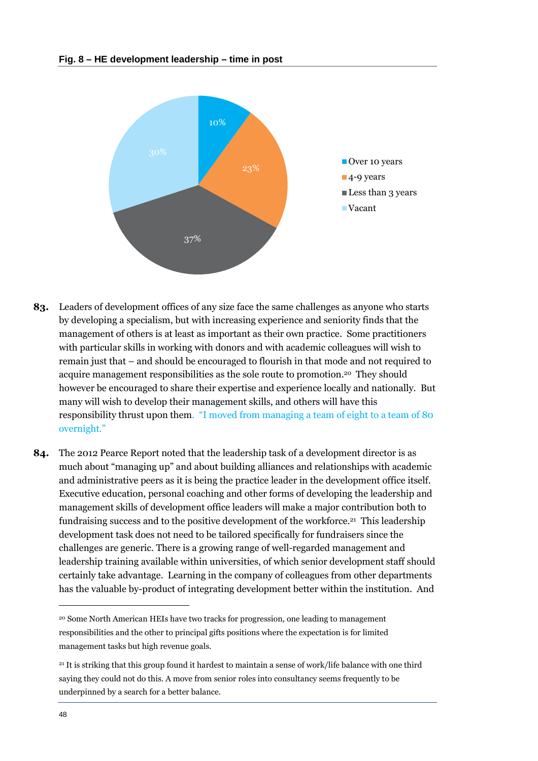**Fig. 8 – HE development leadership – time in post**

| Time in post | Percentage |
|---|---|
| Over 10 years | 10% |
| 4-9 years | 23% |
| Less than 3 years | 37% |
| Vacant | 30% |

**83.** Leaders of development offices of any size face the same challenges as anyone who starts by developing a specialism, but with increasing experience and seniority finds that the management of others is at least as important as their own practice. Some practitioners with particular skills in working with donors and with academic colleagues will wish to remain just that – and should be encouraged to flourish in that mode and not required to acquire management responsibilities as the sole route to promotion.[20] They should however be encouraged to share their expertise and experience locally and nationally. But many will wish to develop their management skills, and others will have this responsibility thrust upon them. "I moved from managing a team of eight to a team of 80 overnight."

**84.** The 2012 Pearce Report noted that the leadership task of a development director is as much about "managing up" and about building alliances and relationships with academic and administrative peers as it is being the practice leader in the development office itself. Executive education, personal coaching and other forms of developing the leadership and management skills of development office leaders will make a major contribution both to fundraising success and to the positive development of the workforce.[21] This leadership development task does not need to be tailored specifically for fundraisers since the challenges are generic. There is a growing range of well-regarded management and leadership training available within universities, of which senior development staff should certainly take advantage. Learning in the company of colleagues from other departments has the valuable by-product of integrating development better within the institution. And

---

[20] Some North American HEIs have two tracks for progression, one leading to management responsibilities and the other to principal gifts positions where the expectation is for limited management tasks but high revenue goals.

[21] It is striking that this group found it hardest to maintain a sense of work/life balance with one third saying they could not do this. A move from senior roles into consultancy seems frequently to be underpinned by a search for a better balance.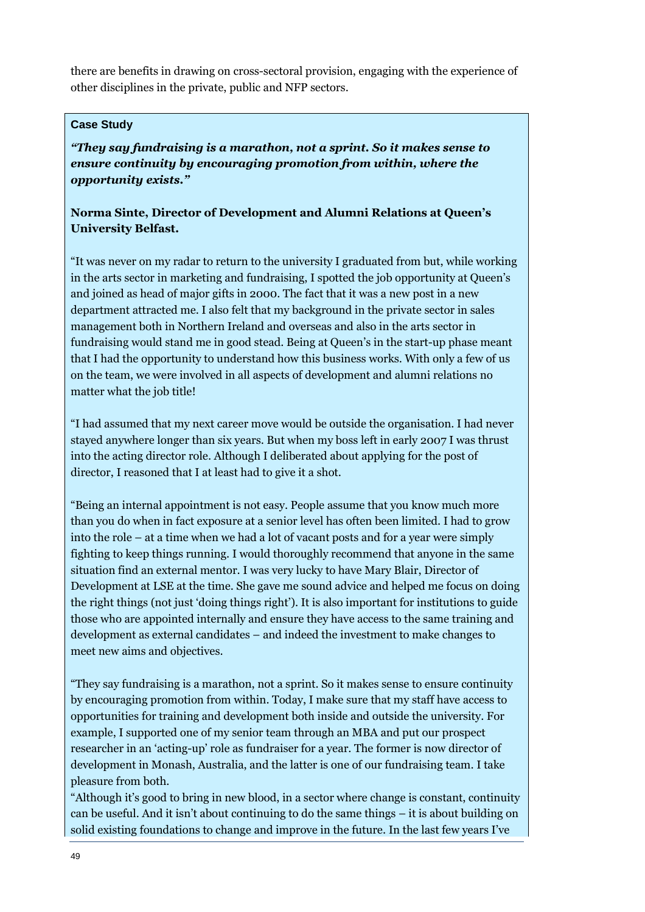there are benefits in drawing on cross-sectoral provision, engaging with the experience of other disciplines in the private, public and NFP sectors.

**Case Study**

***"They say fundraising is a marathon, not a sprint. So it makes sense to ensure continuity by encouraging promotion from within, where the opportunity exists."***

**Norma Sinte, Director of Development and Alumni Relations at Queen's University Belfast.**

"It was never on my radar to return to the university I graduated from but, while working in the arts sector in marketing and fundraising, I spotted the job opportunity at Queen's and joined as head of major gifts in 2000. The fact that it was a new post in a new department attracted me. I also felt that my background in the private sector in sales management both in Northern Ireland and overseas and also in the arts sector in fundraising would stand me in good stead. Being at Queen's in the start-up phase meant that I had the opportunity to understand how this business works. With only a few of us on the team, we were involved in all aspects of development and alumni relations no matter what the job title!

"I had assumed that my next career move would be outside the organisation. I had never stayed anywhere longer than six years. But when my boss left in early 2007 I was thrust into the acting director role. Although I deliberated about applying for the post of director, I reasoned that I at least had to give it a shot.

"Being an internal appointment is not easy. People assume that you know much more than you do when in fact exposure at a senior level has often been limited. I had to grow into the role – at a time when we had a lot of vacant posts and for a year were simply fighting to keep things running. I would thoroughly recommend that anyone in the same situation find an external mentor. I was very lucky to have Mary Blair, Director of Development at LSE at the time. She gave me sound advice and helped me focus on doing the right things (not just 'doing things right'). It is also important for institutions to guide those who are appointed internally and ensure they have access to the same training and development as external candidates – and indeed the investment to make changes to meet new aims and objectives.

"They say fundraising is a marathon, not a sprint. So it makes sense to ensure continuity by encouraging promotion from within. Today, I make sure that my staff have access to opportunities for training and development both inside and outside the university. For example, I supported one of my senior team through an MBA and put our prospect researcher in an 'acting-up' role as fundraiser for a year. The former is now director of development in Monash, Australia, and the latter is one of our fundraising team. I take pleasure from both.

"Although it's good to bring in new blood, in a sector where change is constant, continuity can be useful. And it isn't about continuing to do the same things – it is about building on solid existing foundations to change and improve in the future. In the last few years I've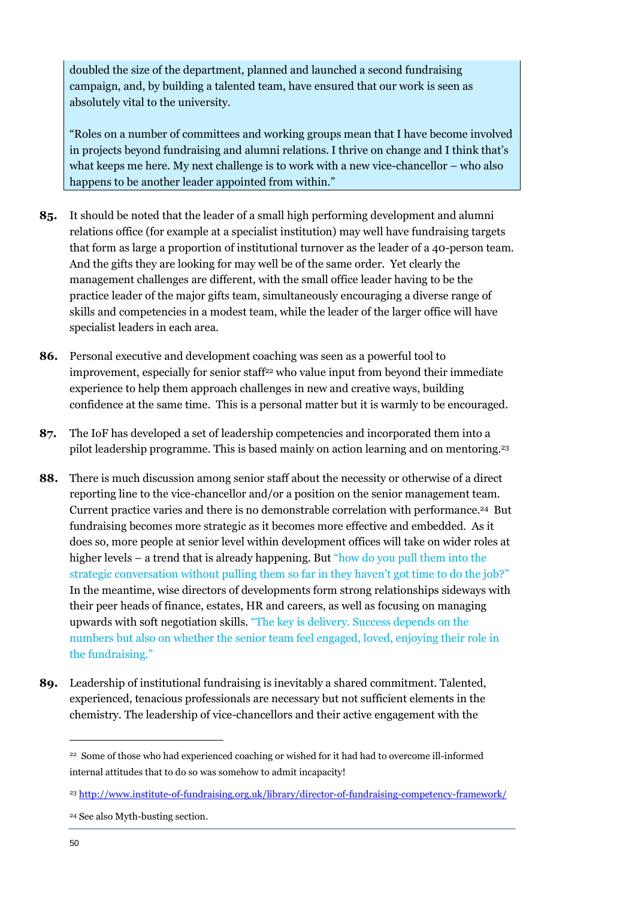> doubled the size of the department, planned and launched a second fundraising campaign, and, by building a talented team, have ensured that our work is seen as absolutely vital to the university.
>
> "Roles on a number of committees and working groups mean that I have become involved in projects beyond fundraising and alumni relations. I thrive on change and I think that's what keeps me here. My next challenge is to work with a new vice-chancellor – who also happens to be another leader appointed from within."

**85.** It should be noted that the leader of a small high performing development and alumni relations office (for example at a specialist institution) may well have fundraising targets that form as large a proportion of institutional turnover as the leader of a 40-person team. And the gifts they are looking for may well be of the same order. Yet clearly the management challenges are different, with the small office leader having to be the practice leader of the major gifts team, simultaneously encouraging a diverse range of skills and competencies in a modest team, while the leader of the larger office will have specialist leaders in each area.

**86.** Personal executive and development coaching was seen as a powerful tool to improvement, especially for senior staff[22] who value input from beyond their immediate experience to help them approach challenges in new and creative ways, building confidence at the same time. This is a personal matter but it is warmly to be encouraged.

**87.** The IoF has developed a set of leadership competencies and incorporated them into a pilot leadership programme. This is based mainly on action learning and on mentoring.[23]

**88.** There is much discussion among senior staff about the necessity or otherwise of a direct reporting line to the vice-chancellor and/or a position on the senior management team. Current practice varies and there is no demonstrable correlation with performance.[24] But fundraising becomes more strategic as it becomes more effective and embedded. As it does so, more people at senior level within development offices will take on wider roles at higher levels – a trend that is already happening. But "how do you pull them into the strategic conversation without pulling them so far in they haven't got time to do the job?" In the meantime, wise directors of developments form strong relationships sideways with their peer heads of finance, estates, HR and careers, as well as focusing on managing upwards with soft negotiation skills. "The key is delivery. Success depends on the numbers but also on whether the senior team feel engaged, loved, enjoying their role in the fundraising."

**89.** Leadership of institutional fundraising is inevitably a shared commitment. Talented, experienced, tenacious professionals are necessary but not sufficient elements in the chemistry. The leadership of vice-chancellors and their active engagement with the

---

[22] Some of those who had experienced coaching or wished for it had had to overcome ill-informed internal attitudes that to do so was somehow to admit incapacity!

[23] http://www.institute-of-fundraising.org.uk/library/director-of-fundraising-competency-framework/

[24] See also Myth-busting section.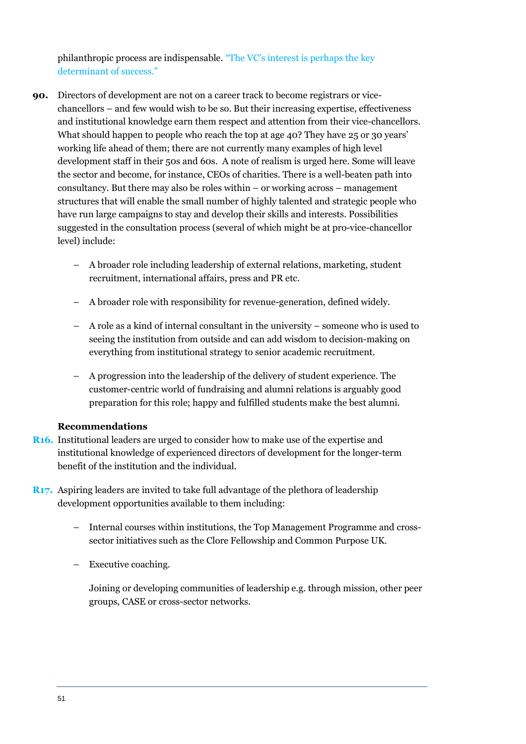philanthropic process are indispensable. "The VC's interest is perhaps the key determinant of success."

**90.** Directors of development are not on a career track to become registrars or vice-chancellors – and few would wish to be so. But their increasing expertise, effectiveness and institutional knowledge earn them respect and attention from their vice-chancellors. What should happen to people who reach the top at age 40? They have 25 or 30 years' working life ahead of them; there are not currently many examples of high level development staff in their 50s and 60s. A note of realism is urged here. Some will leave the sector and become, for instance, CEOs of charities. There is a well-beaten path into consultancy. But there may also be roles within – or working across – management structures that will enable the small number of highly talented and strategic people who have run large campaigns to stay and develop their skills and interests. Possibilities suggested in the consultation process (several of which might be at pro-vice-chancellor level) include:

- A broader role including leadership of external relations, marketing, student recruitment, international affairs, press and PR etc.
- A broader role with responsibility for revenue-generation, defined widely.
- A role as a kind of internal consultant in the university – someone who is used to seeing the institution from outside and can add wisdom to decision-making on everything from institutional strategy to senior academic recruitment.
- A progression into the leadership of the delivery of student experience. The customer-centric world of fundraising and alumni relations is arguably good preparation for this role; happy and fulfilled students make the best alumni.

**Recommendations**

**R16.** Institutional leaders are urged to consider how to make use of the expertise and institutional knowledge of experienced directors of development for the longer-term benefit of the institution and the individual.

**R17.** Aspiring leaders are invited to take full advantage of the plethora of leadership development opportunities available to them including:

- Internal courses within institutions, the Top Management Programme and cross-sector initiatives such as the Clore Fellowship and Common Purpose UK.
- Executive coaching.

  Joining or developing communities of leadership e.g. through mission, other peer groups, CASE or cross-sector networks.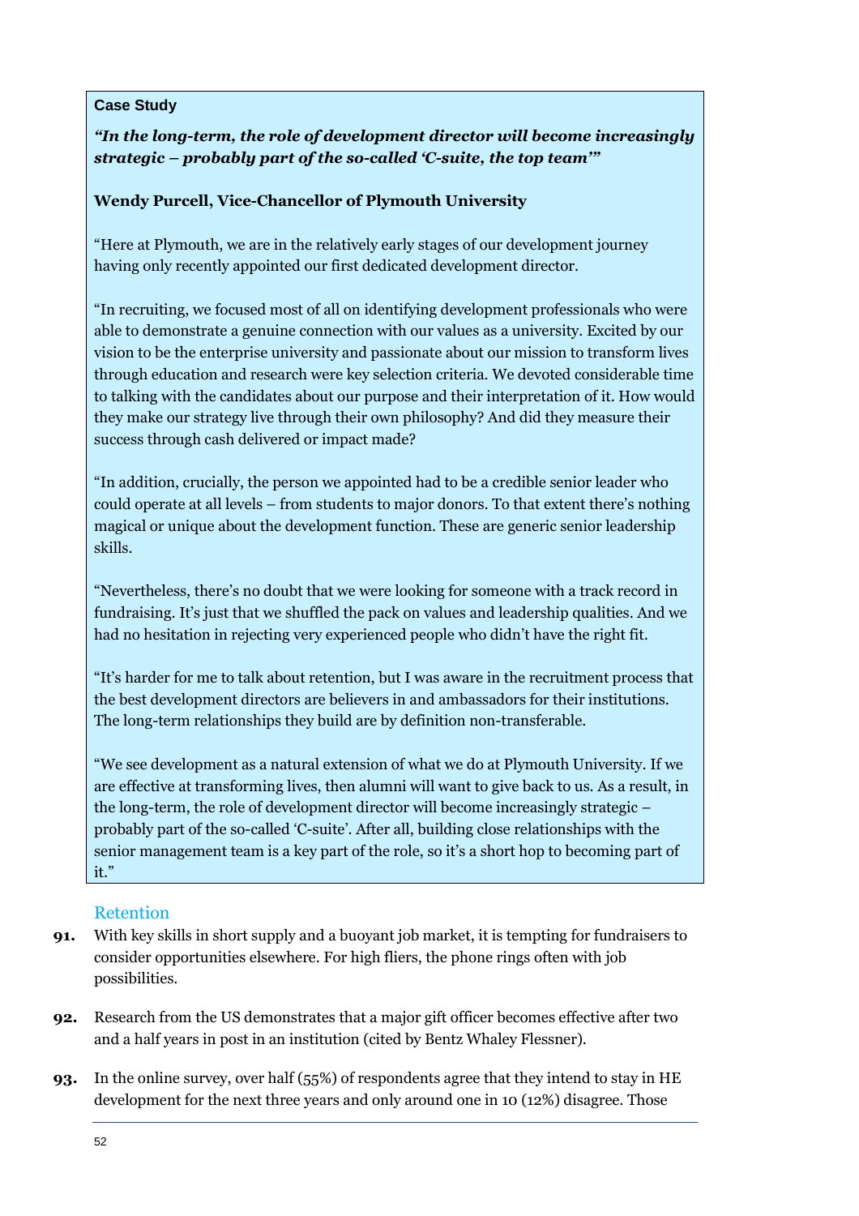**Case Study**

***"In the long-term, the role of development director will become increasingly strategic – probably part of the so-called 'C-suite, the top team'"***

**Wendy Purcell, Vice-Chancellor of Plymouth University**

"Here at Plymouth, we are in the relatively early stages of our development journey having only recently appointed our first dedicated development director.

"In recruiting, we focused most of all on identifying development professionals who were able to demonstrate a genuine connection with our values as a university. Excited by our vision to be the enterprise university and passionate about our mission to transform lives through education and research were key selection criteria. We devoted considerable time to talking with the candidates about our purpose and their interpretation of it. How would they make our strategy live through their own philosophy? And did they measure their success through cash delivered or impact made?

"In addition, crucially, the person we appointed had to be a credible senior leader who could operate at all levels – from students to major donors. To that extent there's nothing magical or unique about the development function. These are generic senior leadership skills.

"Nevertheless, there's no doubt that we were looking for someone with a track record in fundraising. It's just that we shuffled the pack on values and leadership qualities. And we had no hesitation in rejecting very experienced people who didn't have the right fit.

"It's harder for me to talk about retention, but I was aware in the recruitment process that the best development directors are believers in and ambassadors for their institutions. The long-term relationships they build are by definition non-transferable.

"We see development as a natural extension of what we do at Plymouth University. If we are effective at transforming lives, then alumni will want to give back to us. As a result, in the long-term, the role of development director will become increasingly strategic – probably part of the so-called 'C-suite'. After all, building close relationships with the senior management team is a key part of the role, so it's a short hop to becoming part of it."

## Retention

**91.** With key skills in short supply and a buoyant job market, it is tempting for fundraisers to consider opportunities elsewhere. For high fliers, the phone rings often with job possibilities.

**92.** Research from the US demonstrates that a major gift officer becomes effective after two and a half years in post in an institution (cited by Bentz Whaley Flessner).

**93.** In the online survey, over half (55%) of respondents agree that they intend to stay in HE development for the next three years and only around one in 10 (12%) disagree. Those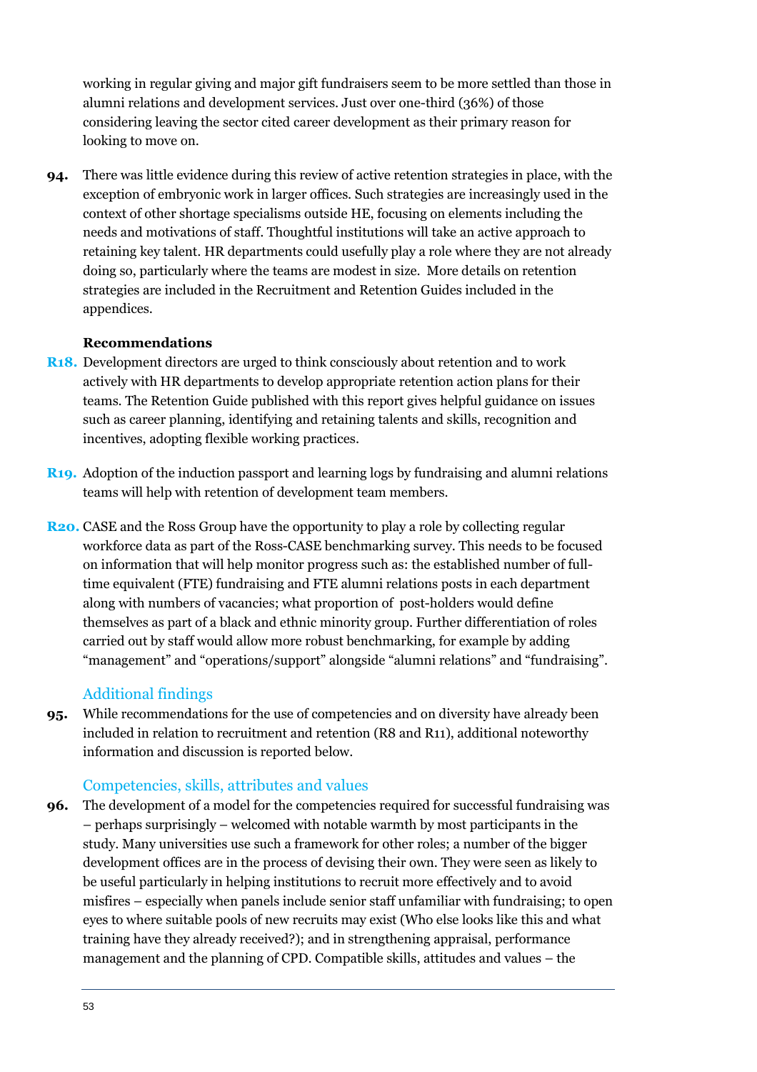working in regular giving and major gift fundraisers seem to be more settled than those in alumni relations and development services. Just over one-third (36%) of those considering leaving the sector cited career development as their primary reason for looking to move on.

**94.** There was little evidence during this review of active retention strategies in place, with the exception of embryonic work in larger offices. Such strategies are increasingly used in the context of other shortage specialisms outside HE, focusing on elements including the needs and motivations of staff. Thoughtful institutions will take an active approach to retaining key talent. HR departments could usefully play a role where they are not already doing so, particularly where the teams are modest in size. More details on retention strategies are included in the Recruitment and Retention Guides included in the appendices.

**Recommendations**

**R18.** Development directors are urged to think consciously about retention and to work actively with HR departments to develop appropriate retention action plans for their teams. The Retention Guide published with this report gives helpful guidance on issues such as career planning, identifying and retaining talents and skills, recognition and incentives, adopting flexible working practices.

**R19.** Adoption of the induction passport and learning logs by fundraising and alumni relations teams will help with retention of development team members.

**R20.** CASE and the Ross Group have the opportunity to play a role by collecting regular workforce data as part of the Ross-CASE benchmarking survey. This needs to be focused on information that will help monitor progress such as: the established number of full-time equivalent (FTE) fundraising and FTE alumni relations posts in each department along with numbers of vacancies; what proportion of post-holders would define themselves as part of a black and ethnic minority group. Further differentiation of roles carried out by staff would allow more robust benchmarking, for example by adding "management" and "operations/support" alongside "alumni relations" and "fundraising".

## Additional findings

**95.** While recommendations for the use of competencies and on diversity have already been included in relation to recruitment and retention (R8 and R11), additional noteworthy information and discussion is reported below.

### Competencies, skills, attributes and values

**96.** The development of a model for the competencies required for successful fundraising was – perhaps surprisingly – welcomed with notable warmth by most participants in the study. Many universities use such a framework for other roles; a number of the bigger development offices are in the process of devising their own. They were seen as likely to be useful particularly in helping institutions to recruit more effectively and to avoid misfires – especially when panels include senior staff unfamiliar with fundraising; to open eyes to where suitable pools of new recruits may exist (Who else looks like this and what training have they already received?); and in strengthening appraisal, performance management and the planning of CPD. Compatible skills, attitudes and values – the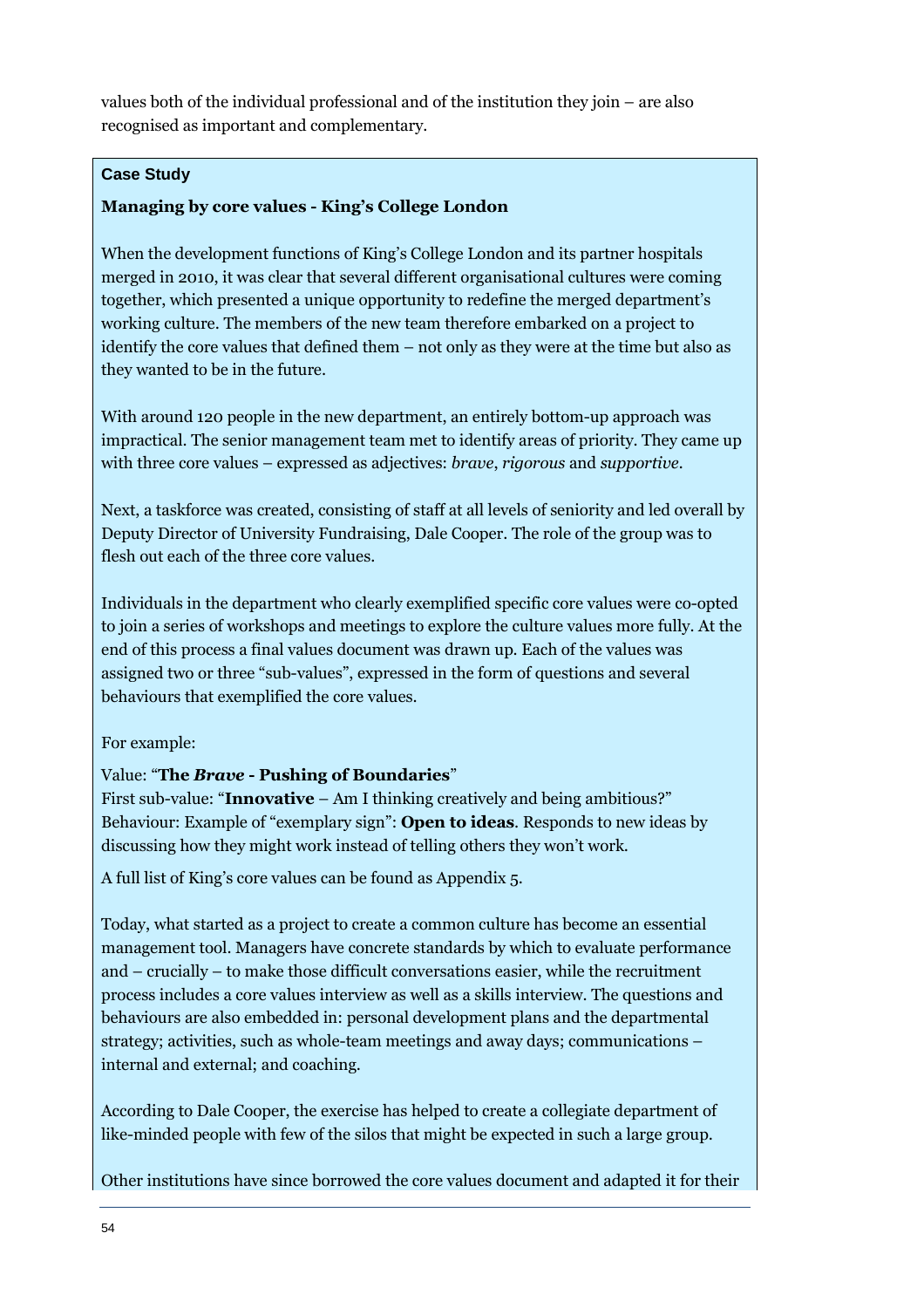values both of the individual professional and of the institution they join – are also recognised as important and complementary.

**Case Study**

**Managing by core values - King's College London**

When the development functions of King's College London and its partner hospitals merged in 2010, it was clear that several different organisational cultures were coming together, which presented a unique opportunity to redefine the merged department's working culture. The members of the new team therefore embarked on a project to identify the core values that defined them – not only as they were at the time but also as they wanted to be in the future.

With around 120 people in the new department, an entirely bottom-up approach was impractical. The senior management team met to identify areas of priority. They came up with three core values – expressed as adjectives: *brave*, *rigorous* and *supportive*.

Next, a taskforce was created, consisting of staff at all levels of seniority and led overall by Deputy Director of University Fundraising, Dale Cooper. The role of the group was to flesh out each of the three core values.

Individuals in the department who clearly exemplified specific core values were co-opted to join a series of workshops and meetings to explore the culture values more fully. At the end of this process a final values document was drawn up. Each of the values was assigned two or three "sub-values", expressed in the form of questions and several behaviours that exemplified the core values.

For example:

Value: "**The *Brave* - Pushing of Boundaries**"
First sub-value: "**Innovative** – Am I thinking creatively and being ambitious?"
Behaviour: Example of "exemplary sign": **Open to ideas**. Responds to new ideas by discussing how they might work instead of telling others they won't work.

A full list of King's core values can be found as Appendix 5.

Today, what started as a project to create a common culture has become an essential management tool. Managers have concrete standards by which to evaluate performance and – crucially – to make those difficult conversations easier, while the recruitment process includes a core values interview as well as a skills interview. The questions and behaviours are also embedded in: personal development plans and the departmental strategy; activities, such as whole-team meetings and away days; communications – internal and external; and coaching.

According to Dale Cooper, the exercise has helped to create a collegiate department of like-minded people with few of the silos that might be expected in such a large group.

Other institutions have since borrowed the core values document and adapted it for their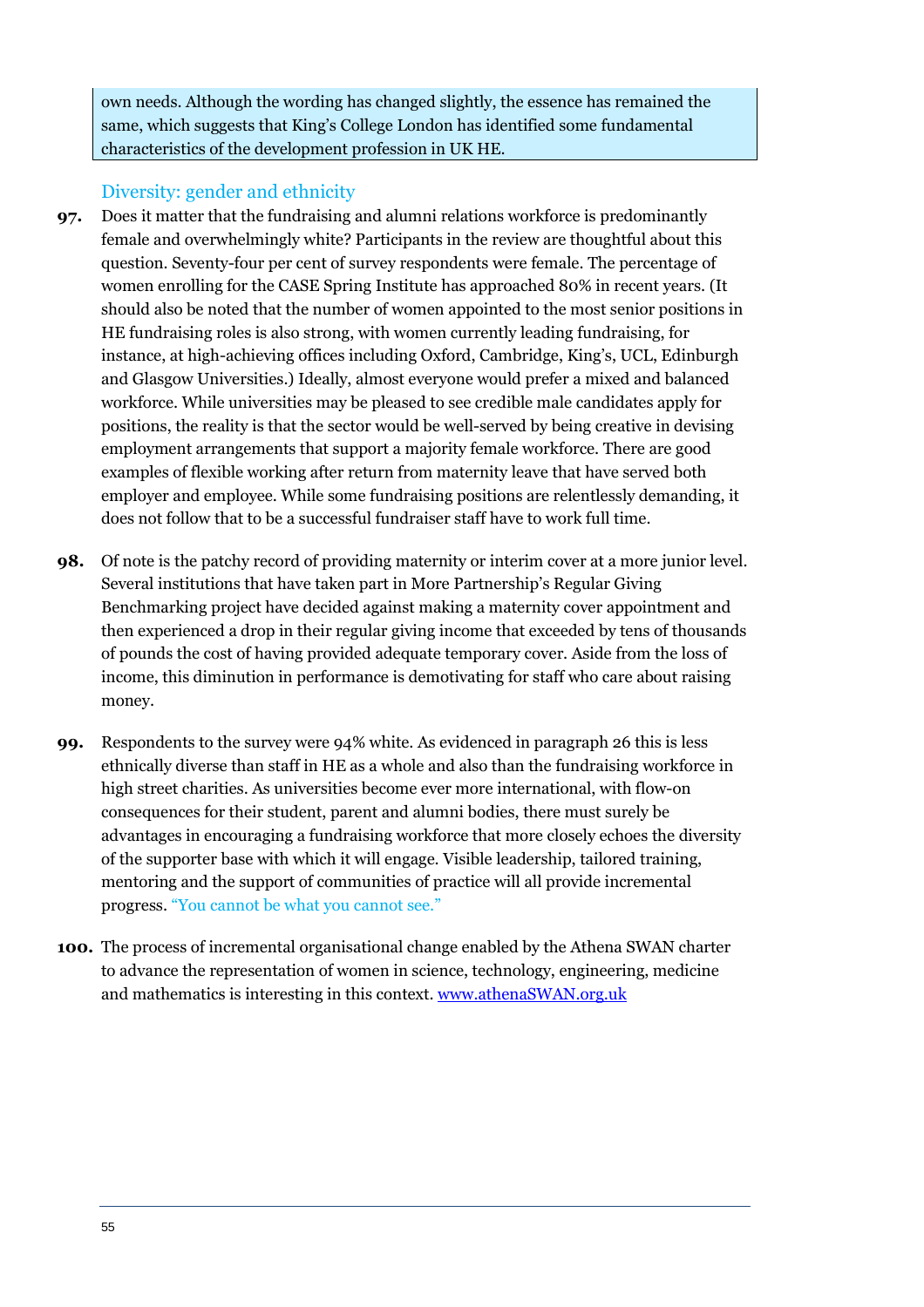own needs. Although the wording has changed slightly, the essence has remained the same, which suggests that King's College London has identified some fundamental characteristics of the development profession in UK HE.

## Diversity: gender and ethnicity

**97.** Does it matter that the fundraising and alumni relations workforce is predominantly female and overwhelmingly white? Participants in the review are thoughtful about this question. Seventy-four per cent of survey respondents were female. The percentage of women enrolling for the CASE Spring Institute has approached 80% in recent years. (It should also be noted that the number of women appointed to the most senior positions in HE fundraising roles is also strong, with women currently leading fundraising, for instance, at high-achieving offices including Oxford, Cambridge, King's, UCL, Edinburgh and Glasgow Universities.) Ideally, almost everyone would prefer a mixed and balanced workforce. While universities may be pleased to see credible male candidates apply for positions, the reality is that the sector would be well-served by being creative in devising employment arrangements that support a majority female workforce. There are good examples of flexible working after return from maternity leave that have served both employer and employee. While some fundraising positions are relentlessly demanding, it does not follow that to be a successful fundraiser staff have to work full time.

**98.** Of note is the patchy record of providing maternity or interim cover at a more junior level. Several institutions that have taken part in More Partnership's Regular Giving Benchmarking project have decided against making a maternity cover appointment and then experienced a drop in their regular giving income that exceeded by tens of thousands of pounds the cost of having provided adequate temporary cover. Aside from the loss of income, this diminution in performance is demotivating for staff who care about raising money.

**99.** Respondents to the survey were 94% white. As evidenced in paragraph 26 this is less ethnically diverse than staff in HE as a whole and also than the fundraising workforce in high street charities. As universities become ever more international, with flow-on consequences for their student, parent and alumni bodies, there must surely be advantages in encouraging a fundraising workforce that more closely echoes the diversity of the supporter base with which it will engage. Visible leadership, tailored training, mentoring and the support of communities of practice will all provide incremental progress. "You cannot be what you cannot see."

**100.** The process of incremental organisational change enabled by the Athena SWAN charter to advance the representation of women in science, technology, engineering, medicine and mathematics is interesting in this context. [www.athenaSWAN.org.uk](http://www.athenaSWAN.org.uk)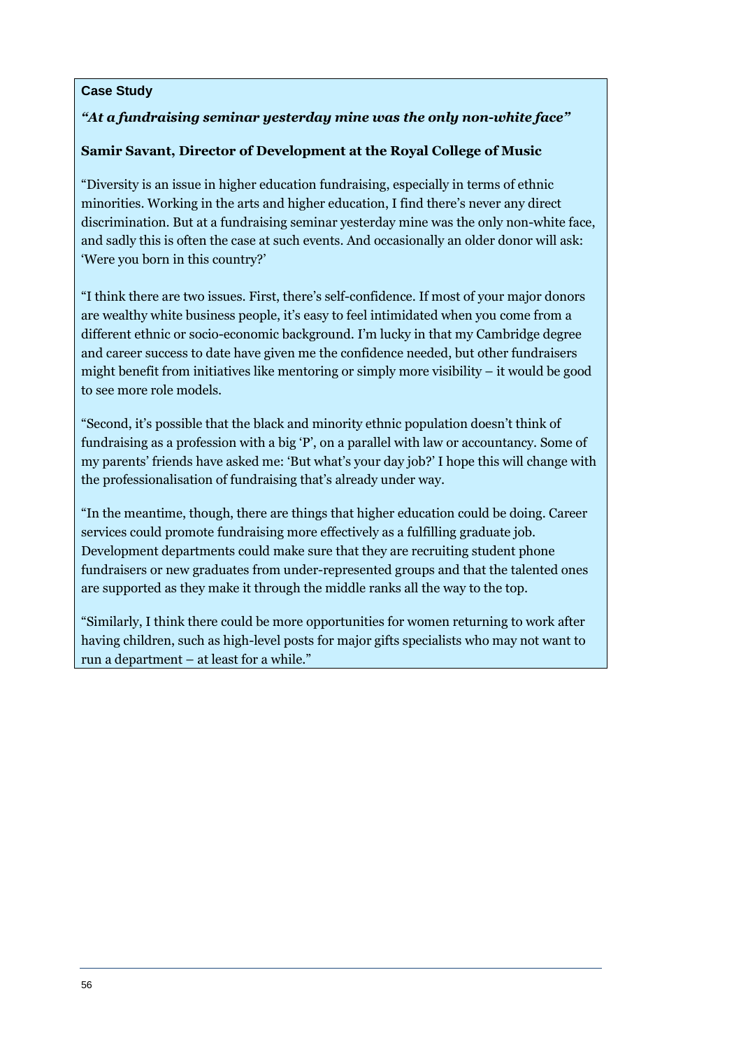**Case Study**

***"At a fundraising seminar yesterday mine was the only non-white face"***

**Samir Savant, Director of Development at the Royal College of Music**

"Diversity is an issue in higher education fundraising, especially in terms of ethnic minorities. Working in the arts and higher education, I find there's never any direct discrimination. But at a fundraising seminar yesterday mine was the only non-white face, and sadly this is often the case at such events. And occasionally an older donor will ask: 'Were you born in this country?'

"I think there are two issues. First, there's self-confidence. If most of your major donors are wealthy white business people, it's easy to feel intimidated when you come from a different ethnic or socio-economic background. I'm lucky in that my Cambridge degree and career success to date have given me the confidence needed, but other fundraisers might benefit from initiatives like mentoring or simply more visibility – it would be good to see more role models.

"Second, it's possible that the black and minority ethnic population doesn't think of fundraising as a profession with a big 'P', on a parallel with law or accountancy. Some of my parents' friends have asked me: 'But what's your day job?' I hope this will change with the professionalisation of fundraising that's already under way.

"In the meantime, though, there are things that higher education could be doing. Career services could promote fundraising more effectively as a fulfilling graduate job. Development departments could make sure that they are recruiting student phone fundraisers or new graduates from under-represented groups and that the talented ones are supported as they make it through the middle ranks all the way to the top.

"Similarly, I think there could be more opportunities for women returning to work after having children, such as high-level posts for major gifts specialists who may not want to run a department – at least for a while."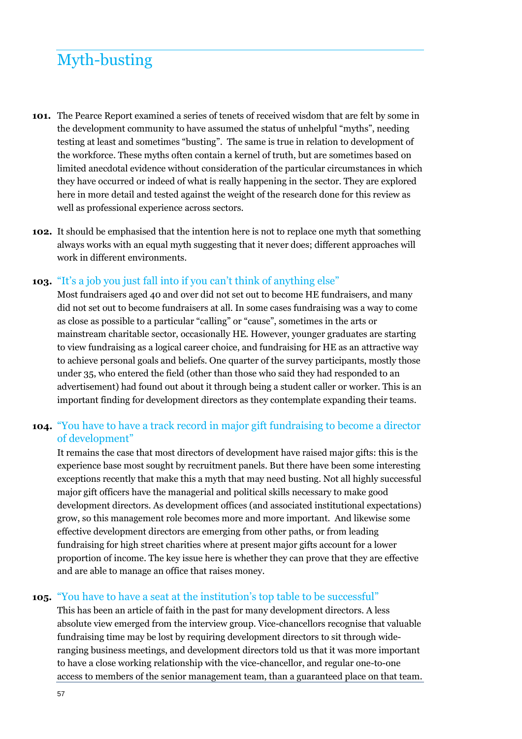## Myth-busting

**101.** The Pearce Report examined a series of tenets of received wisdom that are felt by some in the development community to have assumed the status of unhelpful "myths", needing testing at least and sometimes "busting". The same is true in relation to development of the workforce. These myths often contain a kernel of truth, but are sometimes based on limited anecdotal evidence without consideration of the particular circumstances in which they have occurred or indeed of what is really happening in the sector. They are explored here in more detail and tested against the weight of the research done for this review as well as professional experience across sectors.

**102.** It should be emphasised that the intention here is not to replace one myth that something always works with an equal myth suggesting that it never does; different approaches will work in different environments.

**103.** "It's a job you just fall into if you can't think of anything else"

Most fundraisers aged 40 and over did not set out to become HE fundraisers, and many did not set out to become fundraisers at all. In some cases fundraising was a way to come as close as possible to a particular "calling" or "cause", sometimes in the arts or mainstream charitable sector, occasionally HE. However, younger graduates are starting to view fundraising as a logical career choice, and fundraising for HE as an attractive way to achieve personal goals and beliefs. One quarter of the survey participants, mostly those under 35, who entered the field (other than those who said they had responded to an advertisement) had found out about it through being a student caller or worker. This is an important finding for development directors as they contemplate expanding their teams.

**104.** "You have to have a track record in major gift fundraising to become a director of development"

It remains the case that most directors of development have raised major gifts: this is the experience base most sought by recruitment panels. But there have been some interesting exceptions recently that make this a myth that may need busting. Not all highly successful major gift officers have the managerial and political skills necessary to make good development directors. As development offices (and associated institutional expectations) grow, so this management role becomes more and more important. And likewise some effective development directors are emerging from other paths, or from leading fundraising for high street charities where at present major gifts account for a lower proportion of income. The key issue here is whether they can prove that they are effective and are able to manage an office that raises money.

**105.** "You have to have a seat at the institution's top table to be successful"

This has been an article of faith in the past for many development directors. A less absolute view emerged from the interview group. Vice-chancellors recognise that valuable fundraising time may be lost by requiring development directors to sit through wide-ranging business meetings, and development directors told us that it was more important to have a close working relationship with the vice-chancellor, and regular one-to-one access to members of the senior management team, than a guaranteed place on that team.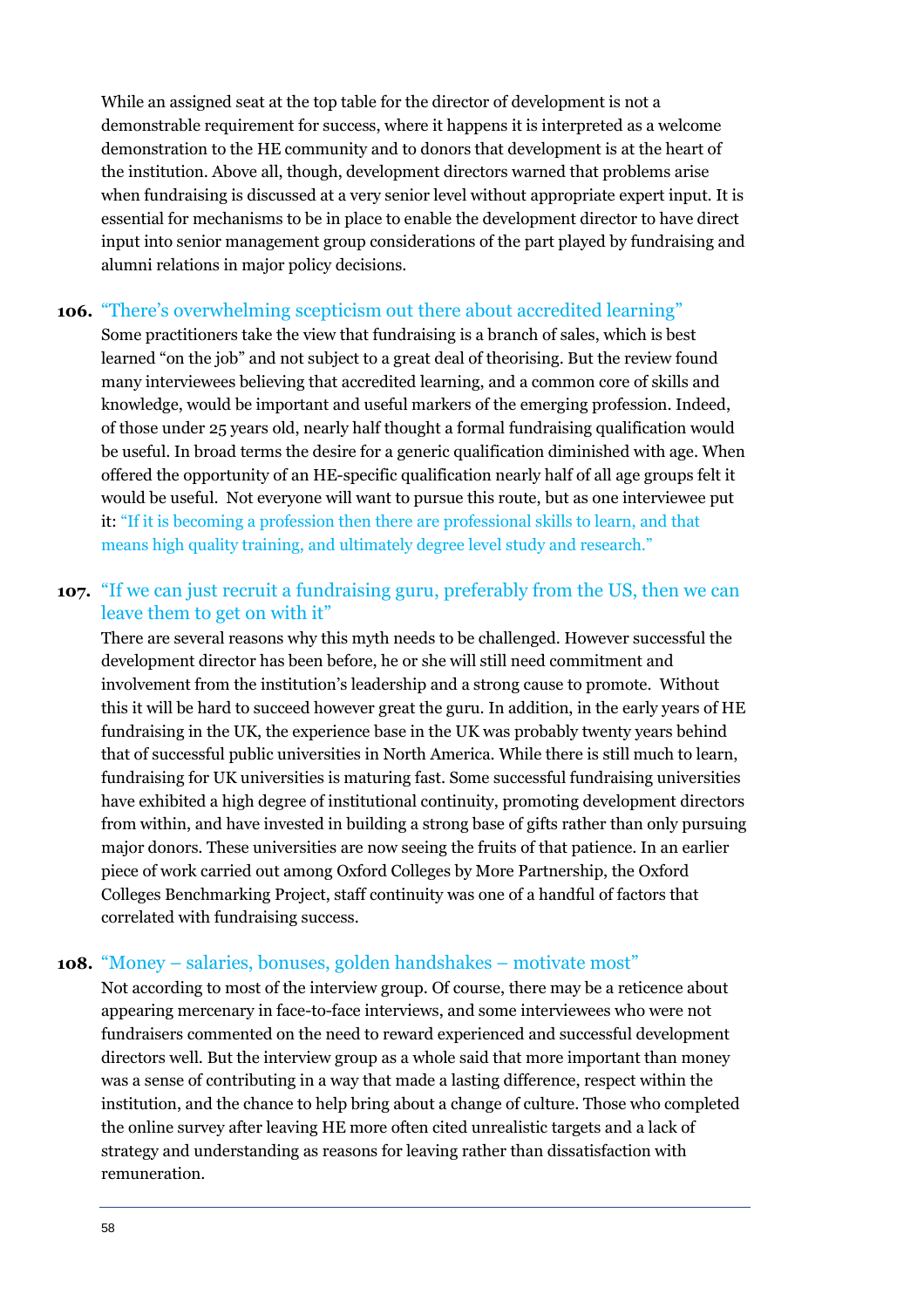While an assigned seat at the top table for the director of development is not a demonstrable requirement for success, where it happens it is interpreted as a welcome demonstration to the HE community and to donors that development is at the heart of the institution. Above all, though, development directors warned that problems arise when fundraising is discussed at a very senior level without appropriate expert input. It is essential for mechanisms to be in place to enable the development director to have direct input into senior management group considerations of the part played by fundraising and alumni relations in major policy decisions.

**106.** "There's overwhelming scepticism out there about accredited learning"

Some practitioners take the view that fundraising is a branch of sales, which is best learned "on the job" and not subject to a great deal of theorising. But the review found many interviewees believing that accredited learning, and a common core of skills and knowledge, would be important and useful markers of the emerging profession. Indeed, of those under 25 years old, nearly half thought a formal fundraising qualification would be useful. In broad terms the desire for a generic qualification diminished with age. When offered the opportunity of an HE-specific qualification nearly half of all age groups felt it would be useful. Not everyone will want to pursue this route, but as one interviewee put it: "If it is becoming a profession then there are professional skills to learn, and that means high quality training, and ultimately degree level study and research."

**107.** "If we can just recruit a fundraising guru, preferably from the US, then we can leave them to get on with it"

There are several reasons why this myth needs to be challenged. However successful the development director has been before, he or she will still need commitment and involvement from the institution's leadership and a strong cause to promote. Without this it will be hard to succeed however great the guru. In addition, in the early years of HE fundraising in the UK, the experience base in the UK was probably twenty years behind that of successful public universities in North America. While there is still much to learn, fundraising for UK universities is maturing fast. Some successful fundraising universities have exhibited a high degree of institutional continuity, promoting development directors from within, and have invested in building a strong base of gifts rather than only pursuing major donors. These universities are now seeing the fruits of that patience. In an earlier piece of work carried out among Oxford Colleges by More Partnership, the Oxford Colleges Benchmarking Project, staff continuity was one of a handful of factors that correlated with fundraising success.

**108.** "Money – salaries, bonuses, golden handshakes – motivate most"

Not according to most of the interview group. Of course, there may be a reticence about appearing mercenary in face-to-face interviews, and some interviewees who were not fundraisers commented on the need to reward experienced and successful development directors well. But the interview group as a whole said that more important than money was a sense of contributing in a way that made a lasting difference, respect within the institution, and the chance to help bring about a change of culture. Those who completed the online survey after leaving HE more often cited unrealistic targets and a lack of strategy and understanding as reasons for leaving rather than dissatisfaction with remuneration.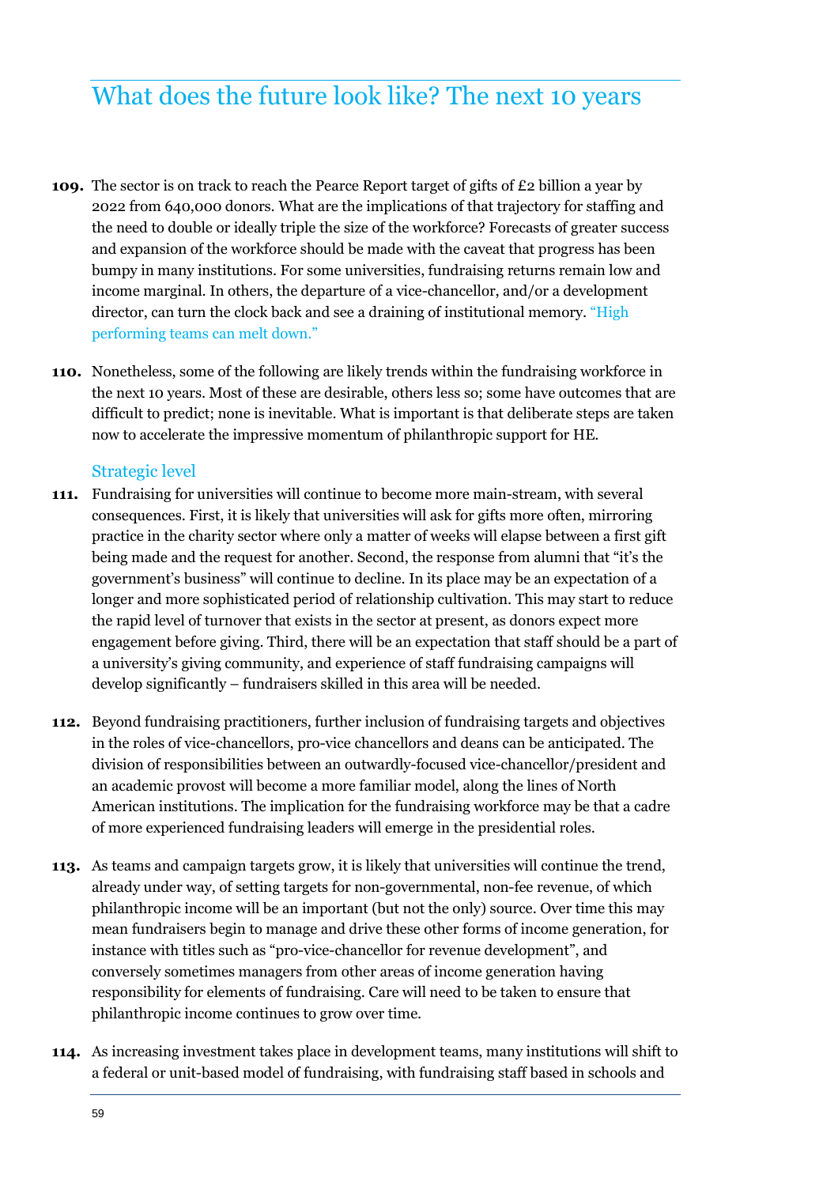# What does the future look like? The next 10 years

**109.** The sector is on track to reach the Pearce Report target of gifts of £2 billion a year by 2022 from 640,000 donors. What are the implications of that trajectory for staffing and the need to double or ideally triple the size of the workforce? Forecasts of greater success and expansion of the workforce should be made with the caveat that progress has been bumpy in many institutions. For some universities, fundraising returns remain low and income marginal. In others, the departure of a vice-chancellor, and/or a development director, can turn the clock back and see a draining of institutional memory. "High performing teams can melt down."

**110.** Nonetheless, some of the following are likely trends within the fundraising workforce in the next 10 years. Most of these are desirable, others less so; some have outcomes that are difficult to predict; none is inevitable. What is important is that deliberate steps are taken now to accelerate the impressive momentum of philanthropic support for HE.

## Strategic level

**111.** Fundraising for universities will continue to become more main-stream, with several consequences. First, it is likely that universities will ask for gifts more often, mirroring practice in the charity sector where only a matter of weeks will elapse between a first gift being made and the request for another. Second, the response from alumni that "it's the government's business" will continue to decline. In its place may be an expectation of a longer and more sophisticated period of relationship cultivation. This may start to reduce the rapid level of turnover that exists in the sector at present, as donors expect more engagement before giving. Third, there will be an expectation that staff should be a part of a university's giving community, and experience of staff fundraising campaigns will develop significantly – fundraisers skilled in this area will be needed.

**112.** Beyond fundraising practitioners, further inclusion of fundraising targets and objectives in the roles of vice-chancellors, pro-vice chancellors and deans can be anticipated. The division of responsibilities between an outwardly-focused vice-chancellor/president and an academic provost will become a more familiar model, along the lines of North American institutions. The implication for the fundraising workforce may be that a cadre of more experienced fundraising leaders will emerge in the presidential roles.

**113.** As teams and campaign targets grow, it is likely that universities will continue the trend, already under way, of setting targets for non-governmental, non-fee revenue, of which philanthropic income will be an important (but not the only) source. Over time this may mean fundraisers begin to manage and drive these other forms of income generation, for instance with titles such as "pro-vice-chancellor for revenue development", and conversely sometimes managers from other areas of income generation having responsibility for elements of fundraising. Care will need to be taken to ensure that philanthropic income continues to grow over time.

**114.** As increasing investment takes place in development teams, many institutions will shift to a federal or unit-based model of fundraising, with fundraising staff based in schools and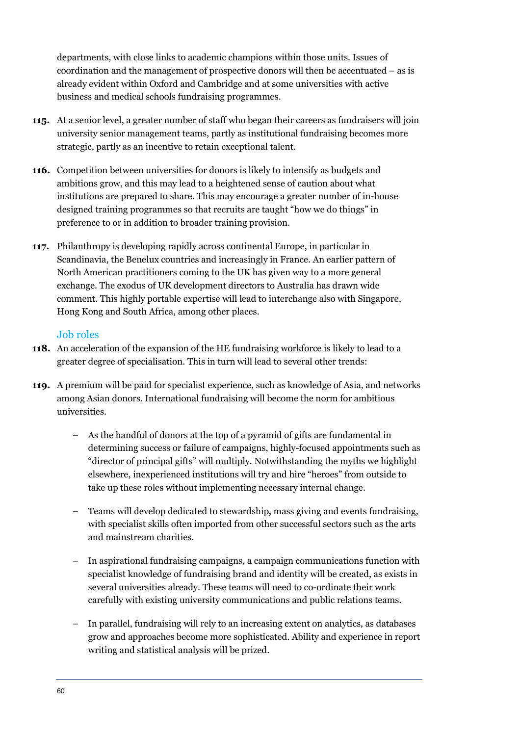departments, with close links to academic champions within those units. Issues of coordination and the management of prospective donors will then be accentuated – as is already evident within Oxford and Cambridge and at some universities with active business and medical schools fundraising programmes.

**115.** At a senior level, a greater number of staff who began their careers as fundraisers will join university senior management teams, partly as institutional fundraising becomes more strategic, partly as an incentive to retain exceptional talent.

**116.** Competition between universities for donors is likely to intensify as budgets and ambitions grow, and this may lead to a heightened sense of caution about what institutions are prepared to share. This may encourage a greater number of in-house designed training programmes so that recruits are taught "how we do things" in preference to or in addition to broader training provision.

**117.** Philanthropy is developing rapidly across continental Europe, in particular in Scandinavia, the Benelux countries and increasingly in France. An earlier pattern of North American practitioners coming to the UK has given way to a more general exchange. The exodus of UK development directors to Australia has drawn wide comment. This highly portable expertise will lead to interchange also with Singapore, Hong Kong and South Africa, among other places.

### Job roles

**118.** An acceleration of the expansion of the HE fundraising workforce is likely to lead to a greater degree of specialisation. This in turn will lead to several other trends:

**119.** A premium will be paid for specialist experience, such as knowledge of Asia, and networks among Asian donors. International fundraising will become the norm for ambitious universities.

- As the handful of donors at the top of a pyramid of gifts are fundamental in determining success or failure of campaigns, highly-focused appointments such as "director of principal gifts" will multiply. Notwithstanding the myths we highlight elsewhere, inexperienced institutions will try and hire "heroes" from outside to take up these roles without implementing necessary internal change.
- Teams will develop dedicated to stewardship, mass giving and events fundraising, with specialist skills often imported from other successful sectors such as the arts and mainstream charities.
- In aspirational fundraising campaigns, a campaign communications function with specialist knowledge of fundraising brand and identity will be created, as exists in several universities already. These teams will need to co-ordinate their work carefully with existing university communications and public relations teams.
- In parallel, fundraising will rely to an increasing extent on analytics, as databases grow and approaches become more sophisticated. Ability and experience in report writing and statistical analysis will be prized.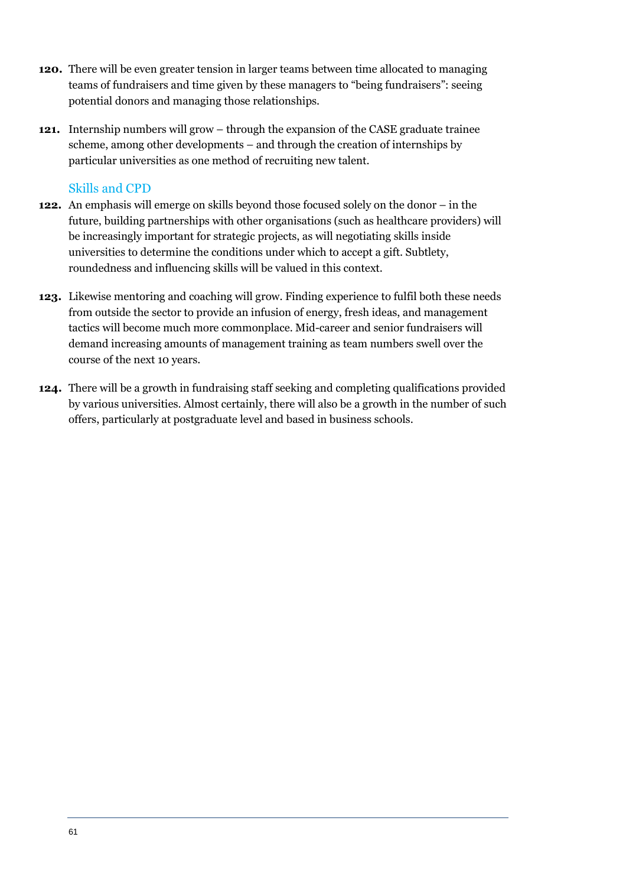**120.** There will be even greater tension in larger teams between time allocated to managing teams of fundraisers and time given by these managers to "being fundraisers": seeing potential donors and managing those relationships.

**121.** Internship numbers will grow – through the expansion of the CASE graduate trainee scheme, among other developments – and through the creation of internships by particular universities as one method of recruiting new talent.

### Skills and CPD

**122.** An emphasis will emerge on skills beyond those focused solely on the donor – in the future, building partnerships with other organisations (such as healthcare providers) will be increasingly important for strategic projects, as will negotiating skills inside universities to determine the conditions under which to accept a gift. Subtlety, roundedness and influencing skills will be valued in this context.

**123.** Likewise mentoring and coaching will grow. Finding experience to fulfil both these needs from outside the sector to provide an infusion of energy, fresh ideas, and management tactics will become much more commonplace. Mid-career and senior fundraisers will demand increasing amounts of management training as team numbers swell over the course of the next 10 years.

**124.** There will be a growth in fundraising staff seeking and completing qualifications provided by various universities. Almost certainly, there will also be a growth in the number of such offers, particularly at postgraduate level and based in business schools.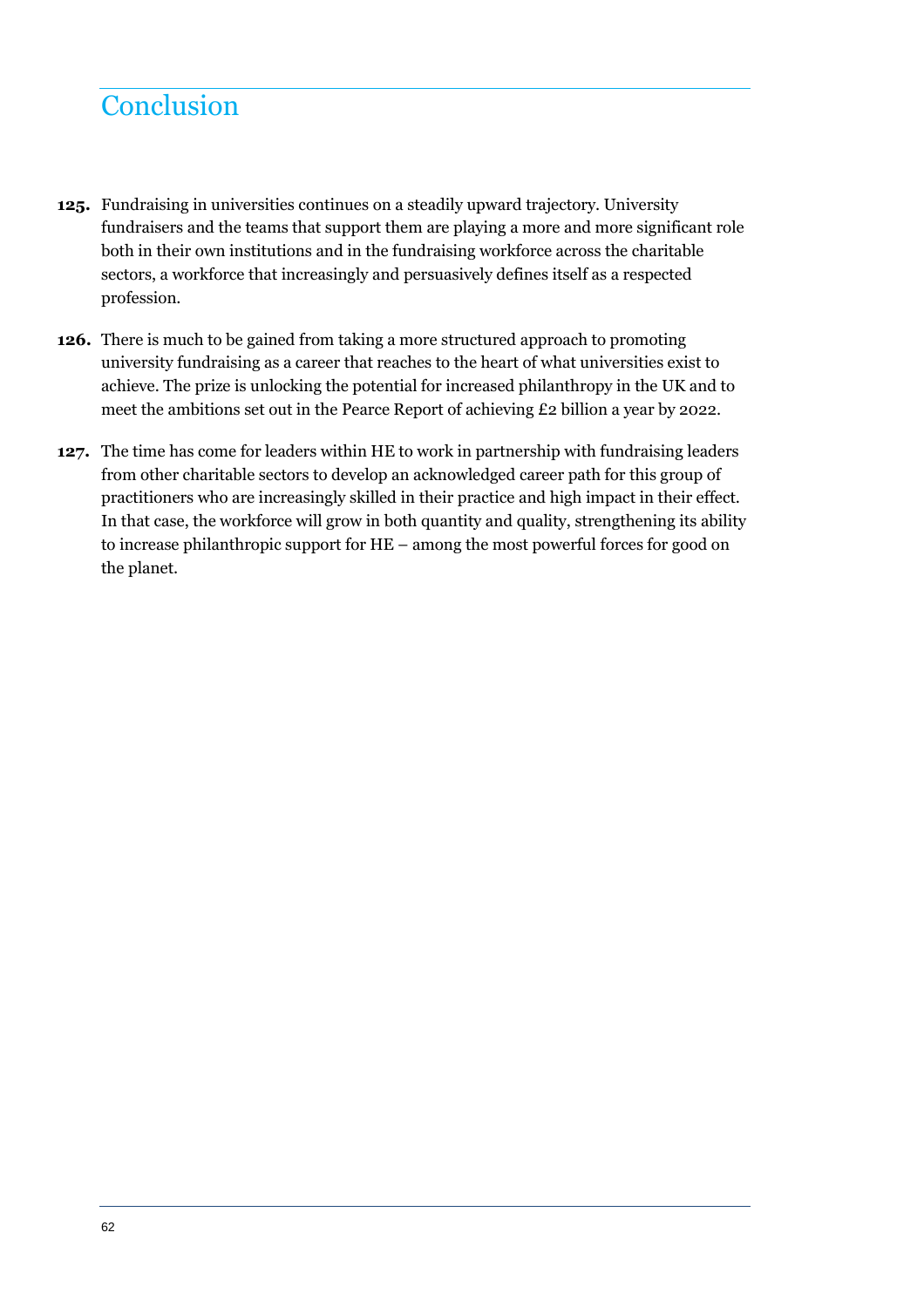# Conclusion

**125.** Fundraising in universities continues on a steadily upward trajectory. University fundraisers and the teams that support them are playing a more and more significant role both in their own institutions and in the fundraising workforce across the charitable sectors, a workforce that increasingly and persuasively defines itself as a respected profession.

**126.** There is much to be gained from taking a more structured approach to promoting university fundraising as a career that reaches to the heart of what universities exist to achieve. The prize is unlocking the potential for increased philanthropy in the UK and to meet the ambitions set out in the Pearce Report of achieving £2 billion a year by 2022.

**127.** The time has come for leaders within HE to work in partnership with fundraising leaders from other charitable sectors to develop an acknowledged career path for this group of practitioners who are increasingly skilled in their practice and high impact in their effect. In that case, the workforce will grow in both quantity and quality, strengthening its ability to increase philanthropic support for HE – among the most powerful forces for good on the planet.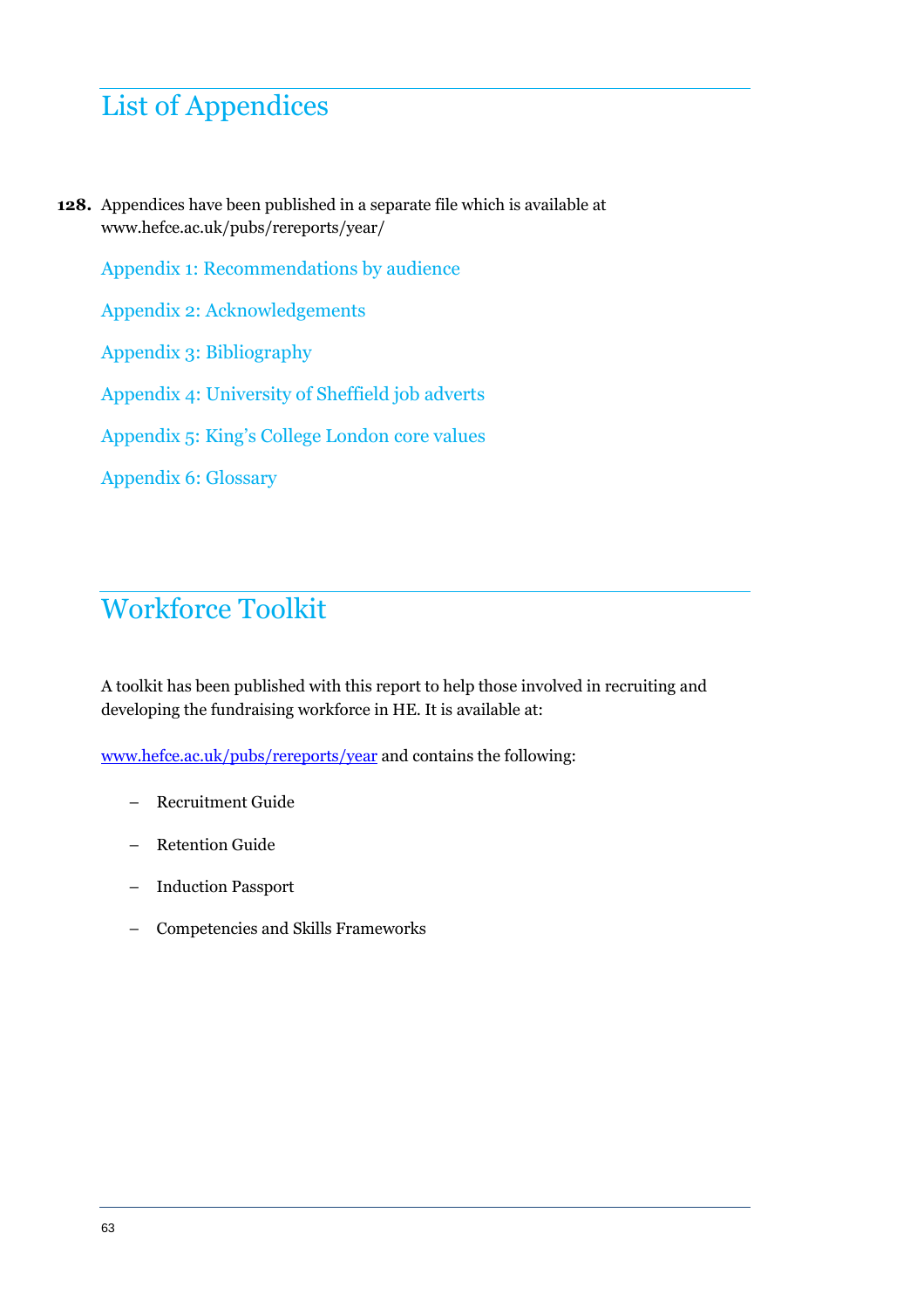# List of Appendices

**128.** Appendices have been published in a separate file which is available at www.hefce.ac.uk/pubs/rereports/year/

Appendix 1: Recommendations by audience

Appendix 2: Acknowledgements

Appendix 3: Bibliography

Appendix 4: University of Sheffield job adverts

Appendix 5: King's College London core values

Appendix 6: Glossary

# Workforce Toolkit

A toolkit has been published with this report to help those involved in recruiting and developing the fundraising workforce in HE. It is available at:

www.hefce.ac.uk/pubs/rereports/year and contains the following:

- Recruitment Guide
- Retention Guide
- Induction Passport
- Competencies and Skills Frameworks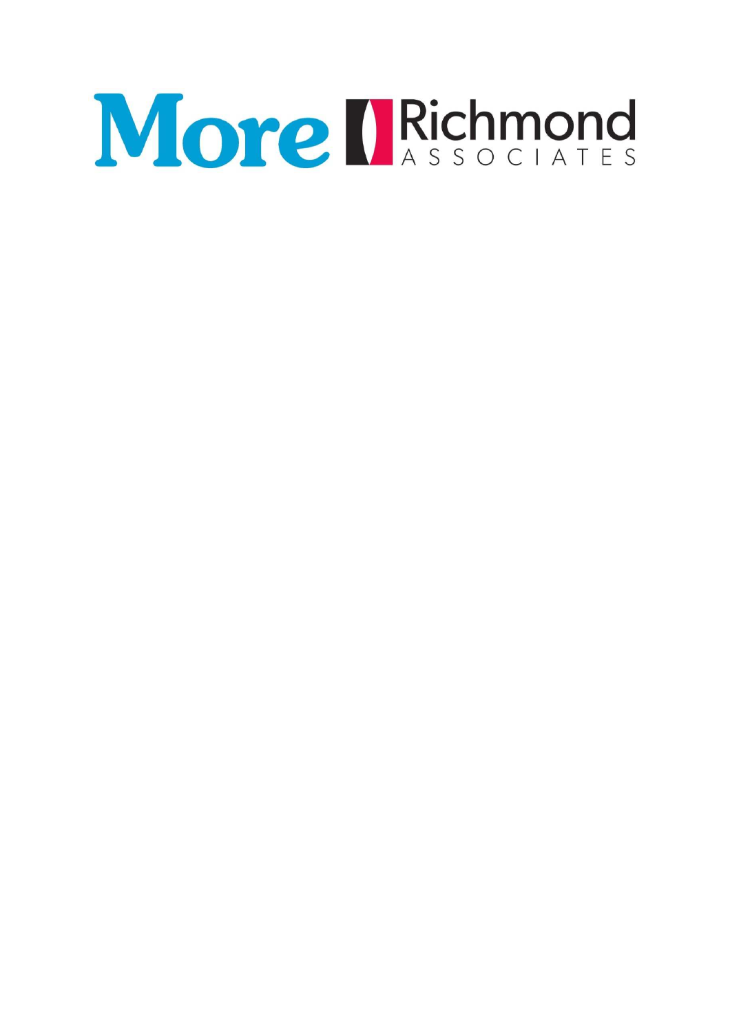More Richmond ASSOCIATES